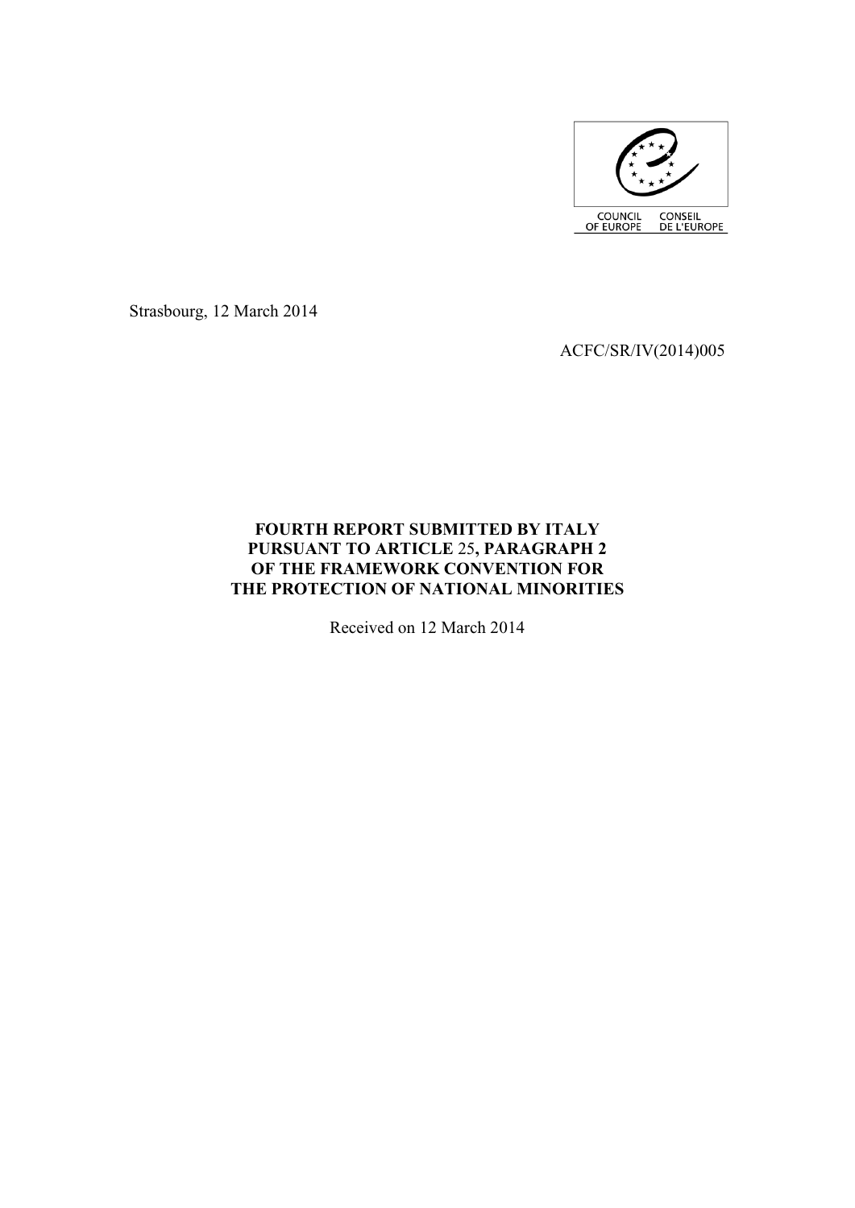COUNCIL OF EUROPE CONSEIL DE L'EUROPE

Strasbourg, 12 March 2014

ACFC/SR/IV(2014)005

# FOURTH REPORT SUBMITTED BY ITALY PURSUANT TO ARTICLE 25, PARAGRAPH 2 OF THE FRAMEWORK CONVENTION FOR THE PROTECTION OF NATIONAL MINORITIES

Received on 12 March 2014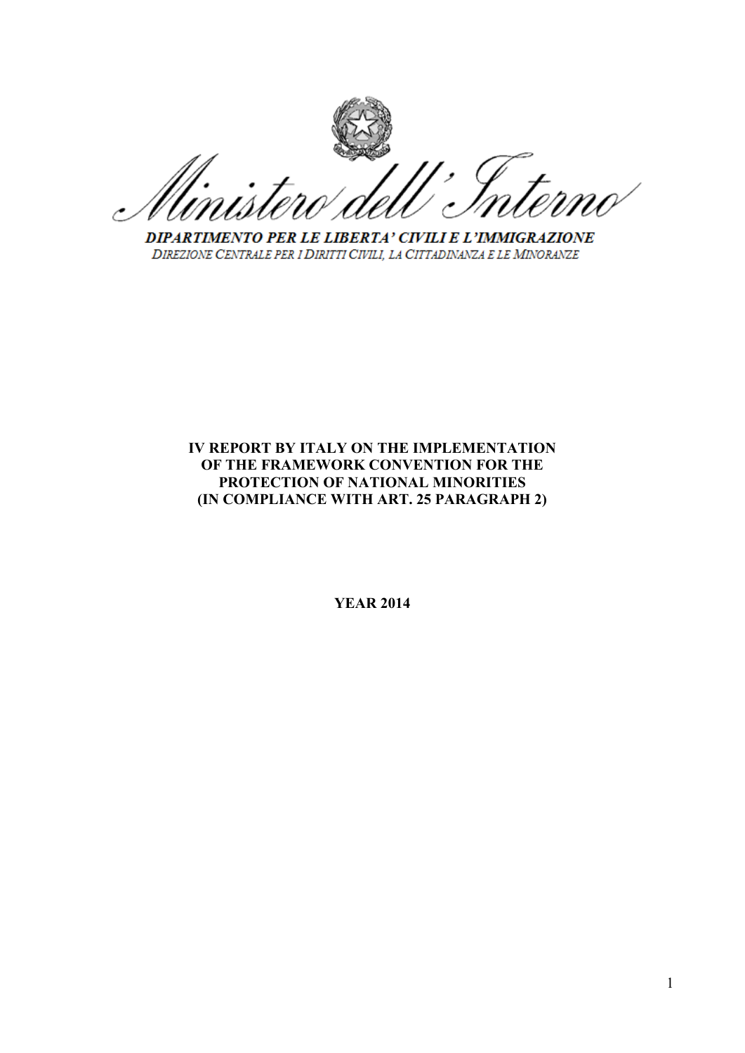Ministero dell'Interno

**DIPARTIMENTO PER LE LIBERTA' CIVILI E L'IMMIGRAZIONE**

*DIREZIONE CENTRALE PER I DIRITTI CIVILI, LA CITTADINANZA E LE MINORANZE*

# IV REPORT BY ITALY ON THE IMPLEMENTATION OF THE FRAMEWORK CONVENTION FOR THE PROTECTION OF NATIONAL MINORITIES (IN COMPLIANCE WITH ART. 25 PARAGRAPH 2)

**YEAR 2014**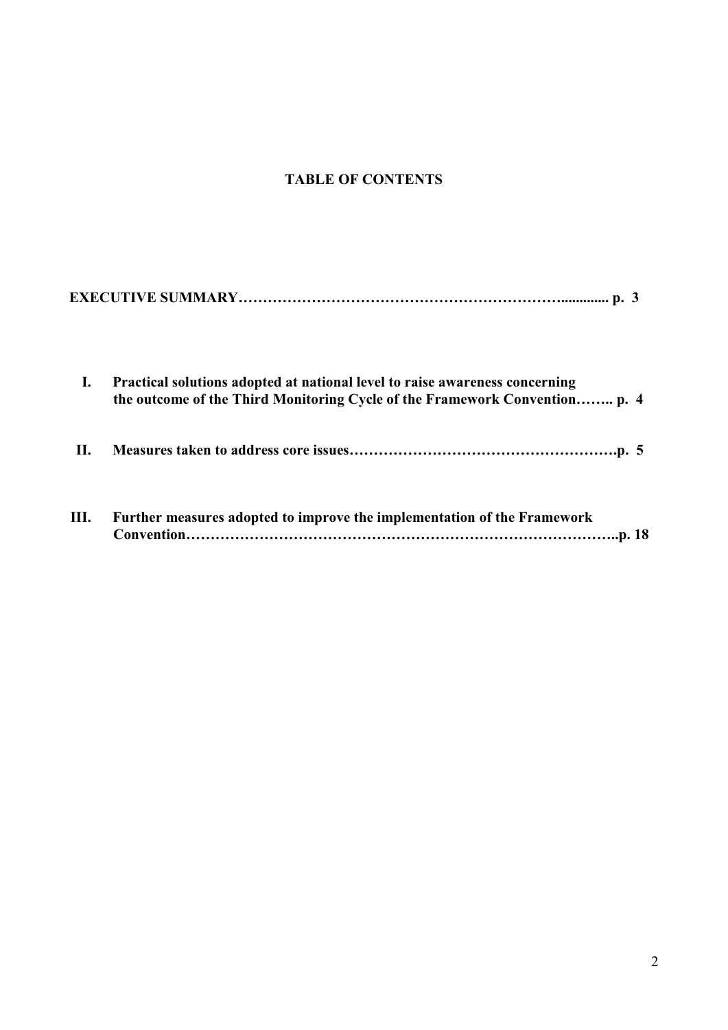# TABLE OF CONTENTS

**EXECUTIVE SUMMARY………………………………………………………….............. p. 3**

**I. Practical solutions adopted at national level to raise awareness concerning the outcome of the Third Monitoring Cycle of the Framework Convention…….. p. 4**

**II. Measures taken to address core issues……………………………………………….p. 5**

**III. Further measures adopted to improve the implementation of the Framework Convention…………………………………………………………………………..p. 18**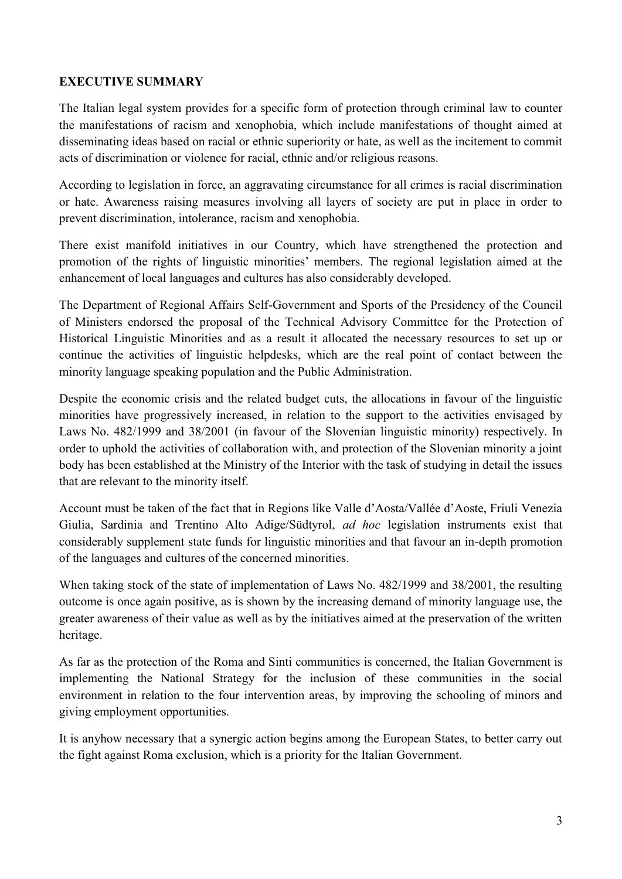**EXECUTIVE SUMMARY**

The Italian legal system provides for a specific form of protection through criminal law to counter the manifestations of racism and xenophobia, which include manifestations of thought aimed at disseminating ideas based on racial or ethnic superiority or hate, as well as the incitement to commit acts of discrimination or violence for racial, ethnic and/or religious reasons.

According to legislation in force, an aggravating circumstance for all crimes is racial discrimination or hate. Awareness raising measures involving all layers of society are put in place in order to prevent discrimination, intolerance, racism and xenophobia.

There exist manifold initiatives in our Country, which have strengthened the protection and promotion of the rights of linguistic minorities' members. The regional legislation aimed at the enhancement of local languages and cultures has also considerably developed.

The Department of Regional Affairs Self-Government and Sports of the Presidency of the Council of Ministers endorsed the proposal of the Technical Advisory Committee for the Protection of Historical Linguistic Minorities and as a result it allocated the necessary resources to set up or continue the activities of linguistic helpdesks, which are the real point of contact between the minority language speaking population and the Public Administration.

Despite the economic crisis and the related budget cuts, the allocations in favour of the linguistic minorities have progressively increased, in relation to the support to the activities envisaged by Laws No. 482/1999 and 38/2001 (in favour of the Slovenian linguistic minority) respectively. In order to uphold the activities of collaboration with, and protection of the Slovenian minority a joint body has been established at the Ministry of the Interior with the task of studying in detail the issues that are relevant to the minority itself.

Account must be taken of the fact that in Regions like Valle d'Aosta/Vallée d'Aoste, Friuli Venezia Giulia, Sardinia and Trentino Alto Adige/Südtyrol, *ad hoc* legislation instruments exist that considerably supplement state funds for linguistic minorities and that favour an in-depth promotion of the languages and cultures of the concerned minorities.

When taking stock of the state of implementation of Laws No. 482/1999 and 38/2001, the resulting outcome is once again positive, as is shown by the increasing demand of minority language use, the greater awareness of their value as well as by the initiatives aimed at the preservation of the written heritage.

As far as the protection of the Roma and Sinti communities is concerned, the Italian Government is implementing the National Strategy for the inclusion of these communities in the social environment in relation to the four intervention areas, by improving the schooling of minors and giving employment opportunities.

It is anyhow necessary that a synergic action begins among the European States, to better carry out the fight against Roma exclusion, which is a priority for the Italian Government.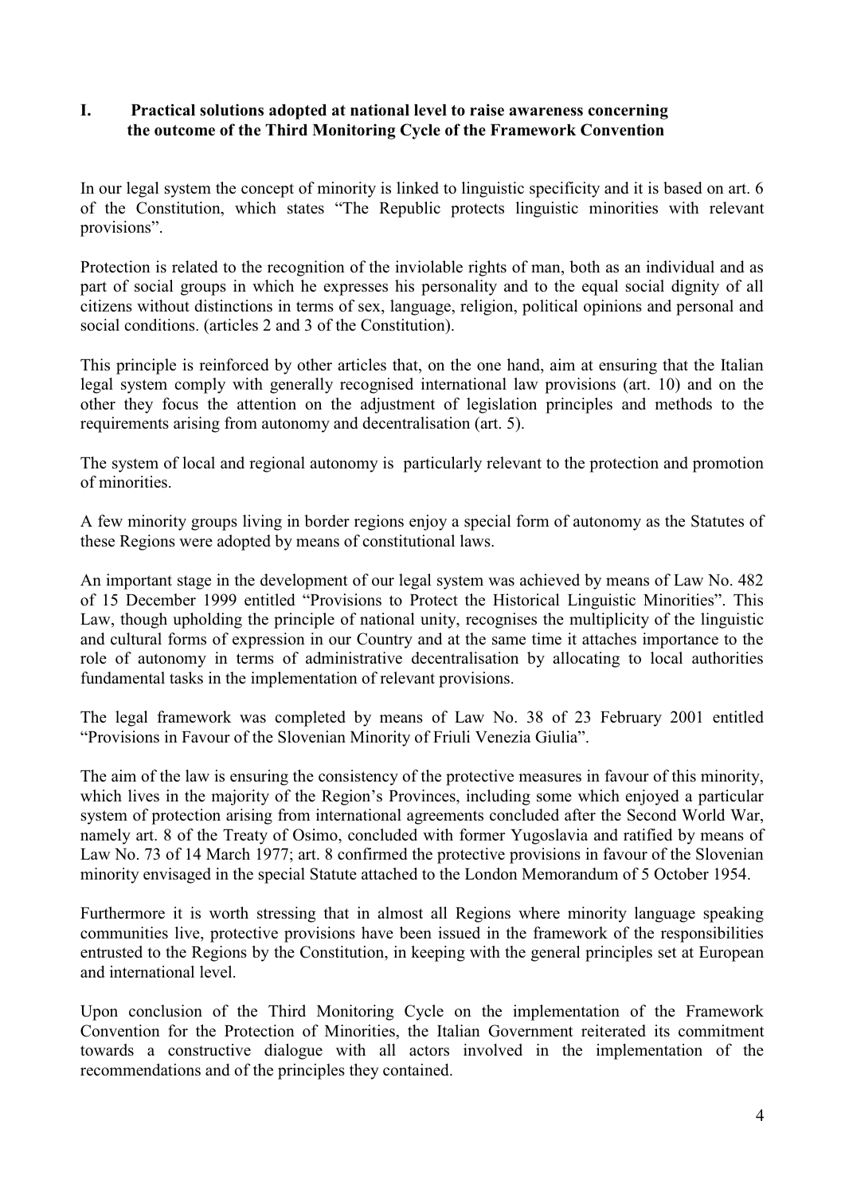## I. Practical solutions adopted at national level to raise awareness concerning the outcome of the Third Monitoring Cycle of the Framework Convention

In our legal system the concept of minority is linked to linguistic specificity and it is based on art. 6 of the Constitution, which states "The Republic protects linguistic minorities with relevant provisions".

Protection is related to the recognition of the inviolable rights of man, both as an individual and as part of social groups in which he expresses his personality and to the equal social dignity of all citizens without distinctions in terms of sex, language, religion, political opinions and personal and social conditions. (articles 2 and 3 of the Constitution).

This principle is reinforced by other articles that, on the one hand, aim at ensuring that the Italian legal system comply with generally recognised international law provisions (art. 10) and on the other they focus the attention on the adjustment of legislation principles and methods to the requirements arising from autonomy and decentralisation (art. 5).

The system of local and regional autonomy is particularly relevant to the protection and promotion of minorities.

A few minority groups living in border regions enjoy a special form of autonomy as the Statutes of these Regions were adopted by means of constitutional laws.

An important stage in the development of our legal system was achieved by means of Law No. 482 of 15 December 1999 entitled "Provisions to Protect the Historical Linguistic Minorities". This Law, though upholding the principle of national unity, recognises the multiplicity of the linguistic and cultural forms of expression in our Country and at the same time it attaches importance to the role of autonomy in terms of administrative decentralisation by allocating to local authorities fundamental tasks in the implementation of relevant provisions.

The legal framework was completed by means of Law No. 38 of 23 February 2001 entitled "Provisions in Favour of the Slovenian Minority of Friuli Venezia Giulia".

The aim of the law is ensuring the consistency of the protective measures in favour of this minority, which lives in the majority of the Region's Provinces, including some which enjoyed a particular system of protection arising from international agreements concluded after the Second World War, namely art. 8 of the Treaty of Osimo, concluded with former Yugoslavia and ratified by means of Law No. 73 of 14 March 1977; art. 8 confirmed the protective provisions in favour of the Slovenian minority envisaged in the special Statute attached to the London Memorandum of 5 October 1954.

Furthermore it is worth stressing that in almost all Regions where minority language speaking communities live, protective provisions have been issued in the framework of the responsibilities entrusted to the Regions by the Constitution, in keeping with the general principles set at European and international level.

Upon conclusion of the Third Monitoring Cycle on the implementation of the Framework Convention for the Protection of Minorities, the Italian Government reiterated its commitment towards a constructive dialogue with all actors involved in the implementation of the recommendations and of the principles they contained.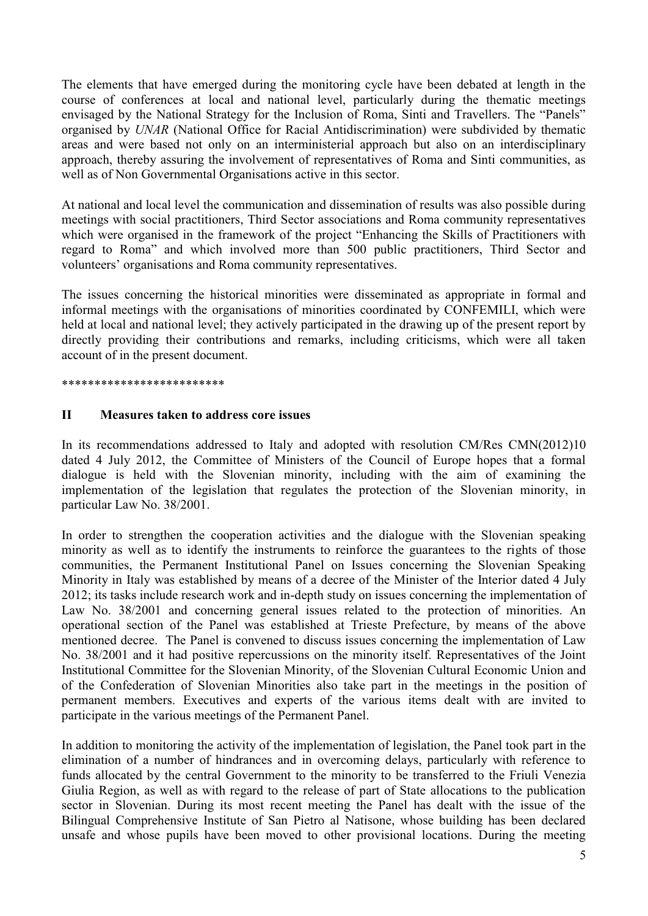The elements that have emerged during the monitoring cycle have been debated at length in the course of conferences at local and national level, particularly during the thematic meetings envisaged by the National Strategy for the Inclusion of Roma, Sinti and Travellers. The "Panels" organised by *UNAR* (National Office for Racial Antidiscrimination) were subdivided by thematic areas and were based not only on an interministerial approach but also on an interdisciplinary approach, thereby assuring the involvement of representatives of Roma and Sinti communities, as well as of Non Governmental Organisations active in this sector.

At national and local level the communication and dissemination of results was also possible during meetings with social practitioners, Third Sector associations and Roma community representatives which were organised in the framework of the project "Enhancing the Skills of Practitioners with regard to Roma" and which involved more than 500 public practitioners, Third Sector and volunteers' organisations and Roma community representatives.

The issues concerning the historical minorities were disseminated as appropriate in formal and informal meetings with the organisations of minorities coordinated by CONFEMILI, which were held at local and national level; they actively participated in the drawing up of the present report by directly providing their contributions and remarks, including criticisms, which were all taken account of in the present document.

*************************

## II Measures taken to address core issues

In its recommendations addressed to Italy and adopted with resolution CM/Res CMN(2012)10 dated 4 July 2012, the Committee of Ministers of the Council of Europe hopes that a formal dialogue is held with the Slovenian minority, including with the aim of examining the implementation of the legislation that regulates the protection of the Slovenian minority, in particular Law No. 38/2001.

In order to strengthen the cooperation activities and the dialogue with the Slovenian speaking minority as well as to identify the instruments to reinforce the guarantees to the rights of those communities, the Permanent Institutional Panel on Issues concerning the Slovenian Speaking Minority in Italy was established by means of a decree of the Minister of the Interior dated 4 July 2012; its tasks include research work and in-depth study on issues concerning the implementation of Law No. 38/2001 and concerning general issues related to the protection of minorities. An operational section of the Panel was established at Trieste Prefecture, by means of the above mentioned decree. The Panel is convened to discuss issues concerning the implementation of Law No. 38/2001 and it had positive repercussions on the minority itself. Representatives of the Joint Institutional Committee for the Slovenian Minority, of the Slovenian Cultural Economic Union and of the Confederation of Slovenian Minorities also take part in the meetings in the position of permanent members. Executives and experts of the various items dealt with are invited to participate in the various meetings of the Permanent Panel.

In addition to monitoring the activity of the implementation of legislation, the Panel took part in the elimination of a number of hindrances and in overcoming delays, particularly with reference to funds allocated by the central Government to the minority to be transferred to the Friuli Venezia Giulia Region, as well as with regard to the release of part of State allocations to the publication sector in Slovenian. During its most recent meeting the Panel has dealt with the issue of the Bilingual Comprehensive Institute of San Pietro al Natisone, whose building has been declared unsafe and whose pupils have been moved to other provisional locations. During the meeting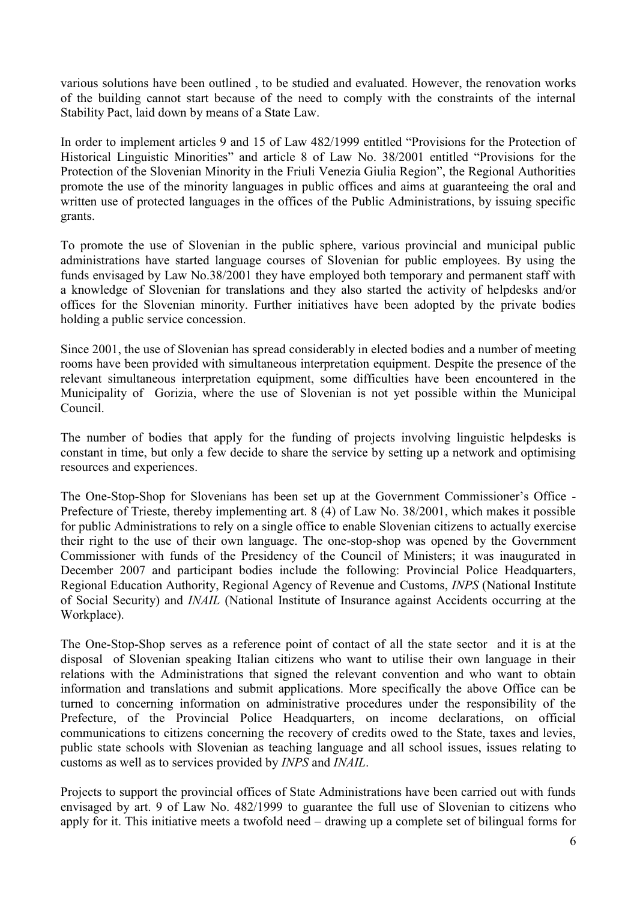various solutions have been outlined , to be studied and evaluated. However, the renovation works of the building cannot start because of the need to comply with the constraints of the internal Stability Pact, laid down by means of a State Law.

In order to implement articles 9 and 15 of Law 482/1999 entitled "Provisions for the Protection of Historical Linguistic Minorities" and article 8 of Law No. 38/2001 entitled "Provisions for the Protection of the Slovenian Minority in the Friuli Venezia Giulia Region", the Regional Authorities promote the use of the minority languages in public offices and aims at guaranteeing the oral and written use of protected languages in the offices of the Public Administrations, by issuing specific grants.

To promote the use of Slovenian in the public sphere, various provincial and municipal public administrations have started language courses of Slovenian for public employees. By using the funds envisaged by Law No.38/2001 they have employed both temporary and permanent staff with a knowledge of Slovenian for translations and they also started the activity of helpdesks and/or offices for the Slovenian minority. Further initiatives have been adopted by the private bodies holding a public service concession.

Since 2001, the use of Slovenian has spread considerably in elected bodies and a number of meeting rooms have been provided with simultaneous interpretation equipment. Despite the presence of the relevant simultaneous interpretation equipment, some difficulties have been encountered in the Municipality of Gorizia, where the use of Slovenian is not yet possible within the Municipal Council.

The number of bodies that apply for the funding of projects involving linguistic helpdesks is constant in time, but only a few decide to share the service by setting up a network and optimising resources and experiences.

The One-Stop-Shop for Slovenians has been set up at the Government Commissioner's Office - Prefecture of Trieste, thereby implementing art. 8 (4) of Law No. 38/2001, which makes it possible for public Administrations to rely on a single office to enable Slovenian citizens to actually exercise their right to the use of their own language. The one-stop-shop was opened by the Government Commissioner with funds of the Presidency of the Council of Ministers; it was inaugurated in December 2007 and participant bodies include the following: Provincial Police Headquarters, Regional Education Authority, Regional Agency of Revenue and Customs, *INPS* (National Institute of Social Security) and *INAIL* (National Institute of Insurance against Accidents occurring at the Workplace).

The One-Stop-Shop serves as a reference point of contact of all the state sector and it is at the disposal of Slovenian speaking Italian citizens who want to utilise their own language in their relations with the Administrations that signed the relevant convention and who want to obtain information and translations and submit applications. More specifically the above Office can be turned to concerning information on administrative procedures under the responsibility of the Prefecture, of the Provincial Police Headquarters, on income declarations, on official communications to citizens concerning the recovery of credits owed to the State, taxes and levies, public state schools with Slovenian as teaching language and all school issues, issues relating to customs as well as to services provided by *INPS* and *INAIL*.

Projects to support the provincial offices of State Administrations have been carried out with funds envisaged by art. 9 of Law No. 482/1999 to guarantee the full use of Slovenian to citizens who apply for it. This initiative meets a twofold need – drawing up a complete set of bilingual forms for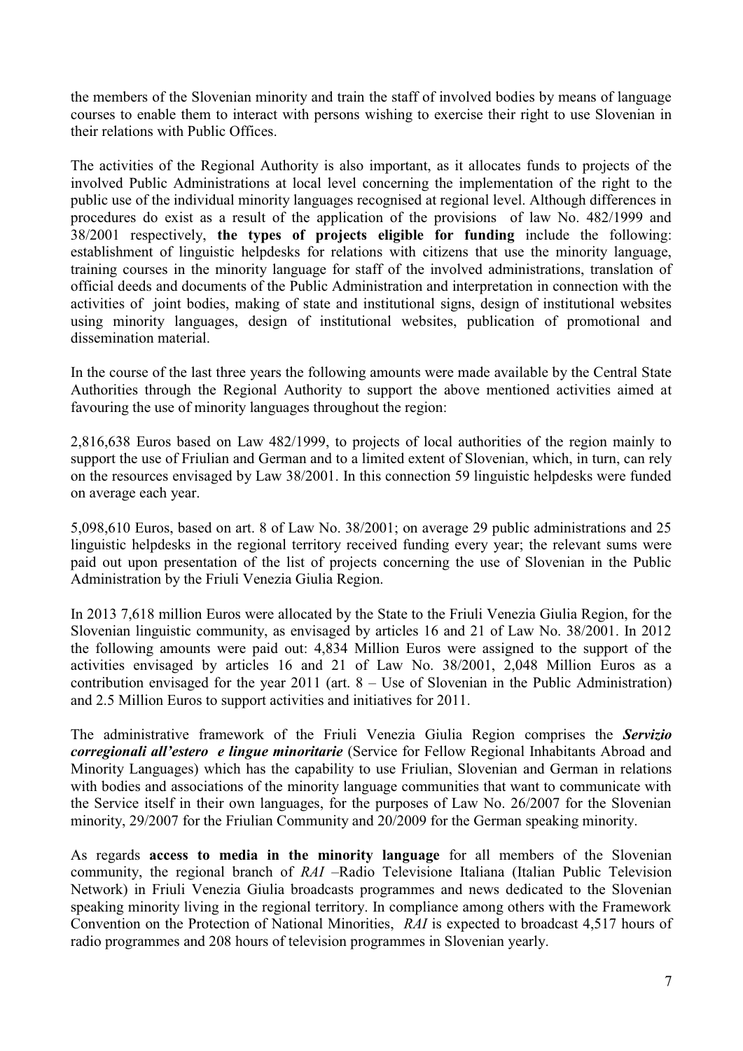the members of the Slovenian minority and train the staff of involved bodies by means of language courses to enable them to interact with persons wishing to exercise their right to use Slovenian in their relations with Public Offices.

The activities of the Regional Authority is also important, as it allocates funds to projects of the involved Public Administrations at local level concerning the implementation of the right to the public use of the individual minority languages recognised at regional level. Although differences in procedures do exist as a result of the application of the provisions of law No. 482/1999 and 38/2001 respectively, **the types of projects eligible for funding** include the following: establishment of linguistic helpdesks for relations with citizens that use the minority language, training courses in the minority language for staff of the involved administrations, translation of official deeds and documents of the Public Administration and interpretation in connection with the activities of joint bodies, making of state and institutional signs, design of institutional websites using minority languages, design of institutional websites, publication of promotional and dissemination material.

In the course of the last three years the following amounts were made available by the Central State Authorities through the Regional Authority to support the above mentioned activities aimed at favouring the use of minority languages throughout the region:

2,816,638 Euros based on Law 482/1999, to projects of local authorities of the region mainly to support the use of Friulian and German and to a limited extent of Slovenian, which, in turn, can rely on the resources envisaged by Law 38/2001. In this connection 59 linguistic helpdesks were funded on average each year.

5,098,610 Euros, based on art. 8 of Law No. 38/2001; on average 29 public administrations and 25 linguistic helpdesks in the regional territory received funding every year; the relevant sums were paid out upon presentation of the list of projects concerning the use of Slovenian in the Public Administration by the Friuli Venezia Giulia Region.

In 2013 7,618 million Euros were allocated by the State to the Friuli Venezia Giulia Region, for the Slovenian linguistic community, as envisaged by articles 16 and 21 of Law No. 38/2001. In 2012 the following amounts were paid out: 4,834 Million Euros were assigned to the support of the activities envisaged by articles 16 and 21 of Law No. 38/2001, 2,048 Million Euros as a contribution envisaged for the year 2011 (art. 8 – Use of Slovenian in the Public Administration) and 2.5 Million Euros to support activities and initiatives for 2011.

The administrative framework of the Friuli Venezia Giulia Region comprises the ***Servizio corregionali all'estero e lingue minoritarie*** (Service for Fellow Regional Inhabitants Abroad and Minority Languages) which has the capability to use Friulian, Slovenian and German in relations with bodies and associations of the minority language communities that want to communicate with the Service itself in their own languages, for the purposes of Law No. 26/2007 for the Slovenian minority, 29/2007 for the Friulian Community and 20/2009 for the German speaking minority.

As regards **access to media in the minority language** for all members of the Slovenian community, the regional branch of *RAI* –Radio Televisione Italiana (Italian Public Television Network) in Friuli Venezia Giulia broadcasts programmes and news dedicated to the Slovenian speaking minority living in the regional territory. In compliance among others with the Framework Convention on the Protection of National Minorities, *RAI* is expected to broadcast 4,517 hours of radio programmes and 208 hours of television programmes in Slovenian yearly.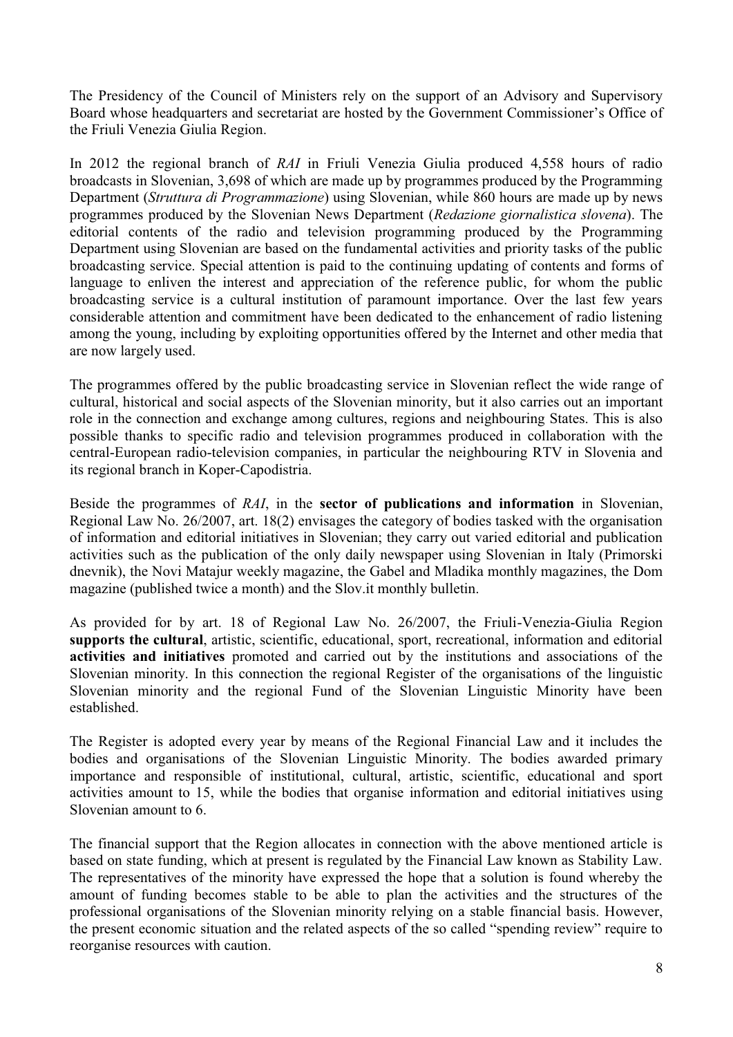The Presidency of the Council of Ministers rely on the support of an Advisory and Supervisory Board whose headquarters and secretariat are hosted by the Government Commissioner's Office of the Friuli Venezia Giulia Region.

In 2012 the regional branch of *RAI* in Friuli Venezia Giulia produced 4,558 hours of radio broadcasts in Slovenian, 3,698 of which are made up by programmes produced by the Programming Department (*Struttura di Programmazione*) using Slovenian, while 860 hours are made up by news programmes produced by the Slovenian News Department (*Redazione giornalistica slovena*). The editorial contents of the radio and television programming produced by the Programming Department using Slovenian are based on the fundamental activities and priority tasks of the public broadcasting service. Special attention is paid to the continuing updating of contents and forms of language to enliven the interest and appreciation of the reference public, for whom the public broadcasting service is a cultural institution of paramount importance. Over the last few years considerable attention and commitment have been dedicated to the enhancement of radio listening among the young, including by exploiting opportunities offered by the Internet and other media that are now largely used.

The programmes offered by the public broadcasting service in Slovenian reflect the wide range of cultural, historical and social aspects of the Slovenian minority, but it also carries out an important role in the connection and exchange among cultures, regions and neighbouring States. This is also possible thanks to specific radio and television programmes produced in collaboration with the central-European radio-television companies, in particular the neighbouring RTV in Slovenia and its regional branch in Koper-Capodistria.

Beside the programmes of *RAI*, in the **sector of publications and information** in Slovenian, Regional Law No. 26/2007, art. 18(2) envisages the category of bodies tasked with the organisation of information and editorial initiatives in Slovenian; they carry out varied editorial and publication activities such as the publication of the only daily newspaper using Slovenian in Italy (Primorski dnevnik), the Novi Matajur weekly magazine, the Gabel and Mladika monthly magazines, the Dom magazine (published twice a month) and the Slov.it monthly bulletin.

As provided for by art. 18 of Regional Law No. 26/2007, the Friuli-Venezia-Giulia Region **supports the cultural**, artistic, scientific, educational, sport, recreational, information and editorial **activities and initiatives** promoted and carried out by the institutions and associations of the Slovenian minority. In this connection the regional Register of the organisations of the linguistic Slovenian minority and the regional Fund of the Slovenian Linguistic Minority have been established.

The Register is adopted every year by means of the Regional Financial Law and it includes the bodies and organisations of the Slovenian Linguistic Minority. The bodies awarded primary importance and responsible of institutional, cultural, artistic, scientific, educational and sport activities amount to 15, while the bodies that organise information and editorial initiatives using Slovenian amount to 6.

The financial support that the Region allocates in connection with the above mentioned article is based on state funding, which at present is regulated by the Financial Law known as Stability Law. The representatives of the minority have expressed the hope that a solution is found whereby the amount of funding becomes stable to be able to plan the activities and the structures of the professional organisations of the Slovenian minority relying on a stable financial basis. However, the present economic situation and the related aspects of the so called "spending review" require to reorganise resources with caution.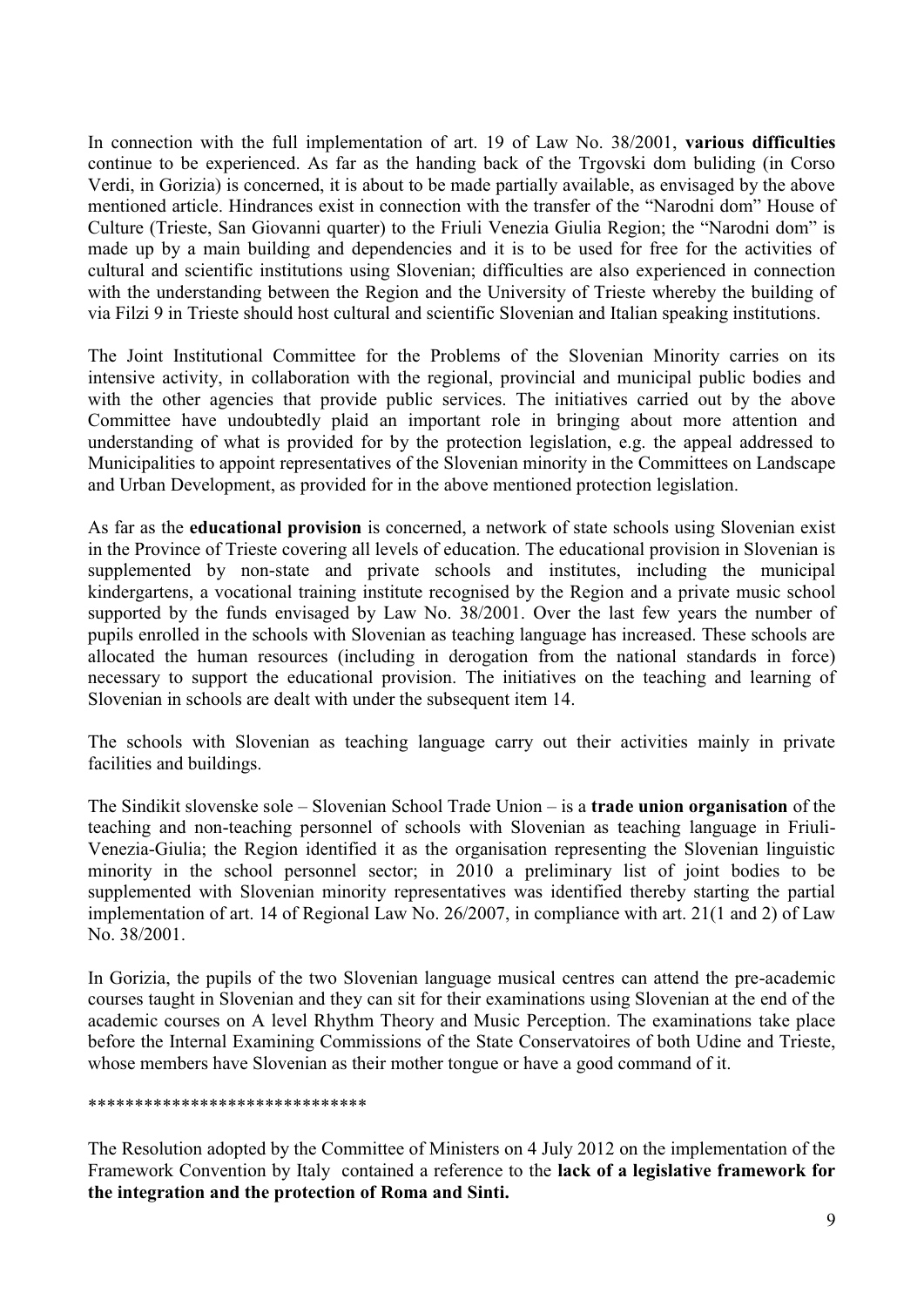In connection with the full implementation of art. 19 of Law No. 38/2001, **various difficulties** continue to be experienced. As far as the handing back of the Trgovski dom buliding (in Corso Verdi, in Gorizia) is concerned, it is about to be made partially available, as envisaged by the above mentioned article. Hindrances exist in connection with the transfer of the "Narodni dom" House of Culture (Trieste, San Giovanni quarter) to the Friuli Venezia Giulia Region; the "Narodni dom" is made up by a main building and dependencies and it is to be used for free for the activities of cultural and scientific institutions using Slovenian; difficulties are also experienced in connection with the understanding between the Region and the University of Trieste whereby the building of via Filzi 9 in Trieste should host cultural and scientific Slovenian and Italian speaking institutions.

The Joint Institutional Committee for the Problems of the Slovenian Minority carries on its intensive activity, in collaboration with the regional, provincial and municipal public bodies and with the other agencies that provide public services. The initiatives carried out by the above Committee have undoubtedly plaid an important role in bringing about more attention and understanding of what is provided for by the protection legislation, e.g. the appeal addressed to Municipalities to appoint representatives of the Slovenian minority in the Committees on Landscape and Urban Development, as provided for in the above mentioned protection legislation.

As far as the **educational provision** is concerned, a network of state schools using Slovenian exist in the Province of Trieste covering all levels of education. The educational provision in Slovenian is supplemented by non-state and private schools and institutes, including the municipal kindergartens, a vocational training institute recognised by the Region and a private music school supported by the funds envisaged by Law No. 38/2001. Over the last few years the number of pupils enrolled in the schools with Slovenian as teaching language has increased. These schools are allocated the human resources (including in derogation from the national standards in force) necessary to support the educational provision. The initiatives on the teaching and learning of Slovenian in schools are dealt with under the subsequent item 14.

The schools with Slovenian as teaching language carry out their activities mainly in private facilities and buildings.

The Sindikit slovenske sole – Slovenian School Trade Union – is a **trade union organisation** of the teaching and non-teaching personnel of schools with Slovenian as teaching language in Friuli-Venezia-Giulia; the Region identified it as the organisation representing the Slovenian linguistic minority in the school personnel sector; in 2010 a preliminary list of joint bodies to be supplemented with Slovenian minority representatives was identified thereby starting the partial implementation of art. 14 of Regional Law No. 26/2007, in compliance with art. 21(1 and 2) of Law No. 38/2001.

In Gorizia, the pupils of the two Slovenian language musical centres can attend the pre-academic courses taught in Slovenian and they can sit for their examinations using Slovenian at the end of the academic courses on A level Rhythm Theory and Music Perception. The examinations take place before the Internal Examining Commissions of the State Conservatoires of both Udine and Trieste, whose members have Slovenian as their mother tongue or have a good command of it.

******************************

The Resolution adopted by the Committee of Ministers on 4 July 2012 on the implementation of the Framework Convention by Italy contained a reference to the **lack of a legislative framework for the integration and the protection of Roma and Sinti.**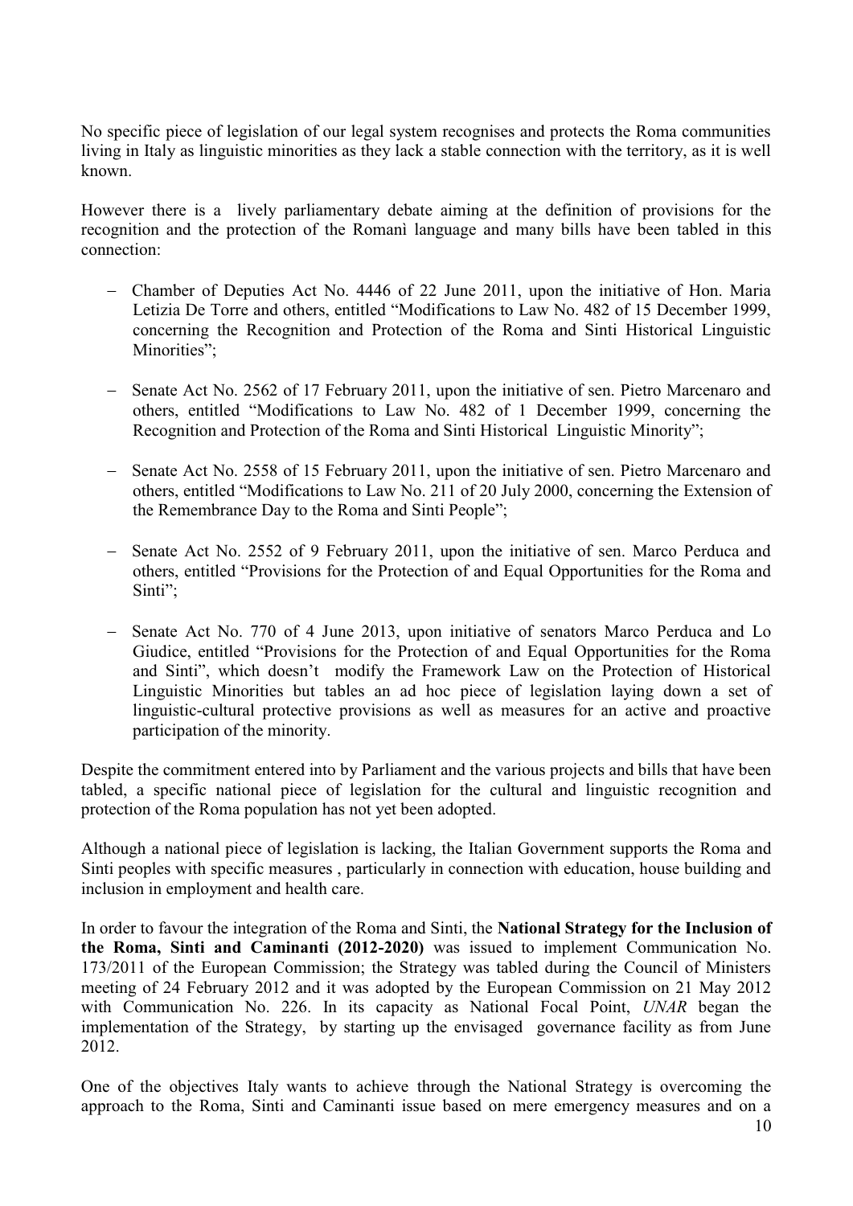No specific piece of legislation of our legal system recognises and protects the Roma communities living in Italy as linguistic minorities as they lack a stable connection with the territory, as it is well known.

However there is a lively parliamentary debate aiming at the definition of provisions for the recognition and the protection of the Romanì language and many bills have been tabled in this connection:

- Chamber of Deputies Act No. 4446 of 22 June 2011, upon the initiative of Hon. Maria Letizia De Torre and others, entitled "Modifications to Law No. 482 of 15 December 1999, concerning the Recognition and Protection of the Roma and Sinti Historical Linguistic Minorities";
- Senate Act No. 2562 of 17 February 2011, upon the initiative of sen. Pietro Marcenaro and others, entitled "Modifications to Law No. 482 of 1 December 1999, concerning the Recognition and Protection of the Roma and Sinti Historical Linguistic Minority";
- Senate Act No. 2558 of 15 February 2011, upon the initiative of sen. Pietro Marcenaro and others, entitled "Modifications to Law No. 211 of 20 July 2000, concerning the Extension of the Remembrance Day to the Roma and Sinti People";
- Senate Act No. 2552 of 9 February 2011, upon the initiative of sen. Marco Perduca and others, entitled "Provisions for the Protection of and Equal Opportunities for the Roma and Sinti";
- Senate Act No. 770 of 4 June 2013, upon initiative of senators Marco Perduca and Lo Giudice, entitled "Provisions for the Protection of and Equal Opportunities for the Roma and Sinti", which doesn't modify the Framework Law on the Protection of Historical Linguistic Minorities but tables an ad hoc piece of legislation laying down a set of linguistic-cultural protective provisions as well as measures for an active and proactive participation of the minority.

Despite the commitment entered into by Parliament and the various projects and bills that have been tabled, a specific national piece of legislation for the cultural and linguistic recognition and protection of the Roma population has not yet been adopted.

Although a national piece of legislation is lacking, the Italian Government supports the Roma and Sinti peoples with specific measures , particularly in connection with education, house building and inclusion in employment and health care.

In order to favour the integration of the Roma and Sinti, the **National Strategy for the Inclusion of the Roma, Sinti and Caminanti (2012-2020)** was issued to implement Communication No. 173/2011 of the European Commission; the Strategy was tabled during the Council of Ministers meeting of 24 February 2012 and it was adopted by the European Commission on 21 May 2012 with Communication No. 226. In its capacity as National Focal Point, *UNAR* began the implementation of the Strategy, by starting up the envisaged governance facility as from June 2012.

One of the objectives Italy wants to achieve through the National Strategy is overcoming the approach to the Roma, Sinti and Caminanti issue based on mere emergency measures and on a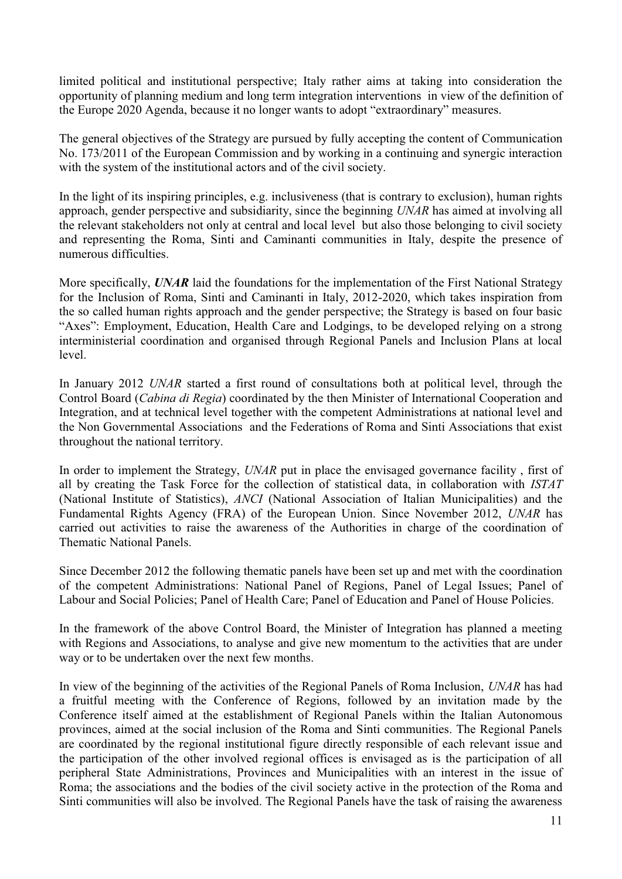limited political and institutional perspective; Italy rather aims at taking into consideration the opportunity of planning medium and long term integration interventions in view of the definition of the Europe 2020 Agenda, because it no longer wants to adopt "extraordinary" measures.

The general objectives of the Strategy are pursued by fully accepting the content of Communication No. 173/2011 of the European Commission and by working in a continuing and synergic interaction with the system of the institutional actors and of the civil society.

In the light of its inspiring principles, e.g. inclusiveness (that is contrary to exclusion), human rights approach, gender perspective and subsidiarity, since the beginning *UNAR* has aimed at involving all the relevant stakeholders not only at central and local level but also those belonging to civil society and representing the Roma, Sinti and Caminanti communities in Italy, despite the presence of numerous difficulties.

More specifically, ***UNAR*** laid the foundations for the implementation of the First National Strategy for the Inclusion of Roma, Sinti and Caminanti in Italy, 2012-2020, which takes inspiration from the so called human rights approach and the gender perspective; the Strategy is based on four basic "Axes": Employment, Education, Health Care and Lodgings, to be developed relying on a strong interministerial coordination and organised through Regional Panels and Inclusion Plans at local level.

In January 2012 *UNAR* started a first round of consultations both at political level, through the Control Board (*Cabina di Regia*) coordinated by the then Minister of International Cooperation and Integration, and at technical level together with the competent Administrations at national level and the Non Governmental Associations and the Federations of Roma and Sinti Associations that exist throughout the national territory.

In order to implement the Strategy, *UNAR* put in place the envisaged governance facility , first of all by creating the Task Force for the collection of statistical data, in collaboration with *ISTAT* (National Institute of Statistics), *ANCI* (National Association of Italian Municipalities) and the Fundamental Rights Agency (FRA) of the European Union. Since November 2012, *UNAR* has carried out activities to raise the awareness of the Authorities in charge of the coordination of Thematic National Panels.

Since December 2012 the following thematic panels have been set up and met with the coordination of the competent Administrations: National Panel of Regions, Panel of Legal Issues; Panel of Labour and Social Policies; Panel of Health Care; Panel of Education and Panel of House Policies.

In the framework of the above Control Board, the Minister of Integration has planned a meeting with Regions and Associations, to analyse and give new momentum to the activities that are under way or to be undertaken over the next few months.

In view of the beginning of the activities of the Regional Panels of Roma Inclusion, *UNAR* has had a fruitful meeting with the Conference of Regions, followed by an invitation made by the Conference itself aimed at the establishment of Regional Panels within the Italian Autonomous provinces, aimed at the social inclusion of the Roma and Sinti communities. The Regional Panels are coordinated by the regional institutional figure directly responsible of each relevant issue and the participation of the other involved regional offices is envisaged as is the participation of all peripheral State Administrations, Provinces and Municipalities with an interest in the issue of Roma; the associations and the bodies of the civil society active in the protection of the Roma and Sinti communities will also be involved. The Regional Panels have the task of raising the awareness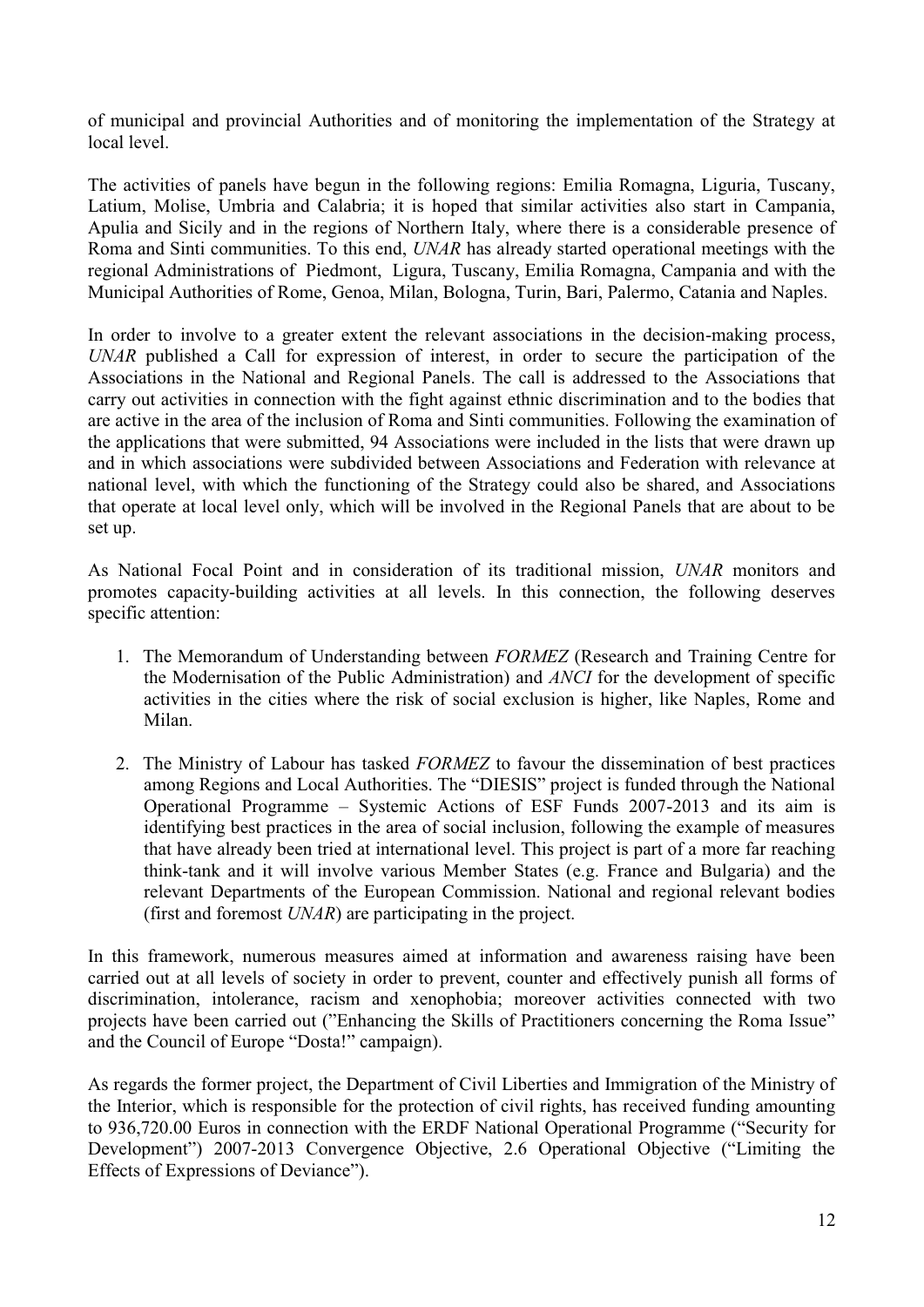of municipal and provincial Authorities and of monitoring the implementation of the Strategy at local level.

The activities of panels have begun in the following regions: Emilia Romagna, Liguria, Tuscany, Latium, Molise, Umbria and Calabria; it is hoped that similar activities also start in Campania, Apulia and Sicily and in the regions of Northern Italy, where there is a considerable presence of Roma and Sinti communities. To this end, *UNAR* has already started operational meetings with the regional Administrations of Piedmont, Ligura, Tuscany, Emilia Romagna, Campania and with the Municipal Authorities of Rome, Genoa, Milan, Bologna, Turin, Bari, Palermo, Catania and Naples.

In order to involve to a greater extent the relevant associations in the decision-making process, *UNAR* published a Call for expression of interest, in order to secure the participation of the Associations in the National and Regional Panels. The call is addressed to the Associations that carry out activities in connection with the fight against ethnic discrimination and to the bodies that are active in the area of the inclusion of Roma and Sinti communities. Following the examination of the applications that were submitted, 94 Associations were included in the lists that were drawn up and in which associations were subdivided between Associations and Federation with relevance at national level, with which the functioning of the Strategy could also be shared, and Associations that operate at local level only, which will be involved in the Regional Panels that are about to be set up.

As National Focal Point and in consideration of its traditional mission, *UNAR* monitors and promotes capacity-building activities at all levels. In this connection, the following deserves specific attention:

1. The Memorandum of Understanding between *FORMEZ* (Research and Training Centre for the Modernisation of the Public Administration) and *ANCI* for the development of specific activities in the cities where the risk of social exclusion is higher, like Naples, Rome and Milan.

2. The Ministry of Labour has tasked *FORMEZ* to favour the dissemination of best practices among Regions and Local Authorities. The "DIESIS" project is funded through the National Operational Programme – Systemic Actions of ESF Funds 2007-2013 and its aim is identifying best practices in the area of social inclusion, following the example of measures that have already been tried at international level. This project is part of a more far reaching think-tank and it will involve various Member States (e.g. France and Bulgaria) and the relevant Departments of the European Commission. National and regional relevant bodies (first and foremost *UNAR*) are participating in the project.

In this framework, numerous measures aimed at information and awareness raising have been carried out at all levels of society in order to prevent, counter and effectively punish all forms of discrimination, intolerance, racism and xenophobia; moreover activities connected with two projects have been carried out ("Enhancing the Skills of Practitioners concerning the Roma Issue" and the Council of Europe "Dosta!" campaign).

As regards the former project, the Department of Civil Liberties and Immigration of the Ministry of the Interior, which is responsible for the protection of civil rights, has received funding amounting to 936,720.00 Euros in connection with the ERDF National Operational Programme ("Security for Development") 2007-2013 Convergence Objective, 2.6 Operational Objective ("Limiting the Effects of Expressions of Deviance").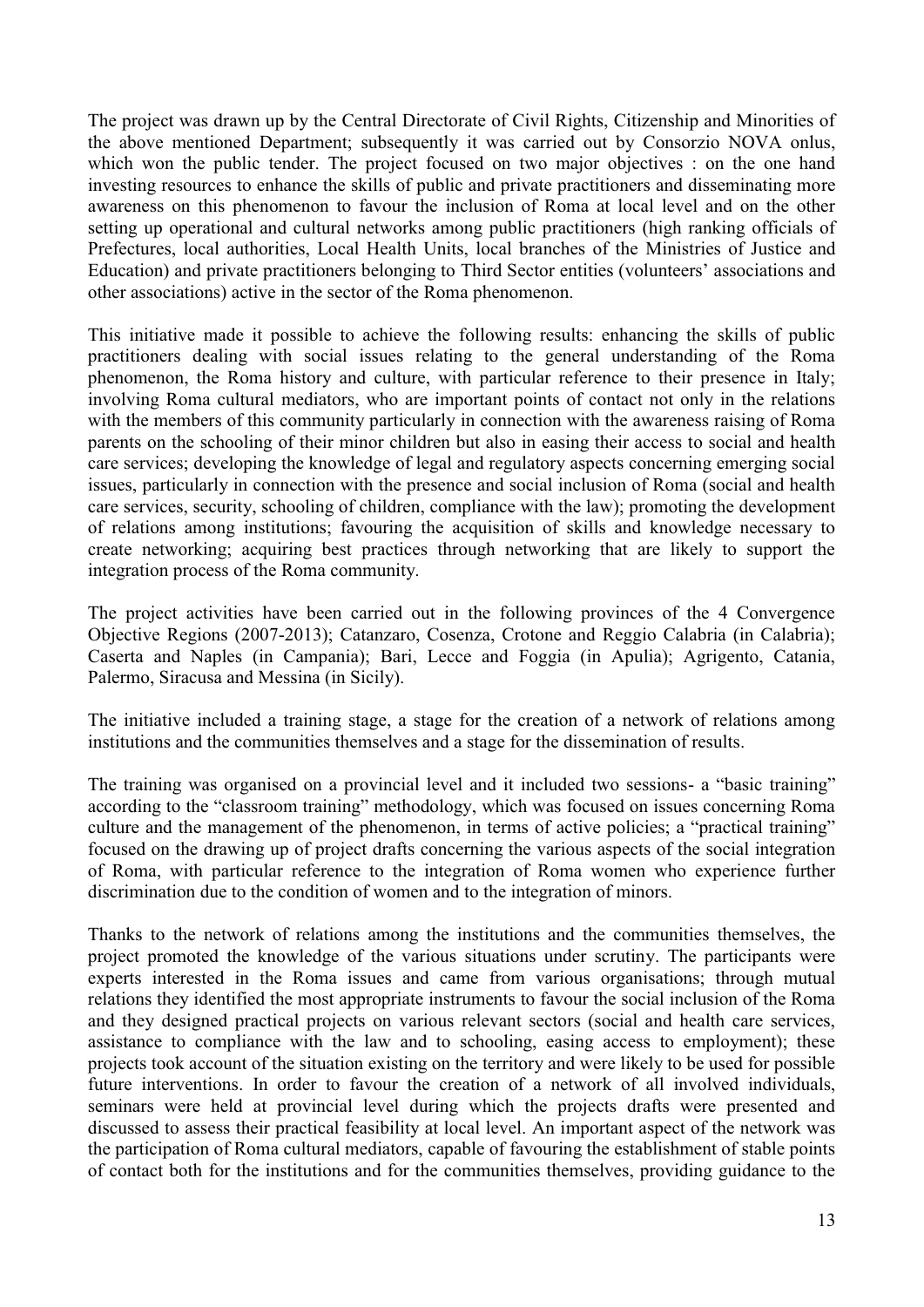The project was drawn up by the Central Directorate of Civil Rights, Citizenship and Minorities of the above mentioned Department; subsequently it was carried out by Consorzio NOVA onlus, which won the public tender. The project focused on two major objectives : on the one hand investing resources to enhance the skills of public and private practitioners and disseminating more awareness on this phenomenon to favour the inclusion of Roma at local level and on the other setting up operational and cultural networks among public practitioners (high ranking officials of Prefectures, local authorities, Local Health Units, local branches of the Ministries of Justice and Education) and private practitioners belonging to Third Sector entities (volunteers' associations and other associations) active in the sector of the Roma phenomenon.

This initiative made it possible to achieve the following results: enhancing the skills of public practitioners dealing with social issues relating to the general understanding of the Roma phenomenon, the Roma history and culture, with particular reference to their presence in Italy; involving Roma cultural mediators, who are important points of contact not only in the relations with the members of this community particularly in connection with the awareness raising of Roma parents on the schooling of their minor children but also in easing their access to social and health care services; developing the knowledge of legal and regulatory aspects concerning emerging social issues, particularly in connection with the presence and social inclusion of Roma (social and health care services, security, schooling of children, compliance with the law); promoting the development of relations among institutions; favouring the acquisition of skills and knowledge necessary to create networking; acquiring best practices through networking that are likely to support the integration process of the Roma community.

The project activities have been carried out in the following provinces of the 4 Convergence Objective Regions (2007-2013); Catanzaro, Cosenza, Crotone and Reggio Calabria (in Calabria); Caserta and Naples (in Campania); Bari, Lecce and Foggia (in Apulia); Agrigento, Catania, Palermo, Siracusa and Messina (in Sicily).

The initiative included a training stage, a stage for the creation of a network of relations among institutions and the communities themselves and a stage for the dissemination of results.

The training was organised on a provincial level and it included two sessions- a "basic training" according to the "classroom training" methodology, which was focused on issues concerning Roma culture and the management of the phenomenon, in terms of active policies; a "practical training" focused on the drawing up of project drafts concerning the various aspects of the social integration of Roma, with particular reference to the integration of Roma women who experience further discrimination due to the condition of women and to the integration of minors.

Thanks to the network of relations among the institutions and the communities themselves, the project promoted the knowledge of the various situations under scrutiny. The participants were experts interested in the Roma issues and came from various organisations; through mutual relations they identified the most appropriate instruments to favour the social inclusion of the Roma and they designed practical projects on various relevant sectors (social and health care services, assistance to compliance with the law and to schooling, easing access to employment); these projects took account of the situation existing on the territory and were likely to be used for possible future interventions. In order to favour the creation of a network of all involved individuals, seminars were held at provincial level during which the projects drafts were presented and discussed to assess their practical feasibility at local level. An important aspect of the network was the participation of Roma cultural mediators, capable of favouring the establishment of stable points of contact both for the institutions and for the communities themselves, providing guidance to the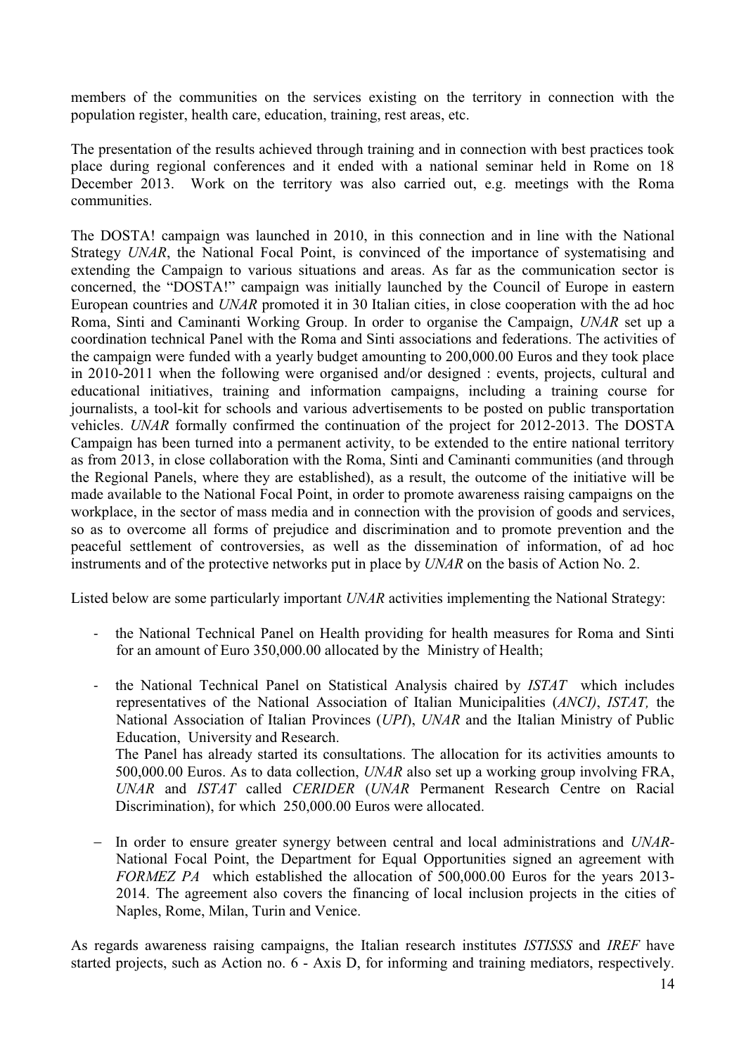members of the communities on the services existing on the territory in connection with the population register, health care, education, training, rest areas, etc.

The presentation of the results achieved through training and in connection with best practices took place during regional conferences and it ended with a national seminar held in Rome on 18 December 2013. Work on the territory was also carried out, e.g. meetings with the Roma communities.

The DOSTA! campaign was launched in 2010, in this connection and in line with the National Strategy *UNAR*, the National Focal Point, is convinced of the importance of systematising and extending the Campaign to various situations and areas. As far as the communication sector is concerned, the "DOSTA!" campaign was initially launched by the Council of Europe in eastern European countries and *UNAR* promoted it in 30 Italian cities, in close cooperation with the ad hoc Roma, Sinti and Caminanti Working Group. In order to organise the Campaign, *UNAR* set up a coordination technical Panel with the Roma and Sinti associations and federations. The activities of the campaign were funded with a yearly budget amounting to 200,000.00 Euros and they took place in 2010-2011 when the following were organised and/or designed : events, projects, cultural and educational initiatives, training and information campaigns, including a training course for journalists, a tool-kit for schools and various advertisements to be posted on public transportation vehicles. *UNAR* formally confirmed the continuation of the project for 2012-2013. The DOSTA Campaign has been turned into a permanent activity, to be extended to the entire national territory as from 2013, in close collaboration with the Roma, Sinti and Caminanti communities (and through the Regional Panels, where they are established), as a result, the outcome of the initiative will be made available to the National Focal Point, in order to promote awareness raising campaigns on the workplace, in the sector of mass media and in connection with the provision of goods and services, so as to overcome all forms of prejudice and discrimination and to promote prevention and the peaceful settlement of controversies, as well as the dissemination of information, of ad hoc instruments and of the protective networks put in place by *UNAR* on the basis of Action No. 2.

Listed below are some particularly important *UNAR* activities implementing the National Strategy:

- the National Technical Panel on Health providing for health measures for Roma and Sinti for an amount of Euro 350,000.00 allocated by the Ministry of Health;
- the National Technical Panel on Statistical Analysis chaired by *ISTAT* which includes representatives of the National Association of Italian Municipalities (*ANCI*), *ISTAT,* the National Association of Italian Provinces (*UPI*), *UNAR* and the Italian Ministry of Public Education, University and Research.
  The Panel has already started its consultations. The allocation for its activities amounts to 500,000.00 Euros. As to data collection, *UNAR* also set up a working group involving FRA, *UNAR* and *ISTAT* called *CERIDER* (*UNAR* Permanent Research Centre on Racial Discrimination), for which 250,000.00 Euros were allocated.
- In order to ensure greater synergy between central and local administrations and *UNAR*-National Focal Point, the Department for Equal Opportunities signed an agreement with *FORMEZ PA* which established the allocation of 500,000.00 Euros for the years 2013-2014. The agreement also covers the financing of local inclusion projects in the cities of Naples, Rome, Milan, Turin and Venice.

As regards awareness raising campaigns, the Italian research institutes *ISTISSS* and *IREF* have started projects, such as Action no. 6 - Axis D, for informing and training mediators, respectively.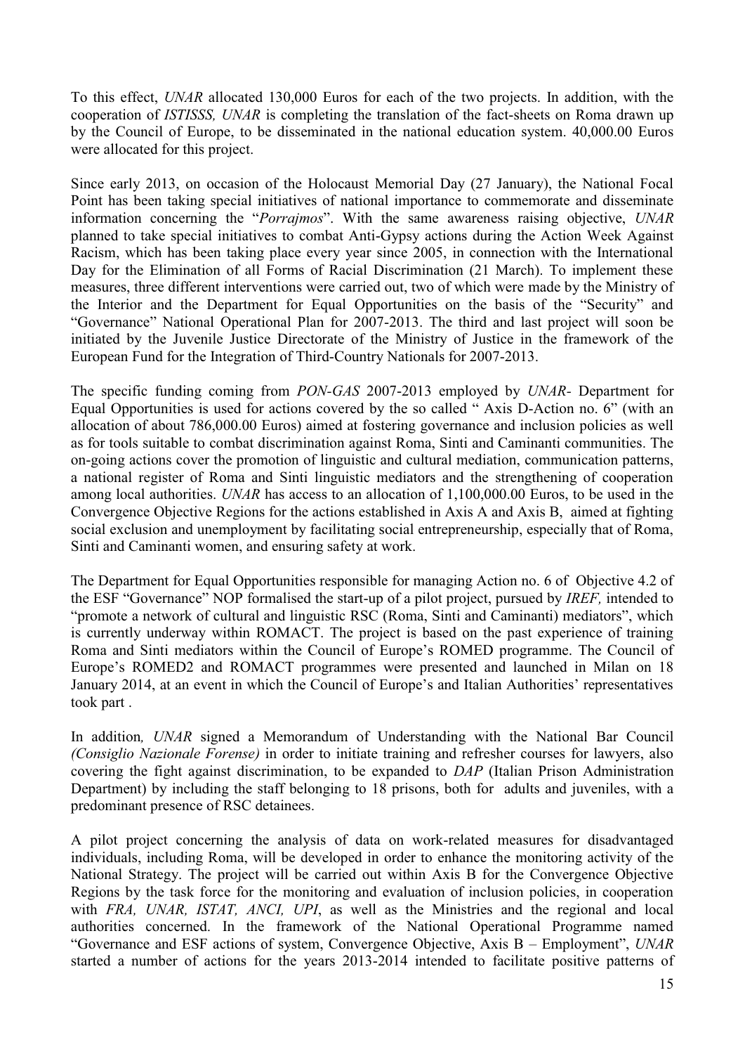To this effect, *UNAR* allocated 130,000 Euros for each of the two projects. In addition, with the cooperation of *ISTISSS, UNAR* is completing the translation of the fact-sheets on Roma drawn up by the Council of Europe, to be disseminated in the national education system. 40,000.00 Euros were allocated for this project.

Since early 2013, on occasion of the Holocaust Memorial Day (27 January), the National Focal Point has been taking special initiatives of national importance to commemorate and disseminate information concerning the "*Porrajmos*". With the same awareness raising objective, *UNAR* planned to take special initiatives to combat Anti-Gypsy actions during the Action Week Against Racism, which has been taking place every year since 2005, in connection with the International Day for the Elimination of all Forms of Racial Discrimination (21 March). To implement these measures, three different interventions were carried out, two of which were made by the Ministry of the Interior and the Department for Equal Opportunities on the basis of the "Security" and "Governance" National Operational Plan for 2007-2013. The third and last project will soon be initiated by the Juvenile Justice Directorate of the Ministry of Justice in the framework of the European Fund for the Integration of Third-Country Nationals for 2007-2013.

The specific funding coming from *PON-GAS* 2007-2013 employed by *UNAR*- Department for Equal Opportunities is used for actions covered by the so called " Axis D-Action no. 6" (with an allocation of about 786,000.00 Euros) aimed at fostering governance and inclusion policies as well as for tools suitable to combat discrimination against Roma, Sinti and Caminanti communities. The on-going actions cover the promotion of linguistic and cultural mediation, communication patterns, a national register of Roma and Sinti linguistic mediators and the strengthening of cooperation among local authorities. *UNAR* has access to an allocation of 1,100,000.00 Euros, to be used in the Convergence Objective Regions for the actions established in Axis A and Axis B, aimed at fighting social exclusion and unemployment by facilitating social entrepreneurship, especially that of Roma, Sinti and Caminanti women, and ensuring safety at work.

The Department for Equal Opportunities responsible for managing Action no. 6 of Objective 4.2 of the ESF "Governance" NOP formalised the start-up of a pilot project, pursued by *IREF,* intended to "promote a network of cultural and linguistic RSC (Roma, Sinti and Caminanti) mediators", which is currently underway within ROMACT. The project is based on the past experience of training Roma and Sinti mediators within the Council of Europe's ROMED programme. The Council of Europe's ROMED2 and ROMACT programmes were presented and launched in Milan on 18 January 2014, at an event in which the Council of Europe's and Italian Authorities' representatives took part .

In addition*, UNAR* signed a Memorandum of Understanding with the National Bar Council *(Consiglio Nazionale Forense)* in order to initiate training and refresher courses for lawyers, also covering the fight against discrimination, to be expanded to *DAP* (Italian Prison Administration Department) by including the staff belonging to 18 prisons, both for adults and juveniles, with a predominant presence of RSC detainees.

A pilot project concerning the analysis of data on work-related measures for disadvantaged individuals, including Roma, will be developed in order to enhance the monitoring activity of the National Strategy. The project will be carried out within Axis B for the Convergence Objective Regions by the task force for the monitoring and evaluation of inclusion policies, in cooperation with *FRA, UNAR, ISTAT, ANCI, UPI*, as well as the Ministries and the regional and local authorities concerned. In the framework of the National Operational Programme named "Governance and ESF actions of system, Convergence Objective, Axis B – Employment", *UNAR* started a number of actions for the years 2013-2014 intended to facilitate positive patterns of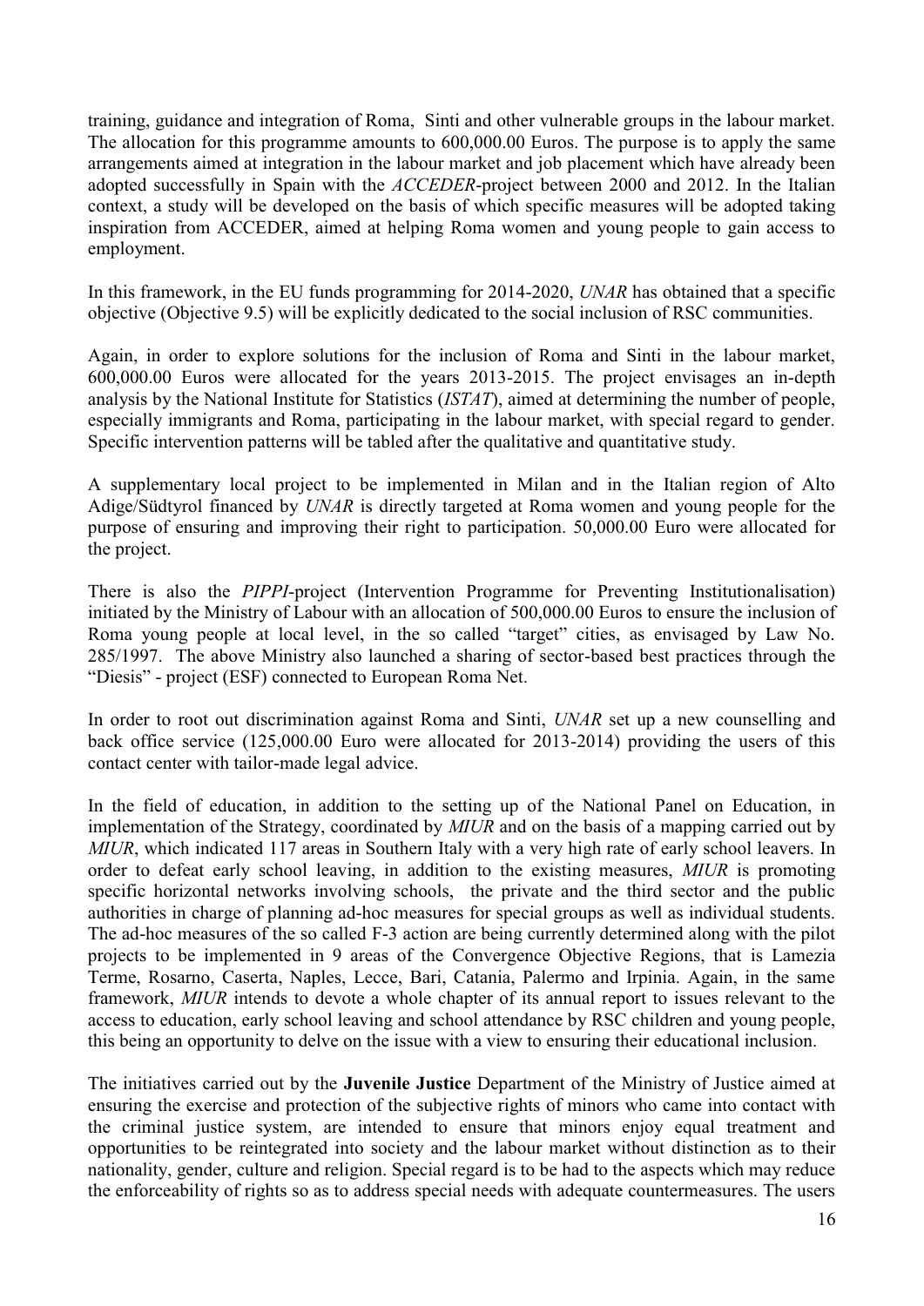training, guidance and integration of Roma, Sinti and other vulnerable groups in the labour market. The allocation for this programme amounts to 600,000.00 Euros. The purpose is to apply the same arrangements aimed at integration in the labour market and job placement which have already been adopted successfully in Spain with the *ACCEDER*-project between 2000 and 2012. In the Italian context, a study will be developed on the basis of which specific measures will be adopted taking inspiration from ACCEDER, aimed at helping Roma women and young people to gain access to employment.

In this framework, in the EU funds programming for 2014-2020, *UNAR* has obtained that a specific objective (Objective 9.5) will be explicitly dedicated to the social inclusion of RSC communities.

Again, in order to explore solutions for the inclusion of Roma and Sinti in the labour market, 600,000.00 Euros were allocated for the years 2013-2015. The project envisages an in-depth analysis by the National Institute for Statistics (*ISTAT*), aimed at determining the number of people, especially immigrants and Roma, participating in the labour market, with special regard to gender. Specific intervention patterns will be tabled after the qualitative and quantitative study.

A supplementary local project to be implemented in Milan and in the Italian region of Alto Adige/Südtyrol financed by *UNAR* is directly targeted at Roma women and young people for the purpose of ensuring and improving their right to participation. 50,000.00 Euro were allocated for the project.

There is also the *PIPPI*-project (Intervention Programme for Preventing Institutionalisation) initiated by the Ministry of Labour with an allocation of 500,000.00 Euros to ensure the inclusion of Roma young people at local level, in the so called "target" cities, as envisaged by Law No. 285/1997. The above Ministry also launched a sharing of sector-based best practices through the "Diesis" - project (ESF) connected to European Roma Net.

In order to root out discrimination against Roma and Sinti, *UNAR* set up a new counselling and back office service (125,000.00 Euro were allocated for 2013-2014) providing the users of this contact center with tailor-made legal advice.

In the field of education, in addition to the setting up of the National Panel on Education, in implementation of the Strategy, coordinated by *MIUR* and on the basis of a mapping carried out by *MIUR*, which indicated 117 areas in Southern Italy with a very high rate of early school leavers. In order to defeat early school leaving, in addition to the existing measures, *MIUR* is promoting specific horizontal networks involving schools, the private and the third sector and the public authorities in charge of planning ad-hoc measures for special groups as well as individual students. The ad-hoc measures of the so called F-3 action are being currently determined along with the pilot projects to be implemented in 9 areas of the Convergence Objective Regions, that is Lamezia Terme, Rosarno, Caserta, Naples, Lecce, Bari, Catania, Palermo and Irpinia. Again, in the same framework, *MIUR* intends to devote a whole chapter of its annual report to issues relevant to the access to education, early school leaving and school attendance by RSC children and young people, this being an opportunity to delve on the issue with a view to ensuring their educational inclusion.

The initiatives carried out by the **Juvenile Justice** Department of the Ministry of Justice aimed at ensuring the exercise and protection of the subjective rights of minors who came into contact with the criminal justice system, are intended to ensure that minors enjoy equal treatment and opportunities to be reintegrated into society and the labour market without distinction as to their nationality, gender, culture and religion. Special regard is to be had to the aspects which may reduce the enforceability of rights so as to address special needs with adequate countermeasures. The users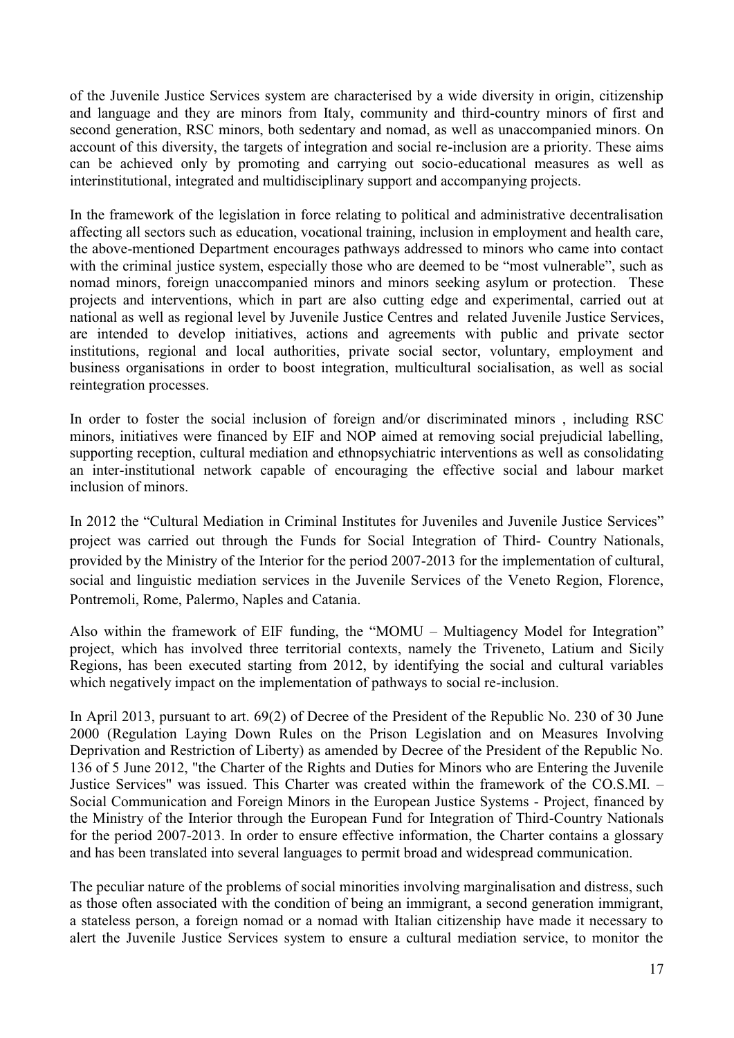of the Juvenile Justice Services system are characterised by a wide diversity in origin, citizenship and language and they are minors from Italy, community and third-country minors of first and second generation, RSC minors, both sedentary and nomad, as well as unaccompanied minors. On account of this diversity, the targets of integration and social re-inclusion are a priority. These aims can be achieved only by promoting and carrying out socio-educational measures as well as interinstitutional, integrated and multidisciplinary support and accompanying projects.

In the framework of the legislation in force relating to political and administrative decentralisation affecting all sectors such as education, vocational training, inclusion in employment and health care, the above-mentioned Department encourages pathways addressed to minors who came into contact with the criminal justice system, especially those who are deemed to be "most vulnerable", such as nomad minors, foreign unaccompanied minors and minors seeking asylum or protection. These projects and interventions, which in part are also cutting edge and experimental, carried out at national as well as regional level by Juvenile Justice Centres and related Juvenile Justice Services, are intended to develop initiatives, actions and agreements with public and private sector institutions, regional and local authorities, private social sector, voluntary, employment and business organisations in order to boost integration, multicultural socialisation, as well as social reintegration processes.

In order to foster the social inclusion of foreign and/or discriminated minors , including RSC minors, initiatives were financed by EIF and NOP aimed at removing social prejudicial labelling, supporting reception, cultural mediation and ethnopsychiatric interventions as well as consolidating an inter-institutional network capable of encouraging the effective social and labour market inclusion of minors.

In 2012 the "Cultural Mediation in Criminal Institutes for Juveniles and Juvenile Justice Services" project was carried out through the Funds for Social Integration of Third- Country Nationals, provided by the Ministry of the Interior for the period 2007-2013 for the implementation of cultural, social and linguistic mediation services in the Juvenile Services of the Veneto Region, Florence, Pontremoli, Rome, Palermo, Naples and Catania.

Also within the framework of EIF funding, the "MOMU – Multiagency Model for Integration" project, which has involved three territorial contexts, namely the Triveneto, Latium and Sicily Regions, has been executed starting from 2012, by identifying the social and cultural variables which negatively impact on the implementation of pathways to social re-inclusion.

In April 2013, pursuant to art. 69(2) of Decree of the President of the Republic No. 230 of 30 June 2000 (Regulation Laying Down Rules on the Prison Legislation and on Measures Involving Deprivation and Restriction of Liberty) as amended by Decree of the President of the Republic No. 136 of 5 June 2012, "the Charter of the Rights and Duties for Minors who are Entering the Juvenile Justice Services" was issued. This Charter was created within the framework of the CO.S.MI. – Social Communication and Foreign Minors in the European Justice Systems - Project, financed by the Ministry of the Interior through the European Fund for Integration of Third-Country Nationals for the period 2007-2013. In order to ensure effective information, the Charter contains a glossary and has been translated into several languages to permit broad and widespread communication.

The peculiar nature of the problems of social minorities involving marginalisation and distress, such as those often associated with the condition of being an immigrant, a second generation immigrant, a stateless person, a foreign nomad or a nomad with Italian citizenship have made it necessary to alert the Juvenile Justice Services system to ensure a cultural mediation service, to monitor the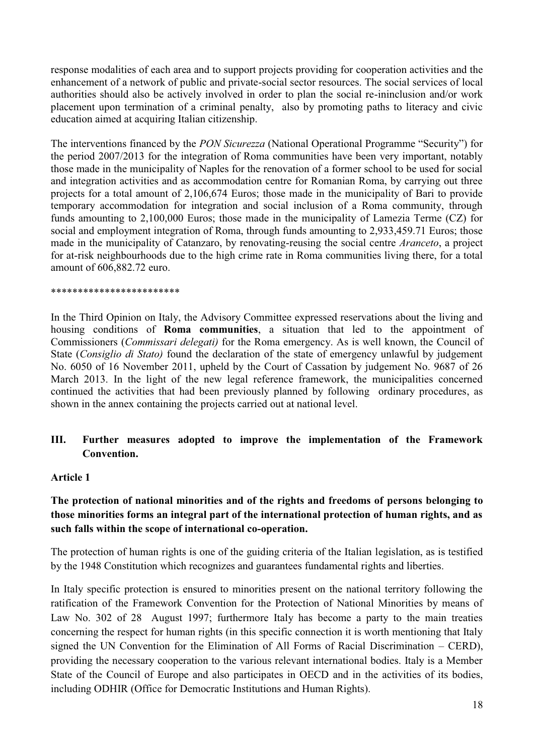response modalities of each area and to support projects providing for cooperation activities and the enhancement of a network of public and private-social sector resources. The social services of local authorities should also be actively involved in order to plan the social re-ininclusion and/or work placement upon termination of a criminal penalty, also by promoting paths to literacy and civic education aimed at acquiring Italian citizenship.

The interventions financed by the *PON Sicurezza* (National Operational Programme "Security") for the period 2007/2013 for the integration of Roma communities have been very important, notably those made in the municipality of Naples for the renovation of a former school to be used for social and integration activities and as accommodation centre for Romanian Roma, by carrying out three projects for a total amount of 2,106,674 Euros; those made in the municipality of Bari to provide temporary accommodation for integration and social inclusion of a Roma community, through funds amounting to 2,100,000 Euros; those made in the municipality of Lamezia Terme (CZ) for social and employment integration of Roma, through funds amounting to 2,933,459.71 Euros; those made in the municipality of Catanzaro, by renovating-reusing the social centre *Aranceto*, a project for at-risk neighbourhoods due to the high crime rate in Roma communities living there, for a total amount of 606,882.72 euro.

************************

In the Third Opinion on Italy, the Advisory Committee expressed reservations about the living and housing conditions of **Roma communities**, a situation that led to the appointment of Commissioners (*Commissari delegati)* for the Roma emergency. As is well known, the Council of State (*Consiglio di Stato)* found the declaration of the state of emergency unlawful by judgement No. 6050 of 16 November 2011, upheld by the Court of Cassation by judgement No. 9687 of 26 March 2013. In the light of the new legal reference framework, the municipalities concerned continued the activities that had been previously planned by following ordinary procedures, as shown in the annex containing the projects carried out at national level.

## III. Further measures adopted to improve the implementation of the Framework Convention.

### Article 1

**The protection of national minorities and of the rights and freedoms of persons belonging to those minorities forms an integral part of the international protection of human rights, and as such falls within the scope of international co-operation.**

The protection of human rights is one of the guiding criteria of the Italian legislation, as is testified by the 1948 Constitution which recognizes and guarantees fundamental rights and liberties.

In Italy specific protection is ensured to minorities present on the national territory following the ratification of the Framework Convention for the Protection of National Minorities by means of Law No. 302 of 28 August 1997; furthermore Italy has become a party to the main treaties concerning the respect for human rights (in this specific connection it is worth mentioning that Italy signed the UN Convention for the Elimination of All Forms of Racial Discrimination – CERD), providing the necessary cooperation to the various relevant international bodies. Italy is a Member State of the Council of Europe and also participates in OECD and in the activities of its bodies, including ODHIR (Office for Democratic Institutions and Human Rights).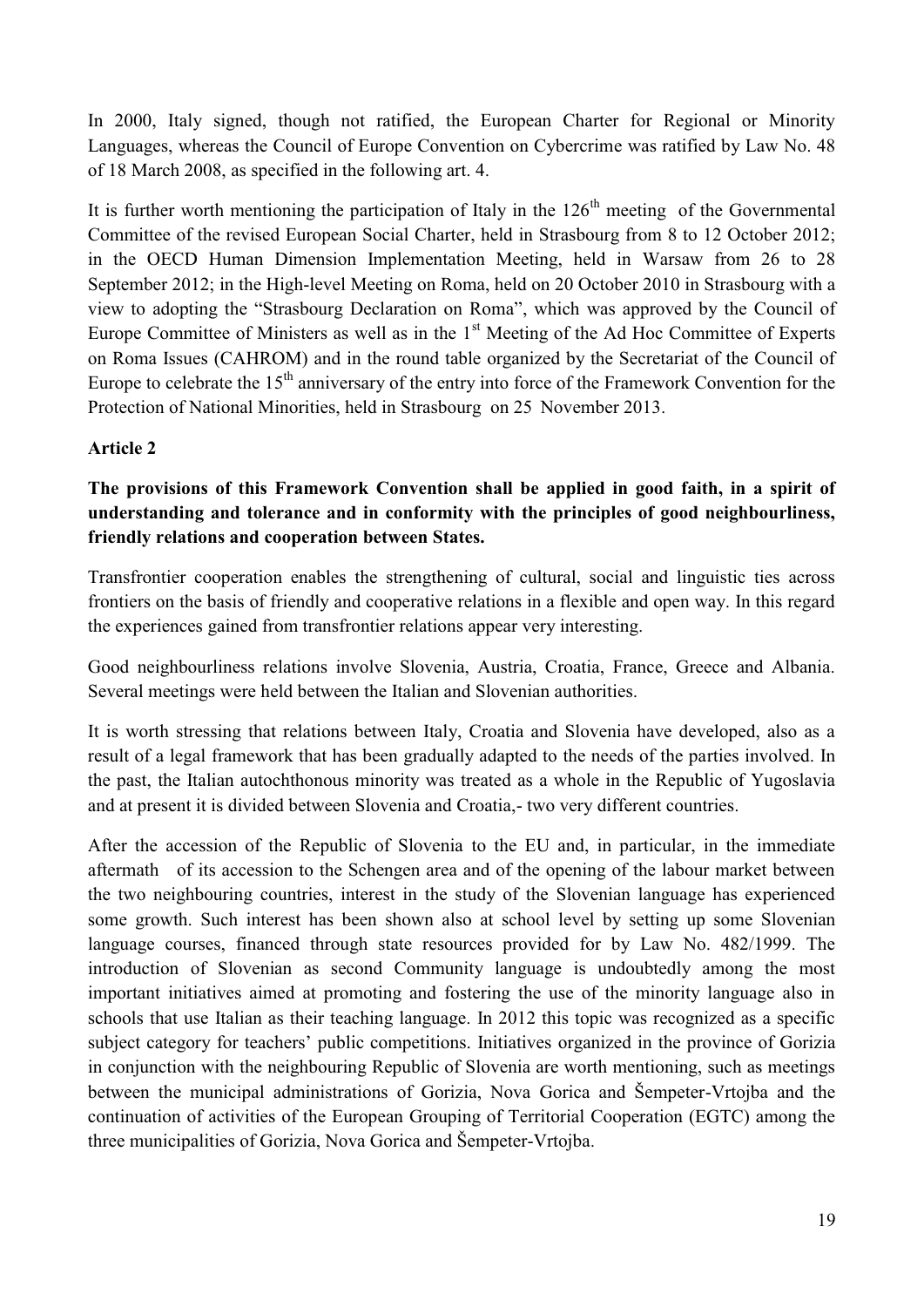In 2000, Italy signed, though not ratified, the European Charter for Regional or Minority Languages, whereas the Council of Europe Convention on Cybercrime was ratified by Law No. 48 of 18 March 2008, as specified in the following art. 4.

It is further worth mentioning the participation of Italy in the 126th meeting of the Governmental Committee of the revised European Social Charter, held in Strasbourg from 8 to 12 October 2012; in the OECD Human Dimension Implementation Meeting, held in Warsaw from 26 to 28 September 2012; in the High-level Meeting on Roma, held on 20 October 2010 in Strasbourg with a view to adopting the "Strasbourg Declaration on Roma", which was approved by the Council of Europe Committee of Ministers as well as in the 1st Meeting of the Ad Hoc Committee of Experts on Roma Issues (CAHROM) and in the round table organized by the Secretariat of the Council of Europe to celebrate the 15th anniversary of the entry into force of the Framework Convention for the Protection of National Minorities, held in Strasbourg on 25 November 2013.

**Article 2**

**The provisions of this Framework Convention shall be applied in good faith, in a spirit of understanding and tolerance and in conformity with the principles of good neighbourliness, friendly relations and cooperation between States.**

Transfrontier cooperation enables the strengthening of cultural, social and linguistic ties across frontiers on the basis of friendly and cooperative relations in a flexible and open way. In this regard the experiences gained from transfrontier relations appear very interesting.

Good neighbourliness relations involve Slovenia, Austria, Croatia, France, Greece and Albania. Several meetings were held between the Italian and Slovenian authorities.

It is worth stressing that relations between Italy, Croatia and Slovenia have developed, also as a result of a legal framework that has been gradually adapted to the needs of the parties involved. In the past, the Italian autochthonous minority was treated as a whole in the Republic of Yugoslavia and at present it is divided between Slovenia and Croatia,- two very different countries.

After the accession of the Republic of Slovenia to the EU and, in particular, in the immediate aftermath of its accession to the Schengen area and of the opening of the labour market between the two neighbouring countries, interest in the study of the Slovenian language has experienced some growth. Such interest has been shown also at school level by setting up some Slovenian language courses, financed through state resources provided for by Law No. 482/1999. The introduction of Slovenian as second Community language is undoubtedly among the most important initiatives aimed at promoting and fostering the use of the minority language also in schools that use Italian as their teaching language. In 2012 this topic was recognized as a specific subject category for teachers' public competitions. Initiatives organized in the province of Gorizia in conjunction with the neighbouring Republic of Slovenia are worth mentioning, such as meetings between the municipal administrations of Gorizia, Nova Gorica and Šempeter-Vrtojba and the continuation of activities of the European Grouping of Territorial Cooperation (EGTC) among the three municipalities of Gorizia, Nova Gorica and Šempeter-Vrtojba.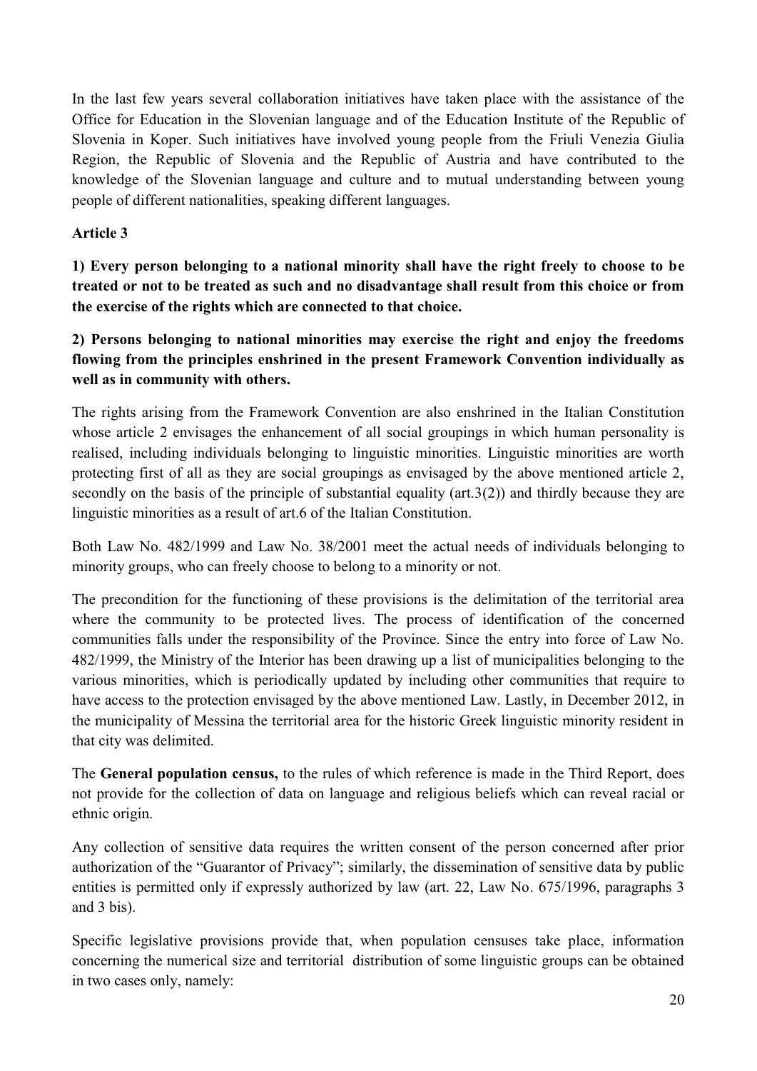In the last few years several collaboration initiatives have taken place with the assistance of the Office for Education in the Slovenian language and of the Education Institute of the Republic of Slovenia in Koper. Such initiatives have involved young people from the Friuli Venezia Giulia Region, the Republic of Slovenia and the Republic of Austria and have contributed to the knowledge of the Slovenian language and culture and to mutual understanding between young people of different nationalities, speaking different languages.

**Article 3**

**1) Every person belonging to a national minority shall have the right freely to choose to be treated or not to be treated as such and no disadvantage shall result from this choice or from the exercise of the rights which are connected to that choice.**

**2) Persons belonging to national minorities may exercise the right and enjoy the freedoms flowing from the principles enshrined in the present Framework Convention individually as well as in community with others.**

The rights arising from the Framework Convention are also enshrined in the Italian Constitution whose article 2 envisages the enhancement of all social groupings in which human personality is realised, including individuals belonging to linguistic minorities. Linguistic minorities are worth protecting first of all as they are social groupings as envisaged by the above mentioned article 2, secondly on the basis of the principle of substantial equality (art.3(2)) and thirdly because they are linguistic minorities as a result of art.6 of the Italian Constitution.

Both Law No. 482/1999 and Law No. 38/2001 meet the actual needs of individuals belonging to minority groups, who can freely choose to belong to a minority or not.

The precondition for the functioning of these provisions is the delimitation of the territorial area where the community to be protected lives. The process of identification of the concerned communities falls under the responsibility of the Province. Since the entry into force of Law No. 482/1999, the Ministry of the Interior has been drawing up a list of municipalities belonging to the various minorities, which is periodically updated by including other communities that require to have access to the protection envisaged by the above mentioned Law. Lastly, in December 2012, in the municipality of Messina the territorial area for the historic Greek linguistic minority resident in that city was delimited.

The **General population census,** to the rules of which reference is made in the Third Report, does not provide for the collection of data on language and religious beliefs which can reveal racial or ethnic origin.

Any collection of sensitive data requires the written consent of the person concerned after prior authorization of the "Guarantor of Privacy"; similarly, the dissemination of sensitive data by public entities is permitted only if expressly authorized by law (art. 22, Law No. 675/1996, paragraphs 3 and 3 bis).

Specific legislative provisions provide that, when population censuses take place, information concerning the numerical size and territorial distribution of some linguistic groups can be obtained in two cases only, namely: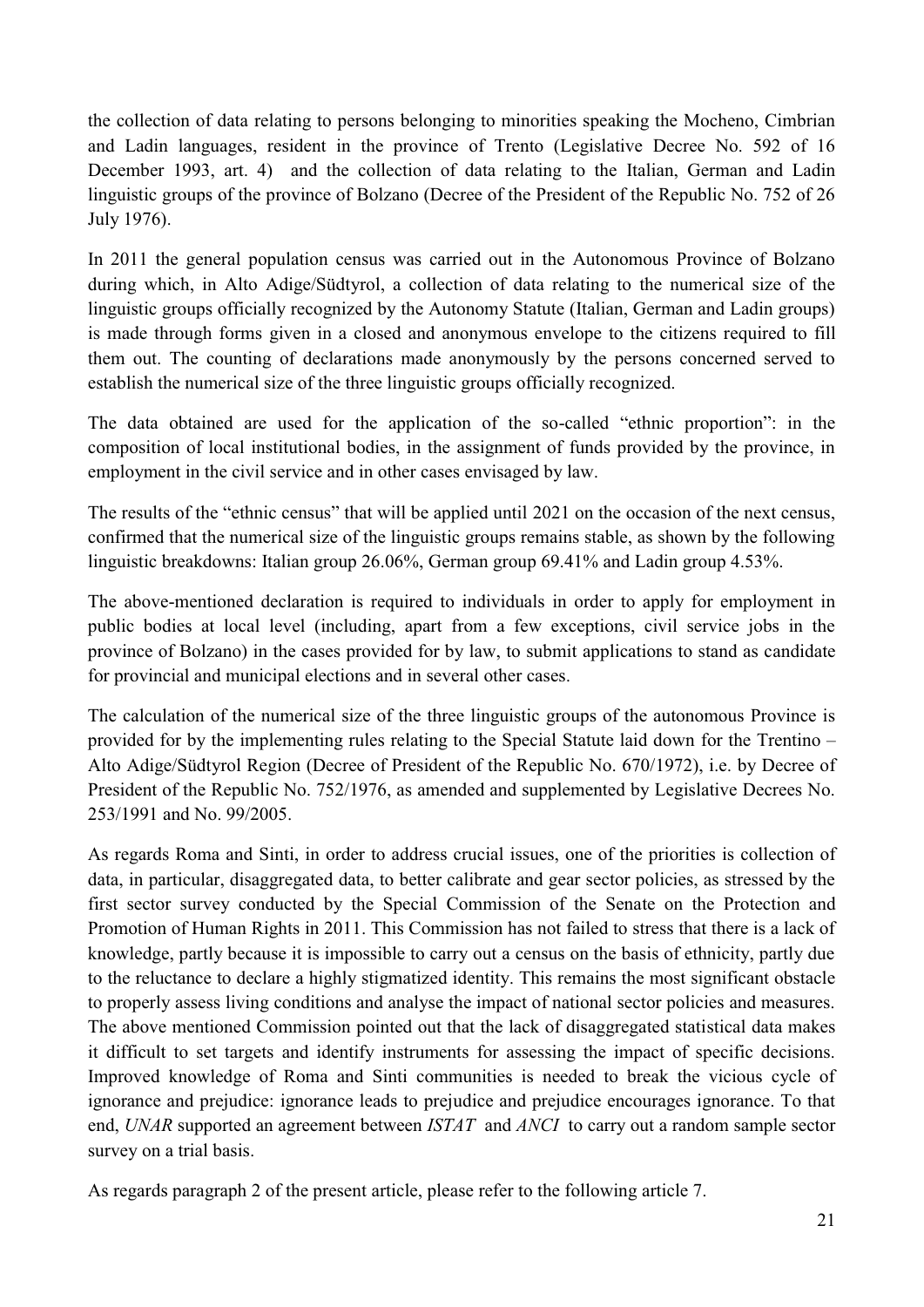the collection of data relating to persons belonging to minorities speaking the Mocheno, Cimbrian and Ladin languages, resident in the province of Trento (Legislative Decree No. 592 of 16 December 1993, art. 4) and the collection of data relating to the Italian, German and Ladin linguistic groups of the province of Bolzano (Decree of the President of the Republic No. 752 of 26 July 1976).

In 2011 the general population census was carried out in the Autonomous Province of Bolzano during which, in Alto Adige/Südtyrol, a collection of data relating to the numerical size of the linguistic groups officially recognized by the Autonomy Statute (Italian, German and Ladin groups) is made through forms given in a closed and anonymous envelope to the citizens required to fill them out. The counting of declarations made anonymously by the persons concerned served to establish the numerical size of the three linguistic groups officially recognized.

The data obtained are used for the application of the so-called "ethnic proportion": in the composition of local institutional bodies, in the assignment of funds provided by the province, in employment in the civil service and in other cases envisaged by law.

The results of the "ethnic census" that will be applied until 2021 on the occasion of the next census, confirmed that the numerical size of the linguistic groups remains stable, as shown by the following linguistic breakdowns: Italian group 26.06%, German group 69.41% and Ladin group 4.53%.

The above-mentioned declaration is required to individuals in order to apply for employment in public bodies at local level (including, apart from a few exceptions, civil service jobs in the province of Bolzano) in the cases provided for by law, to submit applications to stand as candidate for provincial and municipal elections and in several other cases.

The calculation of the numerical size of the three linguistic groups of the autonomous Province is provided for by the implementing rules relating to the Special Statute laid down for the Trentino – Alto Adige/Südtyrol Region (Decree of President of the Republic No. 670/1972), i.e. by Decree of President of the Republic No. 752/1976, as amended and supplemented by Legislative Decrees No. 253/1991 and No. 99/2005.

As regards Roma and Sinti, in order to address crucial issues, one of the priorities is collection of data, in particular, disaggregated data, to better calibrate and gear sector policies, as stressed by the first sector survey conducted by the Special Commission of the Senate on the Protection and Promotion of Human Rights in 2011. This Commission has not failed to stress that there is a lack of knowledge, partly because it is impossible to carry out a census on the basis of ethnicity, partly due to the reluctance to declare a highly stigmatized identity. This remains the most significant obstacle to properly assess living conditions and analyse the impact of national sector policies and measures. The above mentioned Commission pointed out that the lack of disaggregated statistical data makes it difficult to set targets and identify instruments for assessing the impact of specific decisions. Improved knowledge of Roma and Sinti communities is needed to break the vicious cycle of ignorance and prejudice: ignorance leads to prejudice and prejudice encourages ignorance. To that end, *UNAR* supported an agreement between *ISTAT* and *ANCI* to carry out a random sample sector survey on a trial basis.

As regards paragraph 2 of the present article, please refer to the following article 7.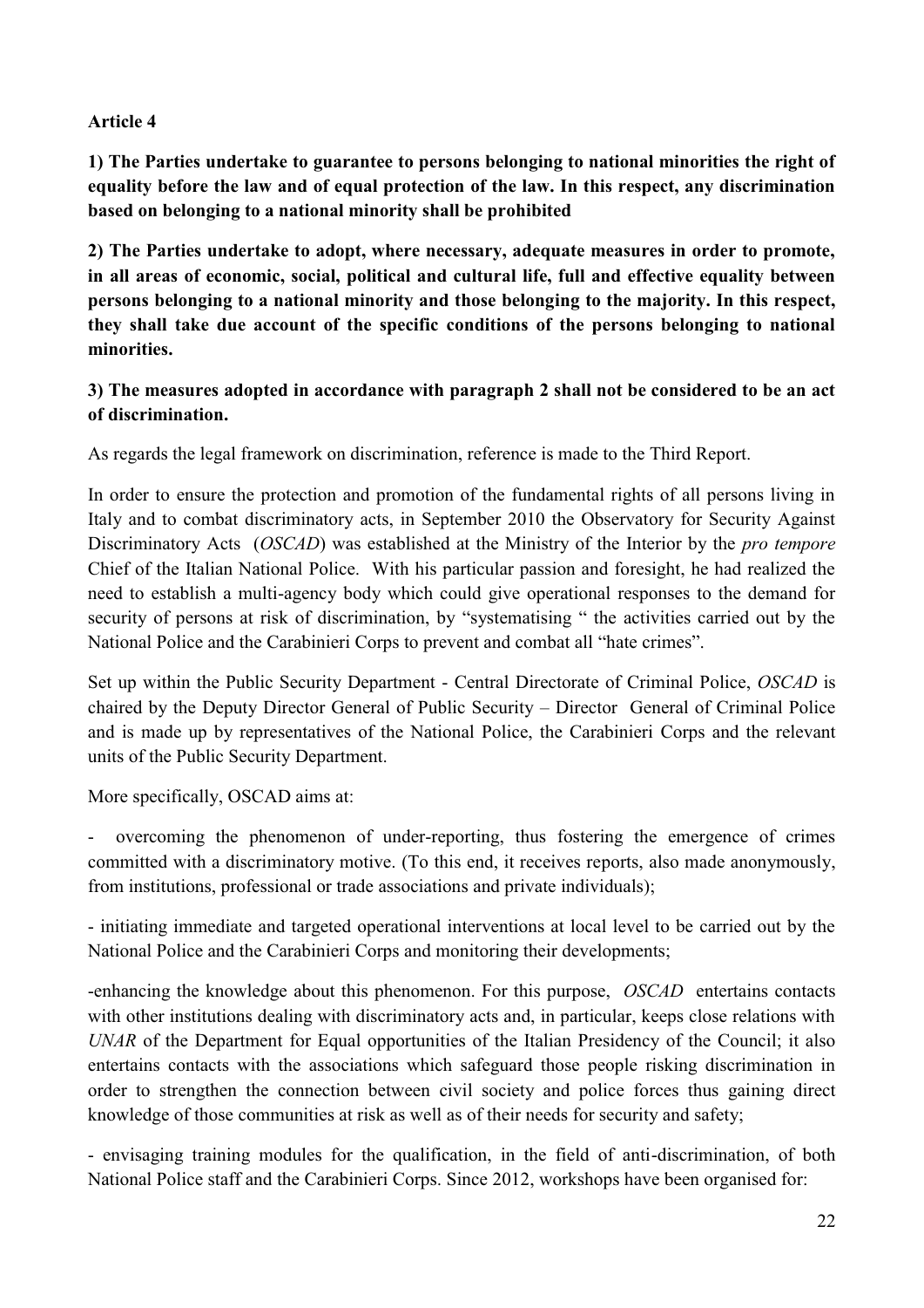**Article 4**

**1) The Parties undertake to guarantee to persons belonging to national minorities the right of equality before the law and of equal protection of the law. In this respect, any discrimination based on belonging to a national minority shall be prohibited**

**2) The Parties undertake to adopt, where necessary, adequate measures in order to promote, in all areas of economic, social, political and cultural life, full and effective equality between persons belonging to a national minority and those belonging to the majority. In this respect, they shall take due account of the specific conditions of the persons belonging to national minorities.**

**3) The measures adopted in accordance with paragraph 2 shall not be considered to be an act of discrimination.**

As regards the legal framework on discrimination, reference is made to the Third Report.

In order to ensure the protection and promotion of the fundamental rights of all persons living in Italy and to combat discriminatory acts, in September 2010 the Observatory for Security Against Discriminatory Acts (*OSCAD*) was established at the Ministry of the Interior by the *pro tempore* Chief of the Italian National Police. With his particular passion and foresight, he had realized the need to establish a multi-agency body which could give operational responses to the demand for security of persons at risk of discrimination, by "systematising " the activities carried out by the National Police and the Carabinieri Corps to prevent and combat all "hate crimes".

Set up within the Public Security Department - Central Directorate of Criminal Police, *OSCAD* is chaired by the Deputy Director General of Public Security – Director General of Criminal Police and is made up by representatives of the National Police, the Carabinieri Corps and the relevant units of the Public Security Department.

More specifically, OSCAD aims at:

- overcoming the phenomenon of under-reporting, thus fostering the emergence of crimes committed with a discriminatory motive. (To this end, it receives reports, also made anonymously, from institutions, professional or trade associations and private individuals);

- initiating immediate and targeted operational interventions at local level to be carried out by the National Police and the Carabinieri Corps and monitoring their developments;

- enhancing the knowledge about this phenomenon. For this purpose, *OSCAD* entertains contacts with other institutions dealing with discriminatory acts and, in particular, keeps close relations with *UNAR* of the Department for Equal opportunities of the Italian Presidency of the Council; it also entertains contacts with the associations which safeguard those people risking discrimination in order to strengthen the connection between civil society and police forces thus gaining direct knowledge of those communities at risk as well as of their needs for security and safety;

- envisaging training modules for the qualification, in the field of anti-discrimination, of both National Police staff and the Carabinieri Corps. Since 2012, workshops have been organised for: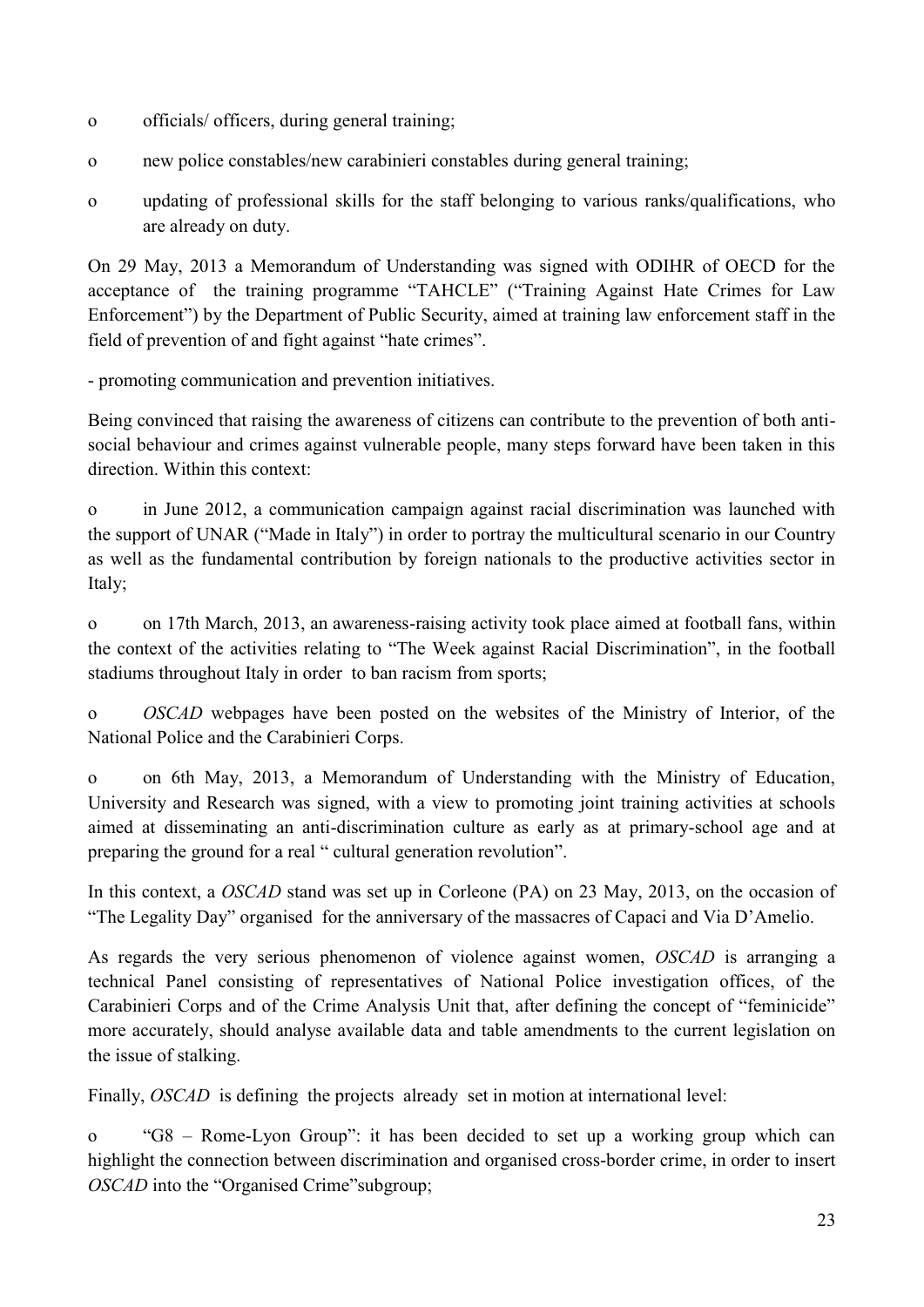- officials/ officers, during general training;
- new police constables/new carabinieri constables during general training;
- updating of professional skills for the staff belonging to various ranks/qualifications, who are already on duty.

On 29 May, 2013 a Memorandum of Understanding was signed with ODIHR of OECD for the acceptance of the training programme "TAHCLE" ("Training Against Hate Crimes for Law Enforcement") by the Department of Public Security, aimed at training law enforcement staff in the field of prevention of and fight against "hate crimes".

- promoting communication and prevention initiatives.

Being convinced that raising the awareness of citizens can contribute to the prevention of both anti-social behaviour and crimes against vulnerable people, many steps forward have been taken in this direction. Within this context:

- in June 2012, a communication campaign against racial discrimination was launched with the support of UNAR ("Made in Italy") in order to portray the multicultural scenario in our Country as well as the fundamental contribution by foreign nationals to the productive activities sector in Italy;
- on 17th March, 2013, an awareness-raising activity took place aimed at football fans, within the context of the activities relating to "The Week against Racial Discrimination", in the football stadiums throughout Italy in order to ban racism from sports;
- *OSCAD* webpages have been posted on the websites of the Ministry of Interior, of the National Police and the Carabinieri Corps.
- on 6th May, 2013, a Memorandum of Understanding with the Ministry of Education, University and Research was signed, with a view to promoting joint training activities at schools aimed at disseminating an anti-discrimination culture as early as at primary-school age and at preparing the ground for a real " cultural generation revolution".

In this context, a *OSCAD* stand was set up in Corleone (PA) on 23 May, 2013, on the occasion of "The Legality Day" organised for the anniversary of the massacres of Capaci and Via D'Amelio.

As regards the very serious phenomenon of violence against women, *OSCAD* is arranging a technical Panel consisting of representatives of National Police investigation offices, of the Carabinieri Corps and of the Crime Analysis Unit that, after defining the concept of "feminicide" more accurately, should analyse available data and table amendments to the current legislation on the issue of stalking.

Finally, *OSCAD* is defining the projects already set in motion at international level:

- "G8 – Rome-Lyon Group": it has been decided to set up a working group which can highlight the connection between discrimination and organised cross-border crime, in order to insert *OSCAD* into the "Organised Crime"subgroup;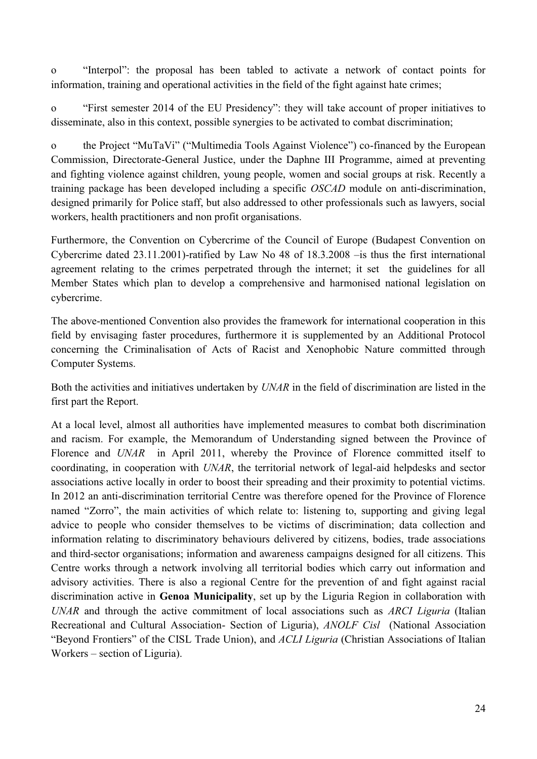- "Interpol": the proposal has been tabled to activate a network of contact points for information, training and operational activities in the field of the fight against hate crimes;

- "First semester 2014 of the EU Presidency": they will take account of proper initiatives to disseminate, also in this context, possible synergies to be activated to combat discrimination;

- the Project "MuTaVi" ("Multimedia Tools Against Violence") co-financed by the European Commission, Directorate-General Justice, under the Daphne III Programme, aimed at preventing and fighting violence against children, young people, women and social groups at risk. Recently a training package has been developed including a specific *OSCAD* module on anti-discrimination, designed primarily for Police staff, but also addressed to other professionals such as lawyers, social workers, health practitioners and non profit organisations.

Furthermore, the Convention on Cybercrime of the Council of Europe (Budapest Convention on Cybercrime dated 23.11.2001)-ratified by Law No 48 of 18.3.2008 –is thus the first international agreement relating to the crimes perpetrated through the internet; it set the guidelines for all Member States which plan to develop a comprehensive and harmonised national legislation on cybercrime.

The above-mentioned Convention also provides the framework for international cooperation in this field by envisaging faster procedures, furthermore it is supplemented by an Additional Protocol concerning the Criminalisation of Acts of Racist and Xenophobic Nature committed through Computer Systems.

Both the activities and initiatives undertaken by *UNAR* in the field of discrimination are listed in the first part the Report.

At a local level, almost all authorities have implemented measures to combat both discrimination and racism. For example, the Memorandum of Understanding signed between the Province of Florence and *UNAR* in April 2011, whereby the Province of Florence committed itself to coordinating, in cooperation with *UNAR*, the territorial network of legal-aid helpdesks and sector associations active locally in order to boost their spreading and their proximity to potential victims. In 2012 an anti-discrimination territorial Centre was therefore opened for the Province of Florence named "Zorro", the main activities of which relate to: listening to, supporting and giving legal advice to people who consider themselves to be victims of discrimination; data collection and information relating to discriminatory behaviours delivered by citizens, bodies, trade associations and third-sector organisations; information and awareness campaigns designed for all citizens. This Centre works through a network involving all territorial bodies which carry out information and advisory activities. There is also a regional Centre for the prevention of and fight against racial discrimination active in **Genoa Municipality**, set up by the Liguria Region in collaboration with *UNAR* and through the active commitment of local associations such as *ARCI Liguria* (Italian Recreational and Cultural Association- Section of Liguria), *ANOLF Cisl* (National Association "Beyond Frontiers" of the CISL Trade Union), and *ACLI Liguria* (Christian Associations of Italian Workers – section of Liguria).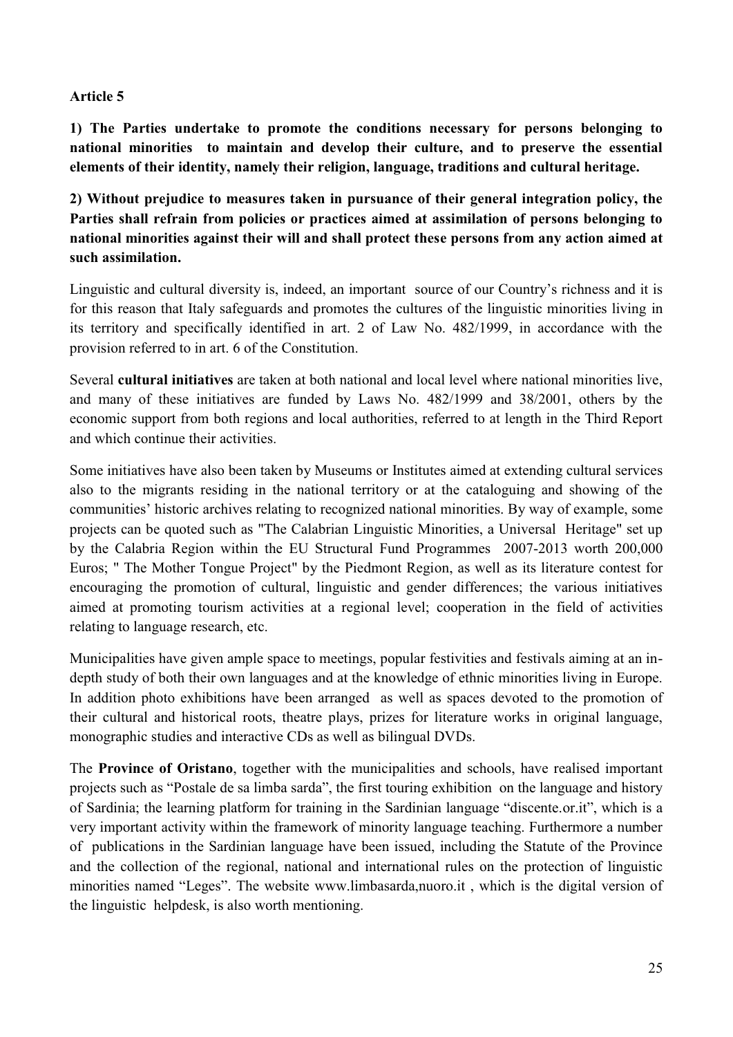**Article 5**

**1) The Parties undertake to promote the conditions necessary for persons belonging to national minorities to maintain and develop their culture, and to preserve the essential elements of their identity, namely their religion, language, traditions and cultural heritage.**

**2) Without prejudice to measures taken in pursuance of their general integration policy, the Parties shall refrain from policies or practices aimed at assimilation of persons belonging to national minorities against their will and shall protect these persons from any action aimed at such assimilation.**

Linguistic and cultural diversity is, indeed, an important source of our Country's richness and it is for this reason that Italy safeguards and promotes the cultures of the linguistic minorities living in its territory and specifically identified in art. 2 of Law No. 482/1999, in accordance with the provision referred to in art. 6 of the Constitution.

Several **cultural initiatives** are taken at both national and local level where national minorities live, and many of these initiatives are funded by Laws No. 482/1999 and 38/2001, others by the economic support from both regions and local authorities, referred to at length in the Third Report and which continue their activities.

Some initiatives have also been taken by Museums or Institutes aimed at extending cultural services also to the migrants residing in the national territory or at the cataloguing and showing of the communities' historic archives relating to recognized national minorities. By way of example, some projects can be quoted such as "The Calabrian Linguistic Minorities, a Universal Heritage" set up by the Calabria Region within the EU Structural Fund Programmes 2007-2013 worth 200,000 Euros; " The Mother Tongue Project" by the Piedmont Region, as well as its literature contest for encouraging the promotion of cultural, linguistic and gender differences; the various initiatives aimed at promoting tourism activities at a regional level; cooperation in the field of activities relating to language research, etc.

Municipalities have given ample space to meetings, popular festivities and festivals aiming at an in-depth study of both their own languages and at the knowledge of ethnic minorities living in Europe. In addition photo exhibitions have been arranged as well as spaces devoted to the promotion of their cultural and historical roots, theatre plays, prizes for literature works in original language, monographic studies and interactive CDs as well as bilingual DVDs.

The **Province of Oristano**, together with the municipalities and schools, have realised important projects such as "Postale de sa limba sarda", the first touring exhibition on the language and history of Sardinia; the learning platform for training in the Sardinian language "discente.or.it", which is a very important activity within the framework of minority language teaching. Furthermore a number of publications in the Sardinian language have been issued, including the Statute of the Province and the collection of the regional, national and international rules on the protection of linguistic minorities named "Leges". The website www.limbasarda,nuoro.it , which is the digital version of the linguistic helpdesk, is also worth mentioning.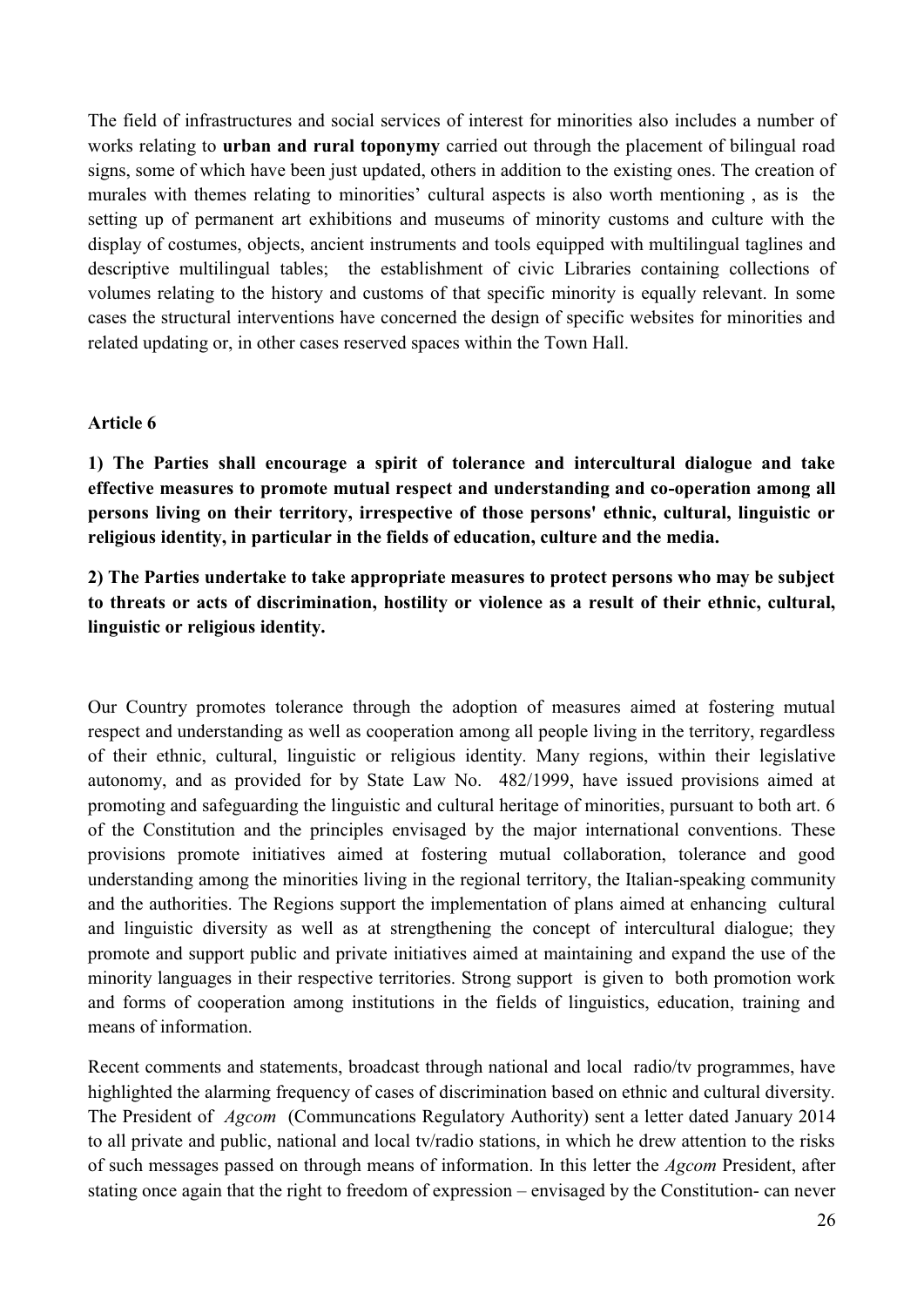The field of infrastructures and social services of interest for minorities also includes a number of works relating to **urban and rural toponymy** carried out through the placement of bilingual road signs, some of which have been just updated, others in addition to the existing ones. The creation of murales with themes relating to minorities' cultural aspects is also worth mentioning , as is the setting up of permanent art exhibitions and museums of minority customs and culture with the display of costumes, objects, ancient instruments and tools equipped with multilingual taglines and descriptive multilingual tables; the establishment of civic Libraries containing collections of volumes relating to the history and customs of that specific minority is equally relevant. In some cases the structural interventions have concerned the design of specific websites for minorities and related updating or, in other cases reserved spaces within the Town Hall.

**Article 6**

**1) The Parties shall encourage a spirit of tolerance and intercultural dialogue and take effective measures to promote mutual respect and understanding and co-operation among all persons living on their territory, irrespective of those persons' ethnic, cultural, linguistic or religious identity, in particular in the fields of education, culture and the media.**

**2) The Parties undertake to take appropriate measures to protect persons who may be subject to threats or acts of discrimination, hostility or violence as a result of their ethnic, cultural, linguistic or religious identity.**

Our Country promotes tolerance through the adoption of measures aimed at fostering mutual respect and understanding as well as cooperation among all people living in the territory, regardless of their ethnic, cultural, linguistic or religious identity. Many regions, within their legislative autonomy, and as provided for by State Law No. 482/1999, have issued provisions aimed at promoting and safeguarding the linguistic and cultural heritage of minorities, pursuant to both art. 6 of the Constitution and the principles envisaged by the major international conventions. These provisions promote initiatives aimed at fostering mutual collaboration, tolerance and good understanding among the minorities living in the regional territory, the Italian-speaking community and the authorities. The Regions support the implementation of plans aimed at enhancing cultural and linguistic diversity as well as at strengthening the concept of intercultural dialogue; they promote and support public and private initiatives aimed at maintaining and expand the use of the minority languages in their respective territories. Strong support is given to both promotion work and forms of cooperation among institutions in the fields of linguistics, education, training and means of information.

Recent comments and statements, broadcast through national and local radio/tv programmes, have highlighted the alarming frequency of cases of discrimination based on ethnic and cultural diversity. The President of *Agcom* (Communcations Regulatory Authority) sent a letter dated January 2014 to all private and public, national and local tv/radio stations, in which he drew attention to the risks of such messages passed on through means of information. In this letter the *Agcom* President, after stating once again that the right to freedom of expression – envisaged by the Constitution- can never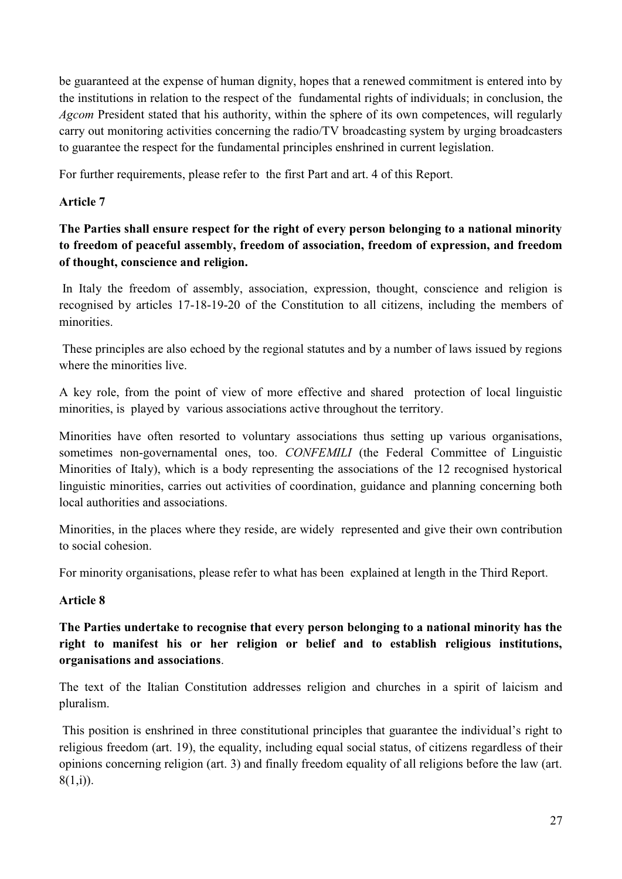be guaranteed at the expense of human dignity, hopes that a renewed commitment is entered into by the institutions in relation to the respect of the fundamental rights of individuals; in conclusion, the *Agcom* President stated that his authority, within the sphere of its own competences, will regularly carry out monitoring activities concerning the radio/TV broadcasting system by urging broadcasters to guarantee the respect for the fundamental principles enshrined in current legislation.

For further requirements, please refer to the first Part and art. 4 of this Report.

**Article 7**

**The Parties shall ensure respect for the right of every person belonging to a national minority to freedom of peaceful assembly, freedom of association, freedom of expression, and freedom of thought, conscience and religion.**

In Italy the freedom of assembly, association, expression, thought, conscience and religion is recognised by articles 17-18-19-20 of the Constitution to all citizens, including the members of minorities.

These principles are also echoed by the regional statutes and by a number of laws issued by regions where the minorities live.

A key role, from the point of view of more effective and shared protection of local linguistic minorities, is played by various associations active throughout the territory.

Minorities have often resorted to voluntary associations thus setting up various organisations, sometimes non-governamental ones, too. *CONFEMILI* (the Federal Committee of Linguistic Minorities of Italy), which is a body representing the associations of the 12 recognised hystorical linguistic minorities, carries out activities of coordination, guidance and planning concerning both local authorities and associations.

Minorities, in the places where they reside, are widely represented and give their own contribution to social cohesion.

For minority organisations, please refer to what has been explained at length in the Third Report.

**Article 8**

**The Parties undertake to recognise that every person belonging to a national minority has the right to manifest his or her religion or belief and to establish religious institutions, organisations and associations**.

The text of the Italian Constitution addresses religion and churches in a spirit of laicism and pluralism.

This position is enshrined in three constitutional principles that guarantee the individual's right to religious freedom (art. 19), the equality, including equal social status, of citizens regardless of their opinions concerning religion (art. 3) and finally freedom equality of all religions before the law (art. 8(1,i)).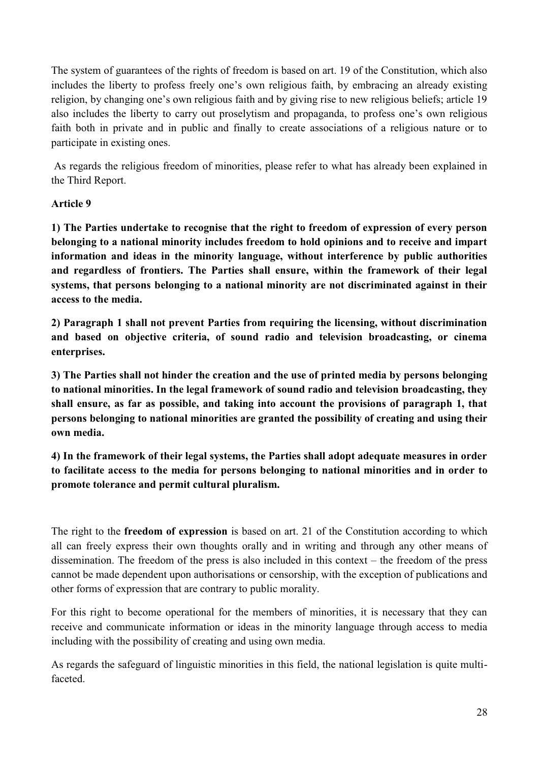The system of guarantees of the rights of freedom is based on art. 19 of the Constitution, which also includes the liberty to profess freely one's own religious faith, by embracing an already existing religion, by changing one's own religious faith and by giving rise to new religious beliefs; article 19 also includes the liberty to carry out proselytism and propaganda, to profess one's own religious faith both in private and in public and finally to create associations of a religious nature or to participate in existing ones.

As regards the religious freedom of minorities, please refer to what has already been explained in the Third Report.

**Article 9**

**1) The Parties undertake to recognise that the right to freedom of expression of every person belonging to a national minority includes freedom to hold opinions and to receive and impart information and ideas in the minority language, without interference by public authorities and regardless of frontiers. The Parties shall ensure, within the framework of their legal systems, that persons belonging to a national minority are not discriminated against in their access to the media.**

**2) Paragraph 1 shall not prevent Parties from requiring the licensing, without discrimination and based on objective criteria, of sound radio and television broadcasting, or cinema enterprises.**

**3) The Parties shall not hinder the creation and the use of printed media by persons belonging to national minorities. In the legal framework of sound radio and television broadcasting, they shall ensure, as far as possible, and taking into account the provisions of paragraph 1, that persons belonging to national minorities are granted the possibility of creating and using their own media.**

**4) In the framework of their legal systems, the Parties shall adopt adequate measures in order to facilitate access to the media for persons belonging to national minorities and in order to promote tolerance and permit cultural pluralism.**

The right to the **freedom of expression** is based on art. 21 of the Constitution according to which all can freely express their own thoughts orally and in writing and through any other means of dissemination. The freedom of the press is also included in this context – the freedom of the press cannot be made dependent upon authorisations or censorship, with the exception of publications and other forms of expression that are contrary to public morality.

For this right to become operational for the members of minorities, it is necessary that they can receive and communicate information or ideas in the minority language through access to media including with the possibility of creating and using own media.

As regards the safeguard of linguistic minorities in this field, the national legislation is quite multi-faceted.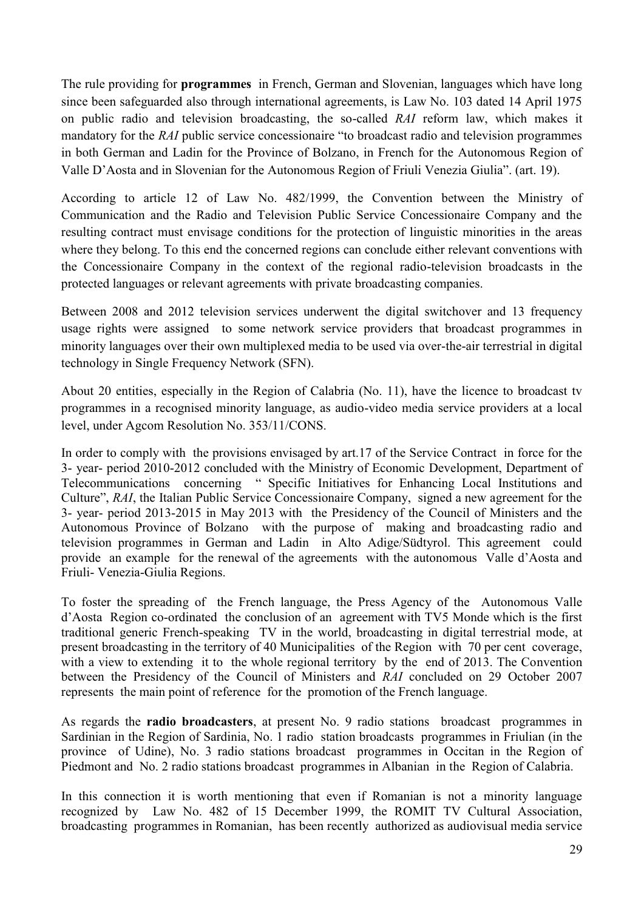The rule providing for **programmes** in French, German and Slovenian, languages which have long since been safeguarded also through international agreements, is Law No. 103 dated 14 April 1975 on public radio and television broadcasting, the so-called *RAI* reform law, which makes it mandatory for the *RAI* public service concessionaire "to broadcast radio and television programmes in both German and Ladin for the Province of Bolzano, in French for the Autonomous Region of Valle D'Aosta and in Slovenian for the Autonomous Region of Friuli Venezia Giulia". (art. 19).

According to article 12 of Law No. 482/1999, the Convention between the Ministry of Communication and the Radio and Television Public Service Concessionaire Company and the resulting contract must envisage conditions for the protection of linguistic minorities in the areas where they belong. To this end the concerned regions can conclude either relevant conventions with the Concessionaire Company in the context of the regional radio-television broadcasts in the protected languages or relevant agreements with private broadcasting companies.

Between 2008 and 2012 television services underwent the digital switchover and 13 frequency usage rights were assigned to some network service providers that broadcast programmes in minority languages over their own multiplexed media to be used via over-the-air terrestrial in digital technology in Single Frequency Network (SFN).

About 20 entities, especially in the Region of Calabria (No. 11), have the licence to broadcast tv programmes in a recognised minority language, as audio-video media service providers at a local level, under Agcom Resolution No. 353/11/CONS.

In order to comply with the provisions envisaged by art.17 of the Service Contract in force for the 3- year- period 2010-2012 concluded with the Ministry of Economic Development, Department of Telecommunications concerning " Specific Initiatives for Enhancing Local Institutions and Culture", *RAI*, the Italian Public Service Concessionaire Company, signed a new agreement for the 3- year- period 2013-2015 in May 2013 with the Presidency of the Council of Ministers and the Autonomous Province of Bolzano with the purpose of making and broadcasting radio and television programmes in German and Ladin in Alto Adige/Südtyrol. This agreement could provide an example for the renewal of the agreements with the autonomous Valle d'Aosta and Friuli- Venezia-Giulia Regions.

To foster the spreading of the French language, the Press Agency of the Autonomous Valle d'Aosta Region co-ordinated the conclusion of an agreement with TV5 Monde which is the first traditional generic French-speaking TV in the world, broadcasting in digital terrestrial mode, at present broadcasting in the territory of 40 Municipalities of the Region with 70 per cent coverage, with a view to extending it to the whole regional territory by the end of 2013. The Convention between the Presidency of the Council of Ministers and *RAI* concluded on 29 October 2007 represents the main point of reference for the promotion of the French language.

As regards the **radio broadcasters**, at present No. 9 radio stations broadcast programmes in Sardinian in the Region of Sardinia, No. 1 radio station broadcasts programmes in Friulian (in the province of Udine), No. 3 radio stations broadcast programmes in Occitan in the Region of Piedmont and No. 2 radio stations broadcast programmes in Albanian in the Region of Calabria.

In this connection it is worth mentioning that even if Romanian is not a minority language recognized by Law No. 482 of 15 December 1999, the ROMIT TV Cultural Association, broadcasting programmes in Romanian, has been recently authorized as audiovisual media service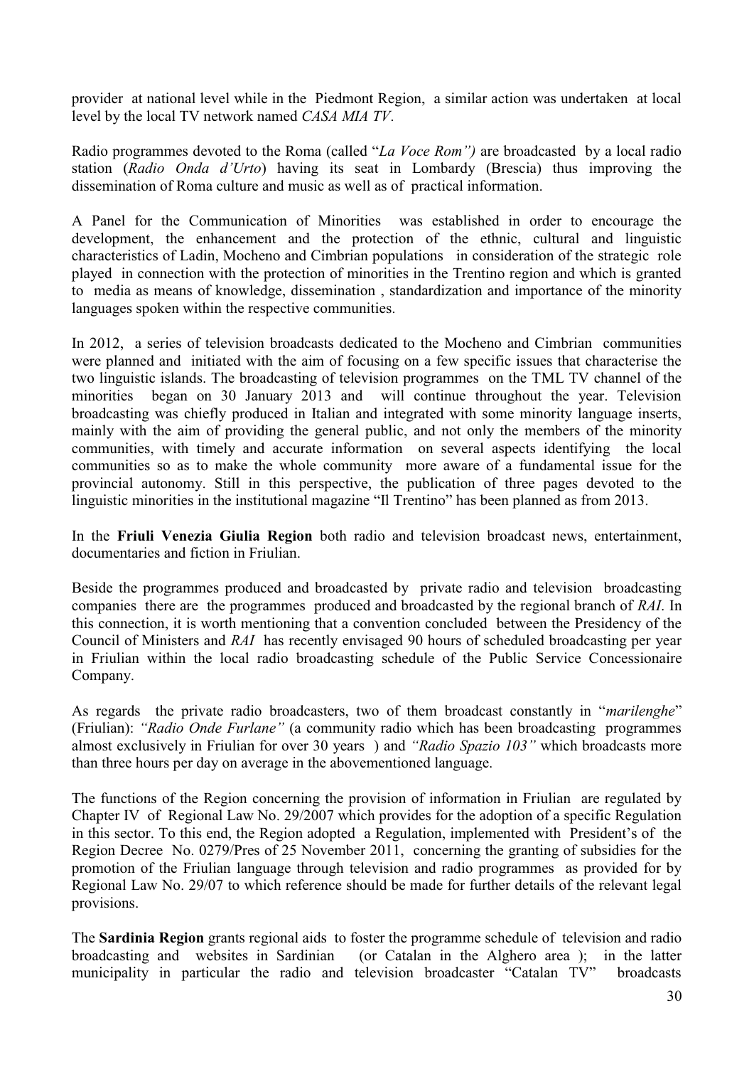provider at national level while in the Piedmont Region, a similar action was undertaken at local level by the local TV network named *CASA MIA TV*.

Radio programmes devoted to the Roma (called "*La Voce Rom")* are broadcasted by a local radio station (*Radio Onda d'Urto*) having its seat in Lombardy (Brescia) thus improving the dissemination of Roma culture and music as well as of practical information.

A Panel for the Communication of Minorities was established in order to encourage the development, the enhancement and the protection of the ethnic, cultural and linguistic characteristics of Ladin, Mocheno and Cimbrian populations in consideration of the strategic role played in connection with the protection of minorities in the Trentino region and which is granted to media as means of knowledge, dissemination , standardization and importance of the minority languages spoken within the respective communities.

In 2012, a series of television broadcasts dedicated to the Mocheno and Cimbrian communities were planned and initiated with the aim of focusing on a few specific issues that characterise the two linguistic islands. The broadcasting of television programmes on the TML TV channel of the minorities began on 30 January 2013 and will continue throughout the year. Television broadcasting was chiefly produced in Italian and integrated with some minority language inserts, mainly with the aim of providing the general public, and not only the members of the minority communities, with timely and accurate information on several aspects identifying the local communities so as to make the whole community more aware of a fundamental issue for the provincial autonomy. Still in this perspective, the publication of three pages devoted to the linguistic minorities in the institutional magazine "Il Trentino" has been planned as from 2013.

In the **Friuli Venezia Giulia Region** both radio and television broadcast news, entertainment, documentaries and fiction in Friulian.

Beside the programmes produced and broadcasted by private radio and television broadcasting companies there are the programmes produced and broadcasted by the regional branch of *RAI*. In this connection, it is worth mentioning that a convention concluded between the Presidency of the Council of Ministers and *RAI* has recently envisaged 90 hours of scheduled broadcasting per year in Friulian within the local radio broadcasting schedule of the Public Service Concessionaire Company.

As regards the private radio broadcasters, two of them broadcast constantly in "*marilenghe*" (Friulian): *"Radio Onde Furlane"* (a community radio which has been broadcasting programmes almost exclusively in Friulian for over 30 years ) and *"Radio Spazio 103"* which broadcasts more than three hours per day on average in the abovementioned language.

The functions of the Region concerning the provision of information in Friulian are regulated by Chapter IV of Regional Law No. 29/2007 which provides for the adoption of a specific Regulation in this sector. To this end, the Region adopted a Regulation, implemented with President's of the Region Decree No. 0279/Pres of 25 November 2011, concerning the granting of subsidies for the promotion of the Friulian language through television and radio programmes as provided for by Regional Law No. 29/07 to which reference should be made for further details of the relevant legal provisions.

The **Sardinia Region** grants regional aids to foster the programme schedule of television and radio broadcasting and websites in Sardinian (or Catalan in the Alghero area ); in the latter municipality in particular the radio and television broadcaster "Catalan TV" broadcasts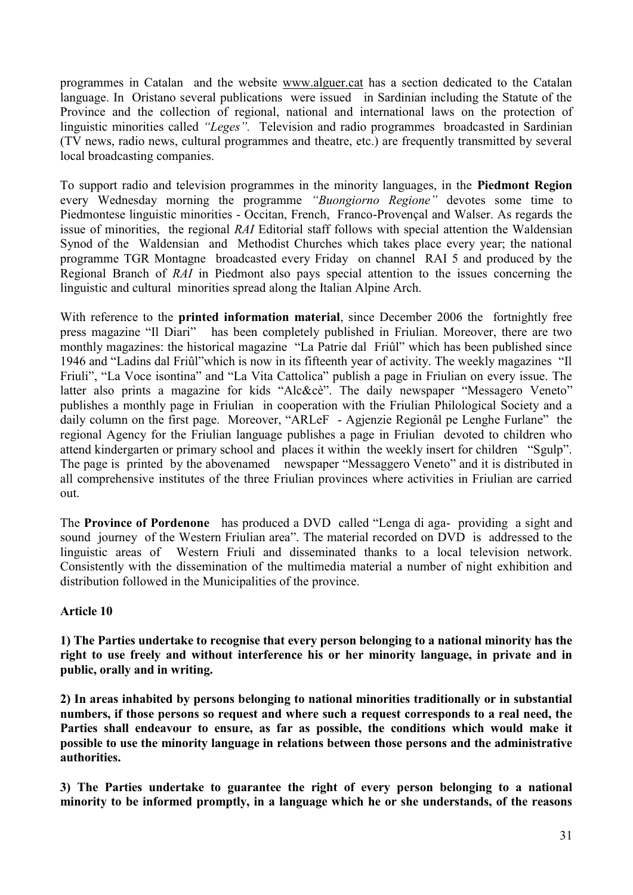programmes in Catalan and the website www.alguer.cat has a section dedicated to the Catalan language. In Oristano several publications were issued in Sardinian including the Statute of the Province and the collection of regional, national and international laws on the protection of linguistic minorities called *"Leges"*. Television and radio programmes broadcasted in Sardinian (TV news, radio news, cultural programmes and theatre, etc.) are frequently transmitted by several local broadcasting companies.

To support radio and television programmes in the minority languages, in the **Piedmont Region** every Wednesday morning the programme *"Buongiorno Regione"* devotes some time to Piedmontese linguistic minorities - Occitan, French, Franco-Provençal and Walser. As regards the issue of minorities, the regional *RAI* Editorial staff follows with special attention the Waldensian Synod of the Waldensian and Methodist Churches which takes place every year; the national programme TGR Montagne broadcasted every Friday on channel RAI 5 and produced by the Regional Branch of *RAI* in Piedmont also pays special attention to the issues concerning the linguistic and cultural minorities spread along the Italian Alpine Arch.

With reference to the **printed information material**, since December 2006 the fortnightly free press magazine "Il Diari" has been completely published in Friulian. Moreover, there are two monthly magazines: the historical magazine "La Patrie dal Friûl" which has been published since 1946 and "Ladins dal Friûl"which is now in its fifteenth year of activity. The weekly magazines "Il Friuli", "La Voce isontina" and "La Vita Cattolica" publish a page in Friulian on every issue. The latter also prints a magazine for kids "Alc&cè". The daily newspaper "Messagero Veneto" publishes a monthly page in Friulian in cooperation with the Friulian Philological Society and a daily column on the first page. Moreover, "ARLeF - Agjenzie Regionâl pe Lenghe Furlane" the regional Agency for the Friulian language publishes a page in Friulian devoted to children who attend kindergarten or primary school and places it within the weekly insert for children "Sgulp". The page is printed by the abovenamed newspaper "Messaggero Veneto" and it is distributed in all comprehensive institutes of the three Friulian provinces where activities in Friulian are carried out.

The **Province of Pordenone** has produced a DVD called "Lenga di aga- providing a sight and sound journey of the Western Friulian area". The material recorded on DVD is addressed to the linguistic areas of Western Friuli and disseminated thanks to a local television network. Consistently with the dissemination of the multimedia material a number of night exhibition and distribution followed in the Municipalities of the province.

**Article 10**

**1) The Parties undertake to recognise that every person belonging to a national minority has the right to use freely and without interference his or her minority language, in private and in public, orally and in writing.**

**2) In areas inhabited by persons belonging to national minorities traditionally or in substantial numbers, if those persons so request and where such a request corresponds to a real need, the Parties shall endeavour to ensure, as far as possible, the conditions which would make it possible to use the minority language in relations between those persons and the administrative authorities.**

**3) The Parties undertake to guarantee the right of every person belonging to a national minority to be informed promptly, in a language which he or she understands, of the reasons**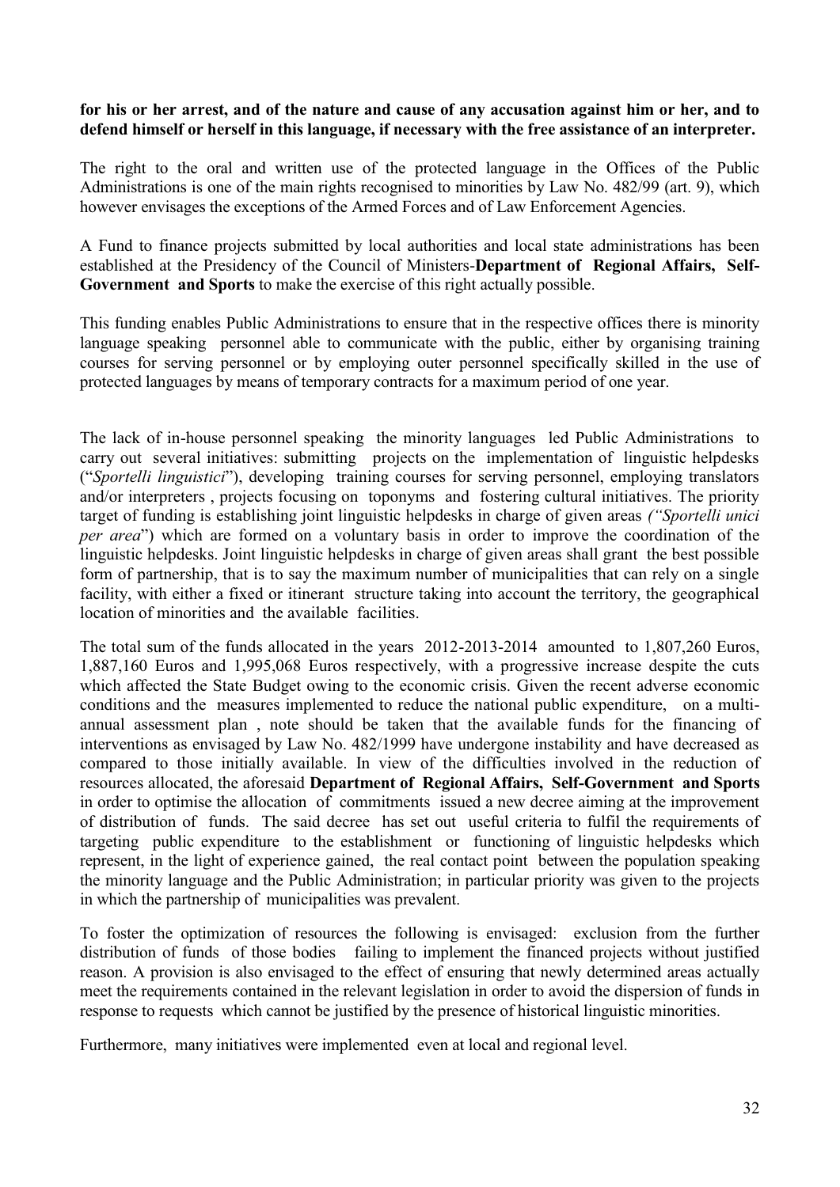**for his or her arrest, and of the nature and cause of any accusation against him or her, and to defend himself or herself in this language, if necessary with the free assistance of an interpreter.**

The right to the oral and written use of the protected language in the Offices of the Public Administrations is one of the main rights recognised to minorities by Law No. 482/99 (art. 9), which however envisages the exceptions of the Armed Forces and of Law Enforcement Agencies.

A Fund to finance projects submitted by local authorities and local state administrations has been established at the Presidency of the Council of Ministers-**Department of Regional Affairs, Self-Government and Sports** to make the exercise of this right actually possible.

This funding enables Public Administrations to ensure that in the respective offices there is minority language speaking personnel able to communicate with the public, either by organising training courses for serving personnel or by employing outer personnel specifically skilled in the use of protected languages by means of temporary contracts for a maximum period of one year.

The lack of in-house personnel speaking the minority languages led Public Administrations to carry out several initiatives: submitting projects on the implementation of linguistic helpdesks ("*Sportelli linguistici*"), developing training courses for serving personnel, employing translators and/or interpreters , projects focusing on toponyms and fostering cultural initiatives. The priority target of funding is establishing joint linguistic helpdesks in charge of given areas *("Sportelli unici per area*") which are formed on a voluntary basis in order to improve the coordination of the linguistic helpdesks. Joint linguistic helpdesks in charge of given areas shall grant the best possible form of partnership, that is to say the maximum number of municipalities that can rely on a single facility, with either a fixed or itinerant structure taking into account the territory, the geographical location of minorities and the available facilities.

The total sum of the funds allocated in the years 2012-2013-2014 amounted to 1,807,260 Euros, 1,887,160 Euros and 1,995,068 Euros respectively, with a progressive increase despite the cuts which affected the State Budget owing to the economic crisis. Given the recent adverse economic conditions and the measures implemented to reduce the national public expenditure, on a multi-annual assessment plan , note should be taken that the available funds for the financing of interventions as envisaged by Law No. 482/1999 have undergone instability and have decreased as compared to those initially available. In view of the difficulties involved in the reduction of resources allocated, the aforesaid **Department of Regional Affairs, Self-Government and Sports** in order to optimise the allocation of commitments issued a new decree aiming at the improvement of distribution of funds. The said decree has set out useful criteria to fulfil the requirements of targeting public expenditure to the establishment or functioning of linguistic helpdesks which represent, in the light of experience gained, the real contact point between the population speaking the minority language and the Public Administration; in particular priority was given to the projects in which the partnership of municipalities was prevalent.

To foster the optimization of resources the following is envisaged: exclusion from the further distribution of funds of those bodies failing to implement the financed projects without justified reason. A provision is also envisaged to the effect of ensuring that newly determined areas actually meet the requirements contained in the relevant legislation in order to avoid the dispersion of funds in response to requests which cannot be justified by the presence of historical linguistic minorities.

Furthermore, many initiatives were implemented even at local and regional level.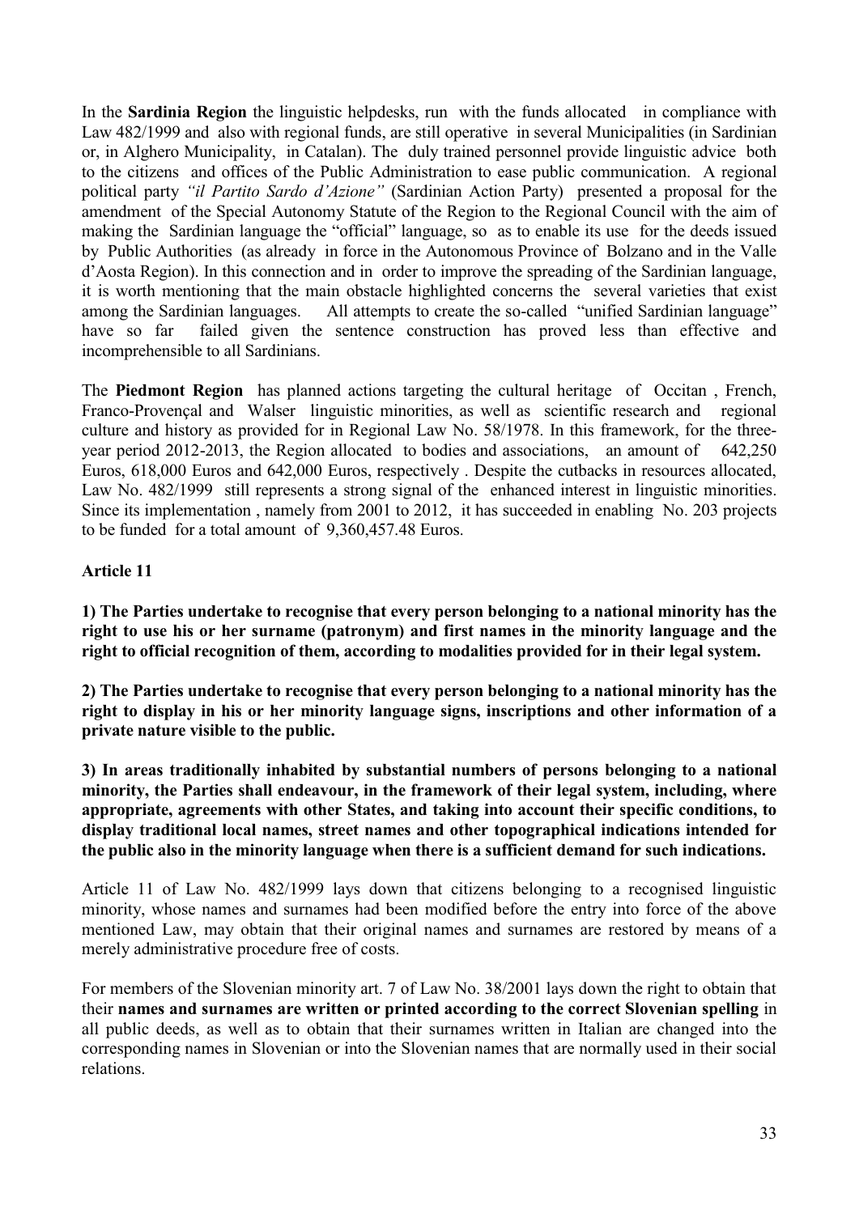In the **Sardinia Region** the linguistic helpdesks, run with the funds allocated in compliance with Law 482/1999 and also with regional funds, are still operative in several Municipalities (in Sardinian or, in Alghero Municipality, in Catalan). The duly trained personnel provide linguistic advice both to the citizens and offices of the Public Administration to ease public communication. A regional political party *"il Partito Sardo d'Azione"* (Sardinian Action Party) presented a proposal for the amendment of the Special Autonomy Statute of the Region to the Regional Council with the aim of making the Sardinian language the "official" language, so as to enable its use for the deeds issued by Public Authorities (as already in force in the Autonomous Province of Bolzano and in the Valle d'Aosta Region). In this connection and in order to improve the spreading of the Sardinian language, it is worth mentioning that the main obstacle highlighted concerns the several varieties that exist among the Sardinian languages. All attempts to create the so-called "unified Sardinian language" have so far failed given the sentence construction has proved less than effective and incomprehensible to all Sardinians.

The **Piedmont Region** has planned actions targeting the cultural heritage of Occitan , French, Franco-Provençal and Walser linguistic minorities, as well as scientific research and regional culture and history as provided for in Regional Law No. 58/1978. In this framework, for the three-year period 2012-2013, the Region allocated to bodies and associations, an amount of 642,250 Euros, 618,000 Euros and 642,000 Euros, respectively . Despite the cutbacks in resources allocated, Law No. 482/1999 still represents a strong signal of the enhanced interest in linguistic minorities. Since its implementation , namely from 2001 to 2012, it has succeeded in enabling No. 203 projects to be funded for a total amount of 9,360,457.48 Euros.

**Article 11**

**1) The Parties undertake to recognise that every person belonging to a national minority has the right to use his or her surname (patronym) and first names in the minority language and the right to official recognition of them, according to modalities provided for in their legal system.**

**2) The Parties undertake to recognise that every person belonging to a national minority has the right to display in his or her minority language signs, inscriptions and other information of a private nature visible to the public.**

**3) In areas traditionally inhabited by substantial numbers of persons belonging to a national minority, the Parties shall endeavour, in the framework of their legal system, including, where appropriate, agreements with other States, and taking into account their specific conditions, to display traditional local names, street names and other topographical indications intended for the public also in the minority language when there is a sufficient demand for such indications.**

Article 11 of Law No. 482/1999 lays down that citizens belonging to a recognised linguistic minority, whose names and surnames had been modified before the entry into force of the above mentioned Law, may obtain that their original names and surnames are restored by means of a merely administrative procedure free of costs.

For members of the Slovenian minority art. 7 of Law No. 38/2001 lays down the right to obtain that their **names and surnames are written or printed according to the correct Slovenian spelling** in all public deeds, as well as to obtain that their surnames written in Italian are changed into the corresponding names in Slovenian or into the Slovenian names that are normally used in their social relations.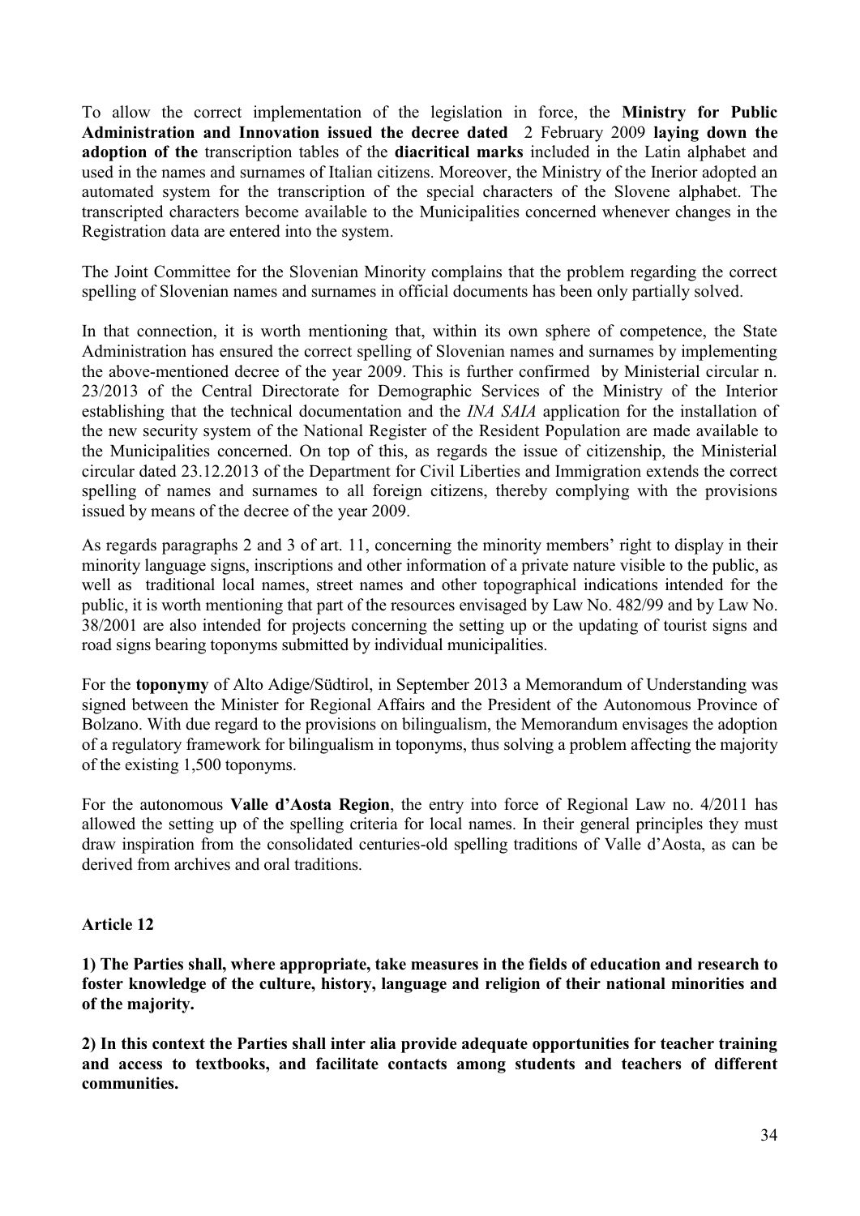To allow the correct implementation of the legislation in force, the **Ministry for Public Administration and Innovation issued the decree dated** 2 February 2009 **laying down the adoption of the** transcription tables of the **diacritical marks** included in the Latin alphabet and used in the names and surnames of Italian citizens. Moreover, the Ministry of the Inerior adopted an automated system for the transcription of the special characters of the Slovene alphabet. The transcripted characters become available to the Municipalities concerned whenever changes in the Registration data are entered into the system.

The Joint Committee for the Slovenian Minority complains that the problem regarding the correct spelling of Slovenian names and surnames in official documents has been only partially solved.

In that connection, it is worth mentioning that, within its own sphere of competence, the State Administration has ensured the correct spelling of Slovenian names and surnames by implementing the above-mentioned decree of the year 2009. This is further confirmed by Ministerial circular n. 23/2013 of the Central Directorate for Demographic Services of the Ministry of the Interior establishing that the technical documentation and the *INA SAIA* application for the installation of the new security system of the National Register of the Resident Population are made available to the Municipalities concerned. On top of this, as regards the issue of citizenship, the Ministerial circular dated 23.12.2013 of the Department for Civil Liberties and Immigration extends the correct spelling of names and surnames to all foreign citizens, thereby complying with the provisions issued by means of the decree of the year 2009.

As regards paragraphs 2 and 3 of art. 11, concerning the minority members' right to display in their minority language signs, inscriptions and other information of a private nature visible to the public, as well as traditional local names, street names and other topographical indications intended for the public, it is worth mentioning that part of the resources envisaged by Law No. 482/99 and by Law No. 38/2001 are also intended for projects concerning the setting up or the updating of tourist signs and road signs bearing toponyms submitted by individual municipalities.

For the **toponymy** of Alto Adige/Südtirol, in September 2013 a Memorandum of Understanding was signed between the Minister for Regional Affairs and the President of the Autonomous Province of Bolzano. With due regard to the provisions on bilingualism, the Memorandum envisages the adoption of a regulatory framework for bilingualism in toponyms, thus solving a problem affecting the majority of the existing 1,500 toponyms.

For the autonomous **Valle d'Aosta Region**, the entry into force of Regional Law no. 4/2011 has allowed the setting up of the spelling criteria for local names. In their general principles they must draw inspiration from the consolidated centuries-old spelling traditions of Valle d'Aosta, as can be derived from archives and oral traditions.

**Article 12**

**1) The Parties shall, where appropriate, take measures in the fields of education and research to foster knowledge of the culture, history, language and religion of their national minorities and of the majority.**

**2) In this context the Parties shall inter alia provide adequate opportunities for teacher training and access to textbooks, and facilitate contacts among students and teachers of different communities.**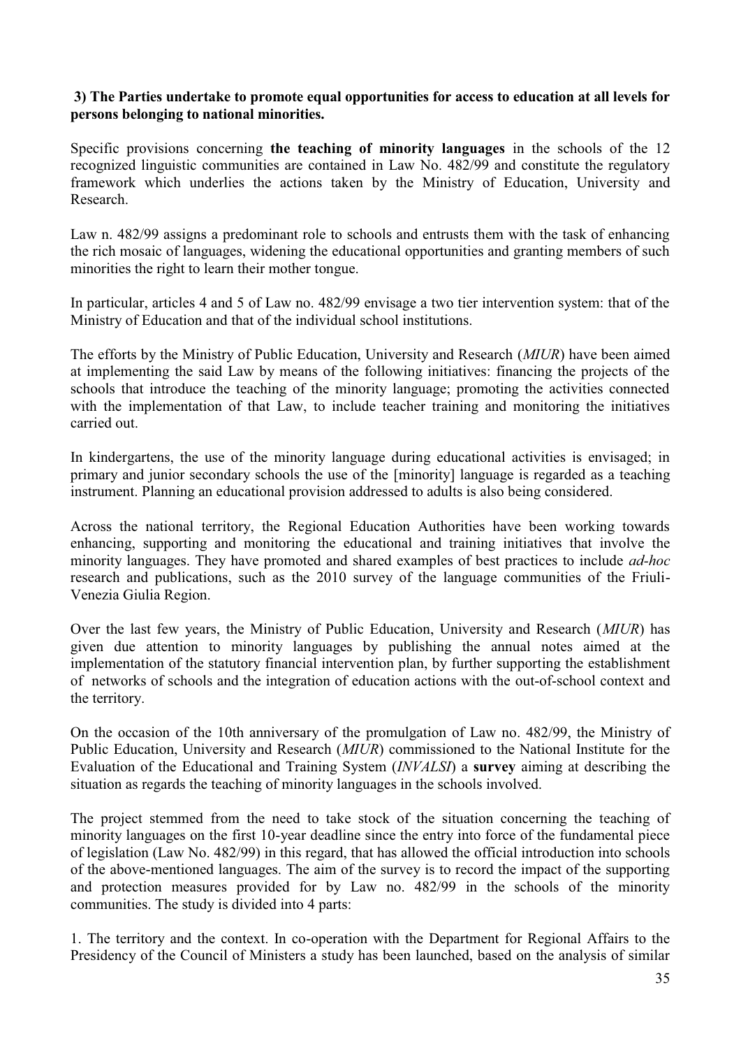**3) The Parties undertake to promote equal opportunities for access to education at all levels for persons belonging to national minorities.**

Specific provisions concerning **the teaching of minority languages** in the schools of the 12 recognized linguistic communities are contained in Law No. 482/99 and constitute the regulatory framework which underlies the actions taken by the Ministry of Education, University and Research.

Law n. 482/99 assigns a predominant role to schools and entrusts them with the task of enhancing the rich mosaic of languages, widening the educational opportunities and granting members of such minorities the right to learn their mother tongue.

In particular, articles 4 and 5 of Law no. 482/99 envisage a two tier intervention system: that of the Ministry of Education and that of the individual school institutions.

The efforts by the Ministry of Public Education, University and Research (*MIUR*) have been aimed at implementing the said Law by means of the following initiatives: financing the projects of the schools that introduce the teaching of the minority language; promoting the activities connected with the implementation of that Law, to include teacher training and monitoring the initiatives carried out.

In kindergartens, the use of the minority language during educational activities is envisaged; in primary and junior secondary schools the use of the [minority] language is regarded as a teaching instrument. Planning an educational provision addressed to adults is also being considered.

Across the national territory, the Regional Education Authorities have been working towards enhancing, supporting and monitoring the educational and training initiatives that involve the minority languages. They have promoted and shared examples of best practices to include *ad-hoc* research and publications, such as the 2010 survey of the language communities of the Friuli-Venezia Giulia Region.

Over the last few years, the Ministry of Public Education, University and Research (*MIUR*) has given due attention to minority languages by publishing the annual notes aimed at the implementation of the statutory financial intervention plan, by further supporting the establishment of networks of schools and the integration of education actions with the out-of-school context and the territory.

On the occasion of the 10th anniversary of the promulgation of Law no. 482/99, the Ministry of Public Education, University and Research (*MIUR*) commissioned to the National Institute for the Evaluation of the Educational and Training System (*INVALSI*) a **survey** aiming at describing the situation as regards the teaching of minority languages in the schools involved.

The project stemmed from the need to take stock of the situation concerning the teaching of minority languages on the first 10-year deadline since the entry into force of the fundamental piece of legislation (Law No. 482/99) in this regard, that has allowed the official introduction into schools of the above-mentioned languages. The aim of the survey is to record the impact of the supporting and protection measures provided for by Law no. 482/99 in the schools of the minority communities. The study is divided into 4 parts:

1. The territory and the context. In co-operation with the Department for Regional Affairs to the Presidency of the Council of Ministers a study has been launched, based on the analysis of similar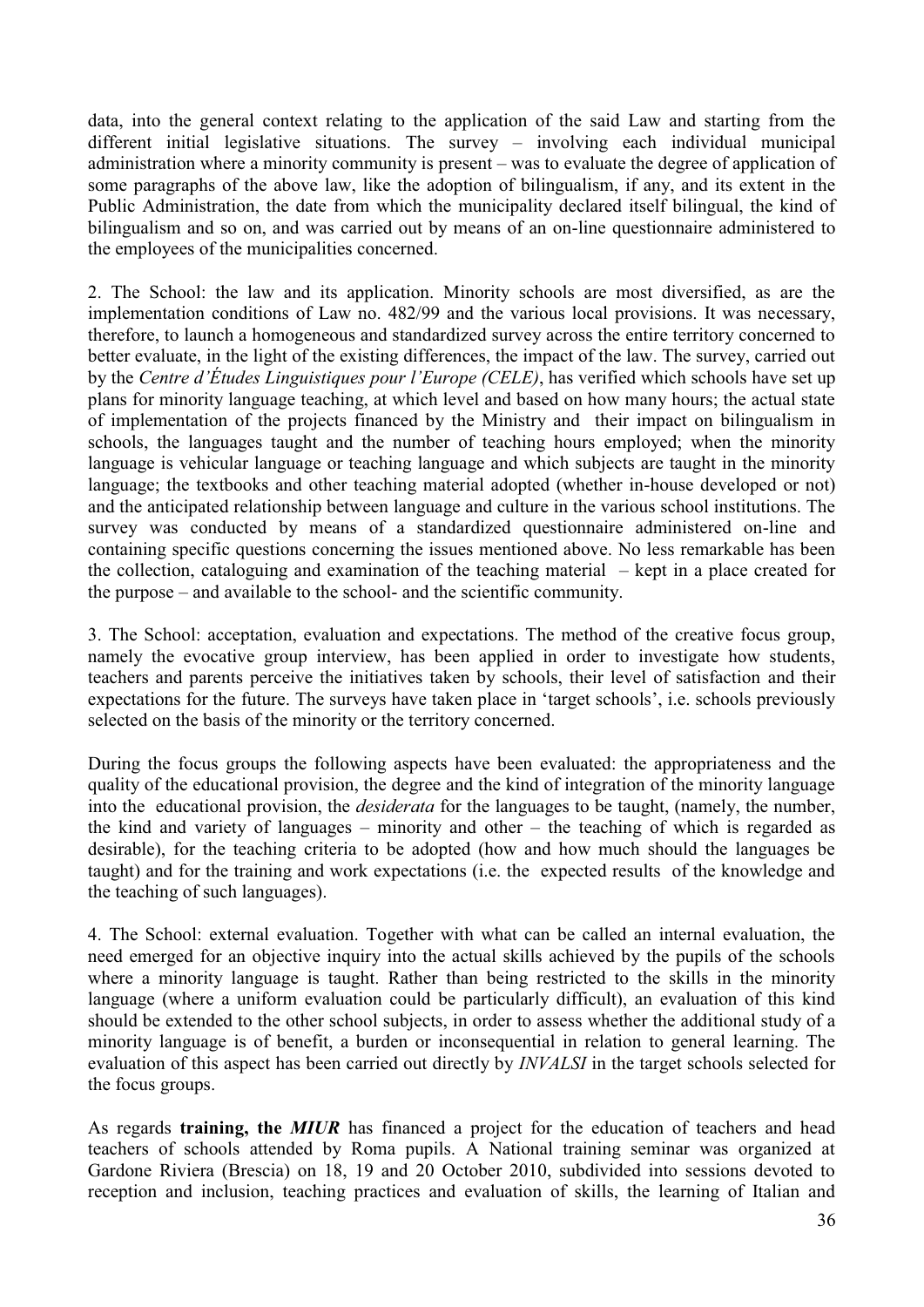data, into the general context relating to the application of the said Law and starting from the different initial legislative situations. The survey – involving each individual municipal administration where a minority community is present – was to evaluate the degree of application of some paragraphs of the above law, like the adoption of bilingualism, if any, and its extent in the Public Administration, the date from which the municipality declared itself bilingual, the kind of bilingualism and so on, and was carried out by means of an on-line questionnaire administered to the employees of the municipalities concerned.

2. The School: the law and its application. Minority schools are most diversified, as are the implementation conditions of Law no. 482/99 and the various local provisions. It was necessary, therefore, to launch a homogeneous and standardized survey across the entire territory concerned to better evaluate, in the light of the existing differences, the impact of the law. The survey, carried out by the *Centre d'Études Linguistiques pour l'Europe (CELE)*, has verified which schools have set up plans for minority language teaching, at which level and based on how many hours; the actual state of implementation of the projects financed by the Ministry and their impact on bilingualism in schools, the languages taught and the number of teaching hours employed; when the minority language is vehicular language or teaching language and which subjects are taught in the minority language; the textbooks and other teaching material adopted (whether in-house developed or not) and the anticipated relationship between language and culture in the various school institutions. The survey was conducted by means of a standardized questionnaire administered on-line and containing specific questions concerning the issues mentioned above. No less remarkable has been the collection, cataloguing and examination of the teaching material – kept in a place created for the purpose – and available to the school- and the scientific community.

3. The School: acceptation, evaluation and expectations. The method of the creative focus group, namely the evocative group interview, has been applied in order to investigate how students, teachers and parents perceive the initiatives taken by schools, their level of satisfaction and their expectations for the future. The surveys have taken place in 'target schools', i.e. schools previously selected on the basis of the minority or the territory concerned.

During the focus groups the following aspects have been evaluated: the appropriateness and the quality of the educational provision, the degree and the kind of integration of the minority language into the educational provision, the *desiderata* for the languages to be taught, (namely, the number, the kind and variety of languages – minority and other – the teaching of which is regarded as desirable), for the teaching criteria to be adopted (how and how much should the languages be taught) and for the training and work expectations (i.e. the expected results of the knowledge and the teaching of such languages).

4. The School: external evaluation. Together with what can be called an internal evaluation, the need emerged for an objective inquiry into the actual skills achieved by the pupils of the schools where a minority language is taught. Rather than being restricted to the skills in the minority language (where a uniform evaluation could be particularly difficult), an evaluation of this kind should be extended to the other school subjects, in order to assess whether the additional study of a minority language is of benefit, a burden or inconsequential in relation to general learning. The evaluation of this aspect has been carried out directly by *INVALSI* in the target schools selected for the focus groups.

As regards **training, the *MIUR*** has financed a project for the education of teachers and head teachers of schools attended by Roma pupils. A National training seminar was organized at Gardone Riviera (Brescia) on 18, 19 and 20 October 2010, subdivided into sessions devoted to reception and inclusion, teaching practices and evaluation of skills, the learning of Italian and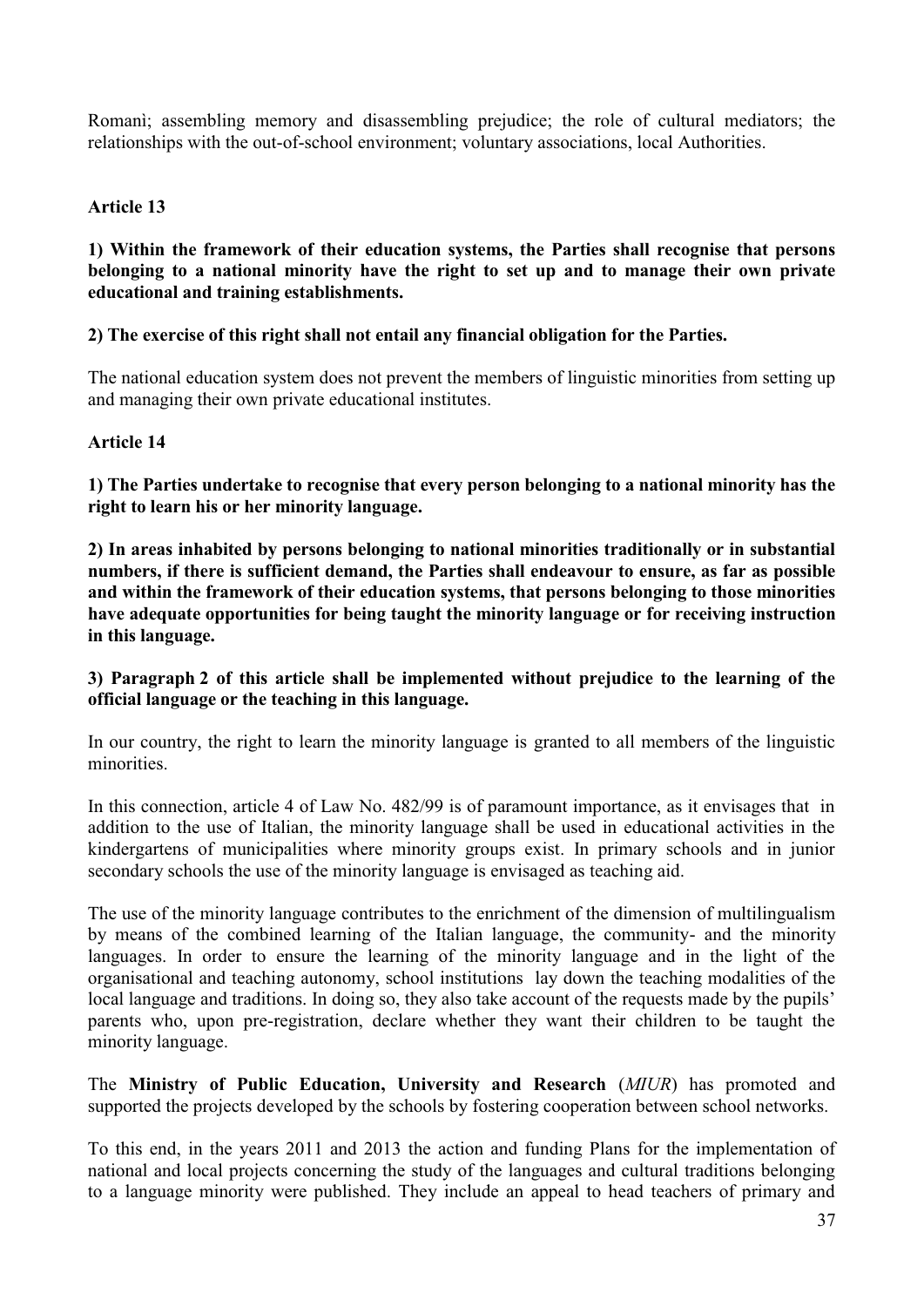Romanì; assembling memory and disassembling prejudice; the role of cultural mediators; the relationships with the out-of-school environment; voluntary associations, local Authorities.

**Article 13**

**1) Within the framework of their education systems, the Parties shall recognise that persons belonging to a national minority have the right to set up and to manage their own private educational and training establishments.**

**2) The exercise of this right shall not entail any financial obligation for the Parties.**

The national education system does not prevent the members of linguistic minorities from setting up and managing their own private educational institutes.

**Article 14**

**1) The Parties undertake to recognise that every person belonging to a national minority has the right to learn his or her minority language.**

**2) In areas inhabited by persons belonging to national minorities traditionally or in substantial numbers, if there is sufficient demand, the Parties shall endeavour to ensure, as far as possible and within the framework of their education systems, that persons belonging to those minorities have adequate opportunities for being taught the minority language or for receiving instruction in this language.**

**3) Paragraph 2 of this article shall be implemented without prejudice to the learning of the official language or the teaching in this language.**

In our country, the right to learn the minority language is granted to all members of the linguistic minorities.

In this connection, article 4 of Law No. 482/99 is of paramount importance, as it envisages that in addition to the use of Italian, the minority language shall be used in educational activities in the kindergartens of municipalities where minority groups exist. In primary schools and in junior secondary schools the use of the minority language is envisaged as teaching aid.

The use of the minority language contributes to the enrichment of the dimension of multilingualism by means of the combined learning of the Italian language, the community- and the minority languages. In order to ensure the learning of the minority language and in the light of the organisational and teaching autonomy, school institutions lay down the teaching modalities of the local language and traditions. In doing so, they also take account of the requests made by the pupils' parents who, upon pre-registration, declare whether they want their children to be taught the minority language.

The **Ministry of Public Education, University and Research** (*MIUR*) has promoted and supported the projects developed by the schools by fostering cooperation between school networks.

To this end, in the years 2011 and 2013 the action and funding Plans for the implementation of national and local projects concerning the study of the languages and cultural traditions belonging to a language minority were published. They include an appeal to head teachers of primary and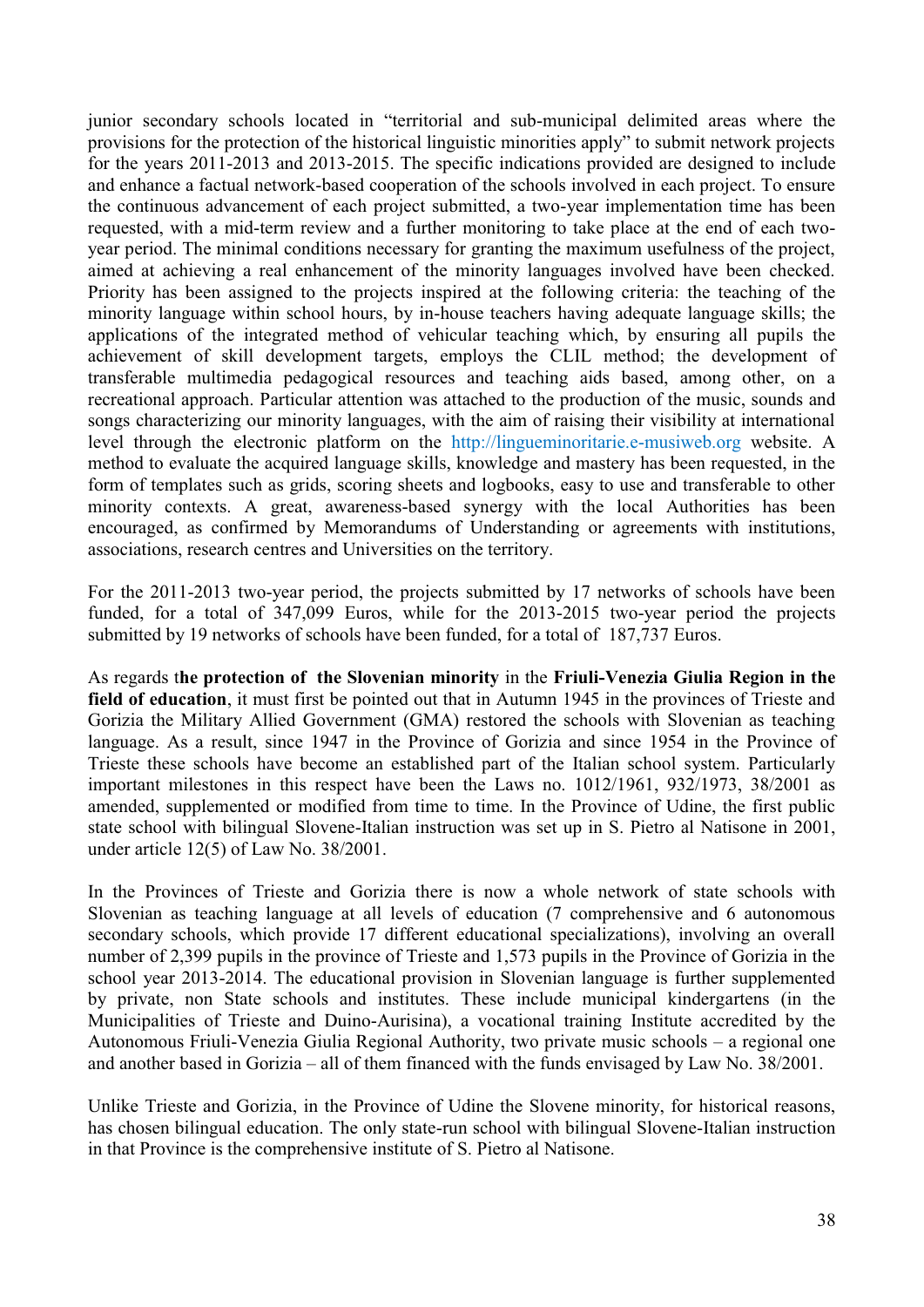junior secondary schools located in "territorial and sub-municipal delimited areas where the provisions for the protection of the historical linguistic minorities apply" to submit network projects for the years 2011-2013 and 2013-2015. The specific indications provided are designed to include and enhance a factual network-based cooperation of the schools involved in each project. To ensure the continuous advancement of each project submitted, a two-year implementation time has been requested, with a mid-term review and a further monitoring to take place at the end of each two-year period. The minimal conditions necessary for granting the maximum usefulness of the project, aimed at achieving a real enhancement of the minority languages involved have been checked. Priority has been assigned to the projects inspired at the following criteria: the teaching of the minority language within school hours, by in-house teachers having adequate language skills; the applications of the integrated method of vehicular teaching which, by ensuring all pupils the achievement of skill development targets, employs the CLIL method; the development of transferable multimedia pedagogical resources and teaching aids based, among other, on a recreational approach. Particular attention was attached to the production of the music, sounds and songs characterizing our minority languages, with the aim of raising their visibility at international level through the electronic platform on the http://lingueminoritarie.e-musiweb.org website. A method to evaluate the acquired language skills, knowledge and mastery has been requested, in the form of templates such as grids, scoring sheets and logbooks, easy to use and transferable to other minority contexts. A great, awareness-based synergy with the local Authorities has been encouraged, as confirmed by Memorandums of Understanding or agreements with institutions, associations, research centres and Universities on the territory.

For the 2011-2013 two-year period, the projects submitted by 17 networks of schools have been funded, for a total of 347,099 Euros, while for the 2013-2015 two-year period the projects submitted by 19 networks of schools have been funded, for a total of 187,737 Euros.

As regards t**he protection of the Slovenian minority** in the **Friuli-Venezia Giulia Region in the field of education**, it must first be pointed out that in Autumn 1945 in the provinces of Trieste and Gorizia the Military Allied Government (GMA) restored the schools with Slovenian as teaching language. As a result, since 1947 in the Province of Gorizia and since 1954 in the Province of Trieste these schools have become an established part of the Italian school system. Particularly important milestones in this respect have been the Laws no. 1012/1961, 932/1973, 38/2001 as amended, supplemented or modified from time to time. In the Province of Udine, the first public state school with bilingual Slovene-Italian instruction was set up in S. Pietro al Natisone in 2001, under article 12(5) of Law No. 38/2001.

In the Provinces of Trieste and Gorizia there is now a whole network of state schools with Slovenian as teaching language at all levels of education (7 comprehensive and 6 autonomous secondary schools, which provide 17 different educational specializations), involving an overall number of 2,399 pupils in the province of Trieste and 1,573 pupils in the Province of Gorizia in the school year 2013-2014. The educational provision in Slovenian language is further supplemented by private, non State schools and institutes. These include municipal kindergartens (in the Municipalities of Trieste and Duino-Aurisina), a vocational training Institute accredited by the Autonomous Friuli-Venezia Giulia Regional Authority, two private music schools – a regional one and another based in Gorizia – all of them financed with the funds envisaged by Law No. 38/2001.

Unlike Trieste and Gorizia, in the Province of Udine the Slovene minority, for historical reasons, has chosen bilingual education. The only state-run school with bilingual Slovene-Italian instruction in that Province is the comprehensive institute of S. Pietro al Natisone.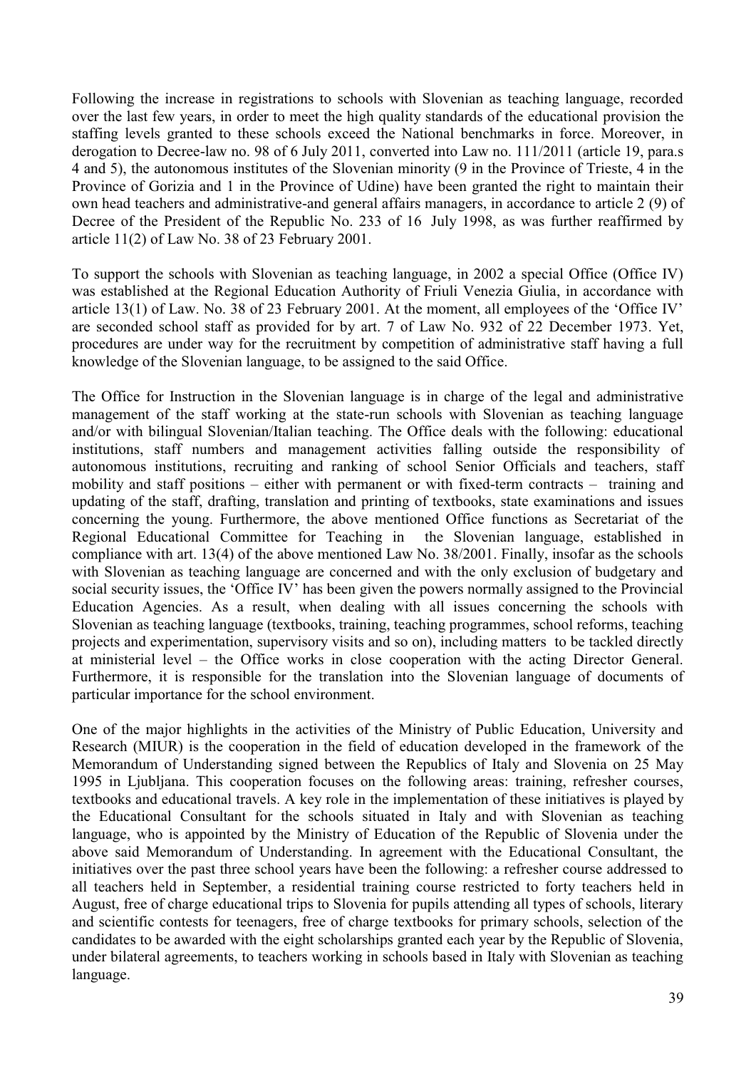Following the increase in registrations to schools with Slovenian as teaching language, recorded over the last few years, in order to meet the high quality standards of the educational provision the staffing levels granted to these schools exceed the National benchmarks in force. Moreover, in derogation to Decree-law no. 98 of 6 July 2011, converted into Law no. 111/2011 (article 19, para.s 4 and 5), the autonomous institutes of the Slovenian minority (9 in the Province of Trieste, 4 in the Province of Gorizia and 1 in the Province of Udine) have been granted the right to maintain their own head teachers and administrative-and general affairs managers, in accordance to article 2 (9) of Decree of the President of the Republic No. 233 of 16 July 1998, as was further reaffirmed by article 11(2) of Law No. 38 of 23 February 2001.

To support the schools with Slovenian as teaching language, in 2002 a special Office (Office IV) was established at the Regional Education Authority of Friuli Venezia Giulia, in accordance with article 13(1) of Law. No. 38 of 23 February 2001. At the moment, all employees of the 'Office IV' are seconded school staff as provided for by art. 7 of Law No. 932 of 22 December 1973. Yet, procedures are under way for the recruitment by competition of administrative staff having a full knowledge of the Slovenian language, to be assigned to the said Office.

The Office for Instruction in the Slovenian language is in charge of the legal and administrative management of the staff working at the state-run schools with Slovenian as teaching language and/or with bilingual Slovenian/Italian teaching. The Office deals with the following: educational institutions, staff numbers and management activities falling outside the responsibility of autonomous institutions, recruiting and ranking of school Senior Officials and teachers, staff mobility and staff positions – either with permanent or with fixed-term contracts – training and updating of the staff, drafting, translation and printing of textbooks, state examinations and issues concerning the young. Furthermore, the above mentioned Office functions as Secretariat of the Regional Educational Committee for Teaching in the Slovenian language, established in compliance with art. 13(4) of the above mentioned Law No. 38/2001. Finally, insofar as the schools with Slovenian as teaching language are concerned and with the only exclusion of budgetary and social security issues, the 'Office IV' has been given the powers normally assigned to the Provincial Education Agencies. As a result, when dealing with all issues concerning the schools with Slovenian as teaching language (textbooks, training, teaching programmes, school reforms, teaching projects and experimentation, supervisory visits and so on), including matters to be tackled directly at ministerial level – the Office works in close cooperation with the acting Director General. Furthermore, it is responsible for the translation into the Slovenian language of documents of particular importance for the school environment.

One of the major highlights in the activities of the Ministry of Public Education, University and Research (MIUR) is the cooperation in the field of education developed in the framework of the Memorandum of Understanding signed between the Republics of Italy and Slovenia on 25 May 1995 in Ljubljana. This cooperation focuses on the following areas: training, refresher courses, textbooks and educational travels. A key role in the implementation of these initiatives is played by the Educational Consultant for the schools situated in Italy and with Slovenian as teaching language, who is appointed by the Ministry of Education of the Republic of Slovenia under the above said Memorandum of Understanding. In agreement with the Educational Consultant, the initiatives over the past three school years have been the following: a refresher course addressed to all teachers held in September, a residential training course restricted to forty teachers held in August, free of charge educational trips to Slovenia for pupils attending all types of schools, literary and scientific contests for teenagers, free of charge textbooks for primary schools, selection of the candidates to be awarded with the eight scholarships granted each year by the Republic of Slovenia, under bilateral agreements, to teachers working in schools based in Italy with Slovenian as teaching language.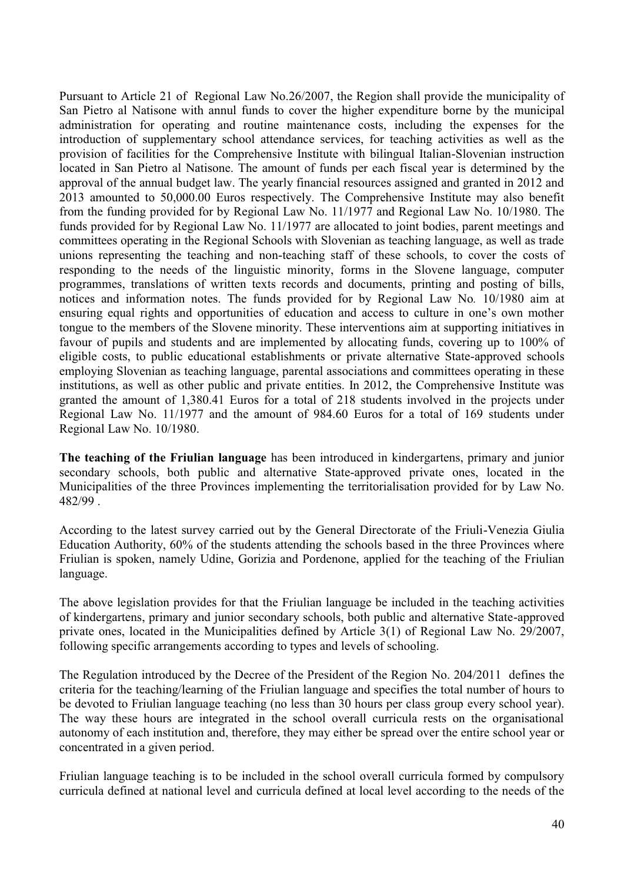Pursuant to Article 21 of Regional Law No.26/2007, the Region shall provide the municipality of San Pietro al Natisone with annul funds to cover the higher expenditure borne by the municipal administration for operating and routine maintenance costs, including the expenses for the introduction of supplementary school attendance services, for teaching activities as well as the provision of facilities for the Comprehensive Institute with bilingual Italian-Slovenian instruction located in San Pietro al Natisone. The amount of funds per each fiscal year is determined by the approval of the annual budget law. The yearly financial resources assigned and granted in 2012 and 2013 amounted to 50,000.00 Euros respectively. The Comprehensive Institute may also benefit from the funding provided for by Regional Law No. 11/1977 and Regional Law No. 10/1980. The funds provided for by Regional Law No. 11/1977 are allocated to joint bodies, parent meetings and committees operating in the Regional Schools with Slovenian as teaching language, as well as trade unions representing the teaching and non-teaching staff of these schools, to cover the costs of responding to the needs of the linguistic minority, forms in the Slovene language, computer programmes, translations of written texts records and documents, printing and posting of bills, notices and information notes. The funds provided for by Regional Law No. 10/1980 aim at ensuring equal rights and opportunities of education and access to culture in one's own mother tongue to the members of the Slovene minority. These interventions aim at supporting initiatives in favour of pupils and students and are implemented by allocating funds, covering up to 100% of eligible costs, to public educational establishments or private alternative State-approved schools employing Slovenian as teaching language, parental associations and committees operating in these institutions, as well as other public and private entities. In 2012, the Comprehensive Institute was granted the amount of 1,380.41 Euros for a total of 218 students involved in the projects under Regional Law No. 11/1977 and the amount of 984.60 Euros for a total of 169 students under Regional Law No. 10/1980.

**The teaching of the Friulian language** has been introduced in kindergartens, primary and junior secondary schools, both public and alternative State-approved private ones, located in the Municipalities of the three Provinces implementing the territorialisation provided for by Law No. 482/99 .

According to the latest survey carried out by the General Directorate of the Friuli-Venezia Giulia Education Authority, 60% of the students attending the schools based in the three Provinces where Friulian is spoken, namely Udine, Gorizia and Pordenone, applied for the teaching of the Friulian language.

The above legislation provides for that the Friulian language be included in the teaching activities of kindergartens, primary and junior secondary schools, both public and alternative State-approved private ones, located in the Municipalities defined by Article 3(1) of Regional Law No. 29/2007, following specific arrangements according to types and levels of schooling.

The Regulation introduced by the Decree of the President of the Region No. 204/2011 defines the criteria for the teaching/learning of the Friulian language and specifies the total number of hours to be devoted to Friulian language teaching (no less than 30 hours per class group every school year). The way these hours are integrated in the school overall curricula rests on the organisational autonomy of each institution and, therefore, they may either be spread over the entire school year or concentrated in a given period.

Friulian language teaching is to be included in the school overall curricula formed by compulsory curricula defined at national level and curricula defined at local level according to the needs of the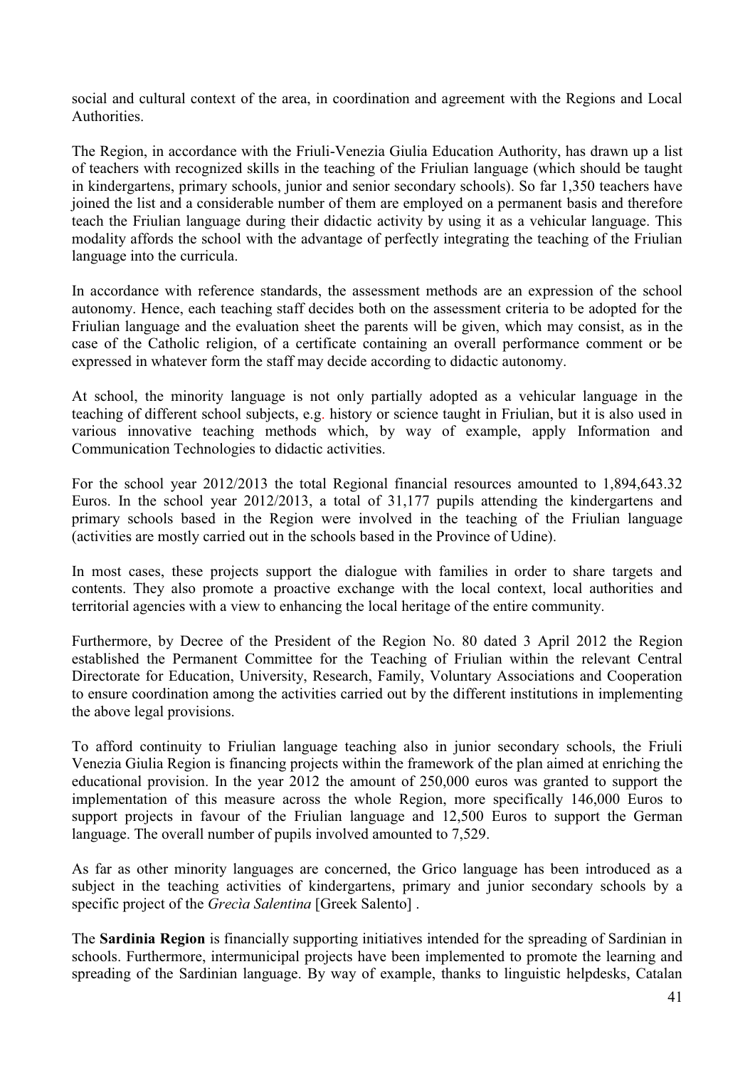social and cultural context of the area, in coordination and agreement with the Regions and Local Authorities.

The Region, in accordance with the Friuli-Venezia Giulia Education Authority, has drawn up a list of teachers with recognized skills in the teaching of the Friulian language (which should be taught in kindergartens, primary schools, junior and senior secondary schools). So far 1,350 teachers have joined the list and a considerable number of them are employed on a permanent basis and therefore teach the Friulian language during their didactic activity by using it as a vehicular language. This modality affords the school with the advantage of perfectly integrating the teaching of the Friulian language into the curricula.

In accordance with reference standards, the assessment methods are an expression of the school autonomy. Hence, each teaching staff decides both on the assessment criteria to be adopted for the Friulian language and the evaluation sheet the parents will be given, which may consist, as in the case of the Catholic religion, of a certificate containing an overall performance comment or be expressed in whatever form the staff may decide according to didactic autonomy.

At school, the minority language is not only partially adopted as a vehicular language in the teaching of different school subjects, e.g. history or science taught in Friulian, but it is also used in various innovative teaching methods which, by way of example, apply Information and Communication Technologies to didactic activities.

For the school year 2012/2013 the total Regional financial resources amounted to 1,894,643.32 Euros. In the school year 2012/2013, a total of 31,177 pupils attending the kindergartens and primary schools based in the Region were involved in the teaching of the Friulian language (activities are mostly carried out in the schools based in the Province of Udine).

In most cases, these projects support the dialogue with families in order to share targets and contents. They also promote a proactive exchange with the local context, local authorities and territorial agencies with a view to enhancing the local heritage of the entire community.

Furthermore, by Decree of the President of the Region No. 80 dated 3 April 2012 the Region established the Permanent Committee for the Teaching of Friulian within the relevant Central Directorate for Education, University, Research, Family, Voluntary Associations and Cooperation to ensure coordination among the activities carried out by the different institutions in implementing the above legal provisions.

To afford continuity to Friulian language teaching also in junior secondary schools, the Friuli Venezia Giulia Region is financing projects within the framework of the plan aimed at enriching the educational provision. In the year 2012 the amount of 250,000 euros was granted to support the implementation of this measure across the whole Region, more specifically 146,000 Euros to support projects in favour of the Friulian language and 12,500 Euros to support the German language. The overall number of pupils involved amounted to 7,529.

As far as other minority languages are concerned, the Grico language has been introduced as a subject in the teaching activities of kindergartens, primary and junior secondary schools by a specific project of the *Grecìa Salentina* [Greek Salento] .

The **Sardinia Region** is financially supporting initiatives intended for the spreading of Sardinian in schools. Furthermore, intermunicipal projects have been implemented to promote the learning and spreading of the Sardinian language. By way of example, thanks to linguistic helpdesks, Catalan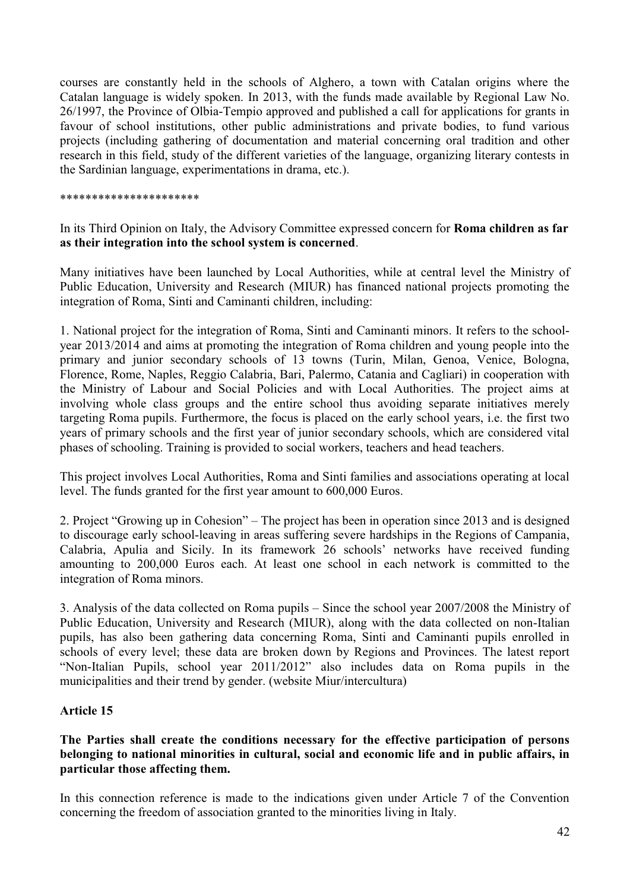courses are constantly held in the schools of Alghero, a town with Catalan origins where the Catalan language is widely spoken. In 2013, with the funds made available by Regional Law No. 26/1997, the Province of Olbia-Tempio approved and published a call for applications for grants in favour of school institutions, other public administrations and private bodies, to fund various projects (including gathering of documentation and material concerning oral tradition and other research in this field, study of the different varieties of the language, organizing literary contests in the Sardinian language, experimentations in drama, etc.).

*********************

In its Third Opinion on Italy, the Advisory Committee expressed concern for **Roma children as far as their integration into the school system is concerned**.

Many initiatives have been launched by Local Authorities, while at central level the Ministry of Public Education, University and Research (MIUR) has financed national projects promoting the integration of Roma, Sinti and Caminanti children, including:

1. National project for the integration of Roma, Sinti and Caminanti minors. It refers to the school-year 2013/2014 and aims at promoting the integration of Roma children and young people into the primary and junior secondary schools of 13 towns (Turin, Milan, Genoa, Venice, Bologna, Florence, Rome, Naples, Reggio Calabria, Bari, Palermo, Catania and Cagliari) in cooperation with the Ministry of Labour and Social Policies and with Local Authorities. The project aims at involving whole class groups and the entire school thus avoiding separate initiatives merely targeting Roma pupils. Furthermore, the focus is placed on the early school years, i.e. the first two years of primary schools and the first year of junior secondary schools, which are considered vital phases of schooling. Training is provided to social workers, teachers and head teachers.

This project involves Local Authorities, Roma and Sinti families and associations operating at local level. The funds granted for the first year amount to 600,000 Euros.

2. Project "Growing up in Cohesion" – The project has been in operation since 2013 and is designed to discourage early school-leaving in areas suffering severe hardships in the Regions of Campania, Calabria, Apulia and Sicily. In its framework 26 schools' networks have received funding amounting to 200,000 Euros each. At least one school in each network is committed to the integration of Roma minors.

3. Analysis of the data collected on Roma pupils – Since the school year 2007/2008 the Ministry of Public Education, University and Research (MIUR), along with the data collected on non-Italian pupils, has also been gathering data concerning Roma, Sinti and Caminanti pupils enrolled in schools of every level; these data are broken down by Regions and Provinces. The latest report "Non-Italian Pupils, school year 2011/2012" also includes data on Roma pupils in the municipalities and their trend by gender. (website Miur/intercultura)

## Article 15

**The Parties shall create the conditions necessary for the effective participation of persons belonging to national minorities in cultural, social and economic life and in public affairs, in particular those affecting them.**

In this connection reference is made to the indications given under Article 7 of the Convention concerning the freedom of association granted to the minorities living in Italy.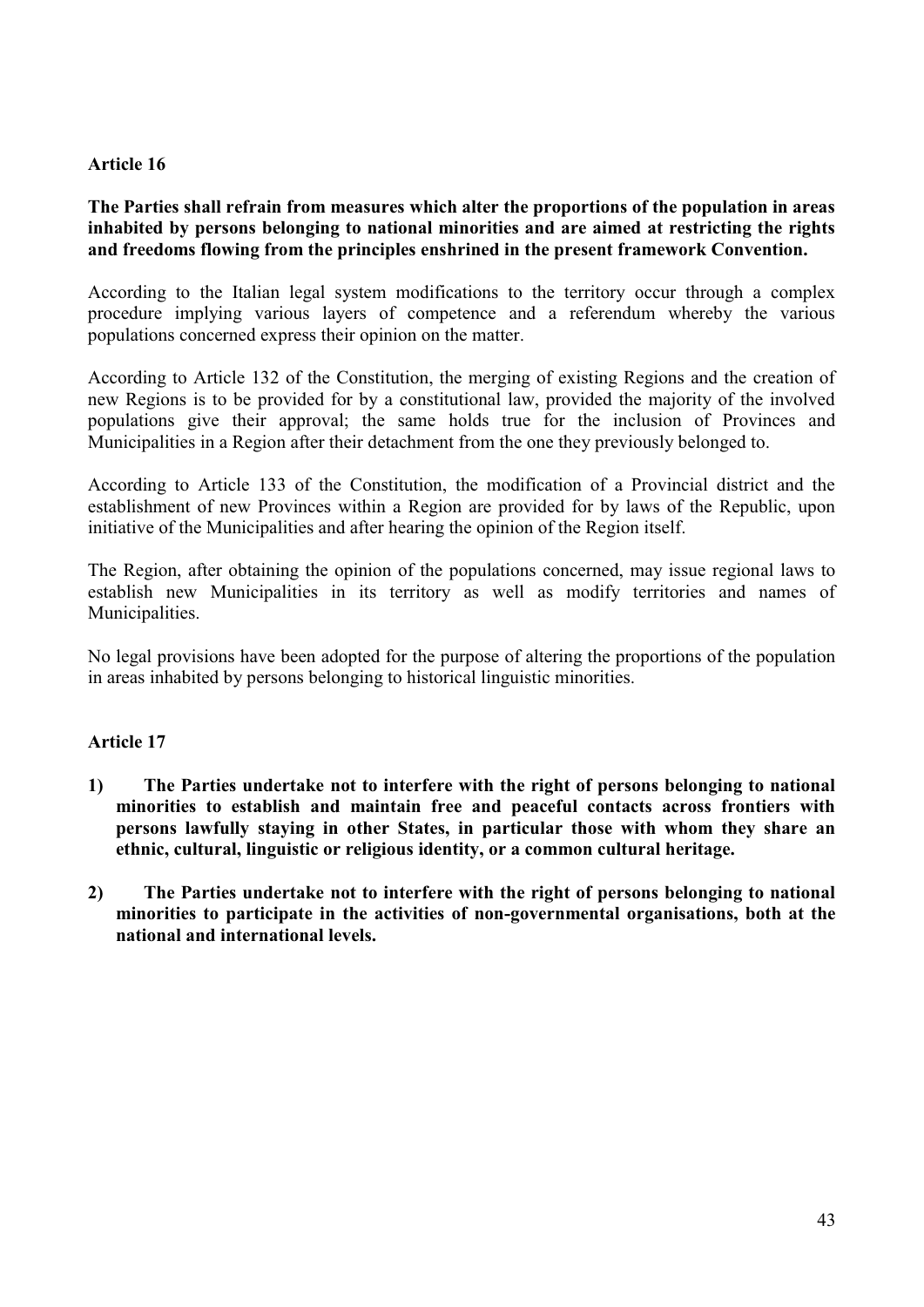## Article 16

**The Parties shall refrain from measures which alter the proportions of the population in areas inhabited by persons belonging to national minorities and are aimed at restricting the rights and freedoms flowing from the principles enshrined in the present framework Convention.**

According to the Italian legal system modifications to the territory occur through a complex procedure implying various layers of competence and a referendum whereby the various populations concerned express their opinion on the matter.

According to Article 132 of the Constitution, the merging of existing Regions and the creation of new Regions is to be provided for by a constitutional law, provided the majority of the involved populations give their approval; the same holds true for the inclusion of Provinces and Municipalities in a Region after their detachment from the one they previously belonged to.

According to Article 133 of the Constitution, the modification of a Provincial district and the establishment of new Provinces within a Region are provided for by laws of the Republic, upon initiative of the Municipalities and after hearing the opinion of the Region itself.

The Region, after obtaining the opinion of the populations concerned, may issue regional laws to establish new Municipalities in its territory as well as modify territories and names of Municipalities.

No legal provisions have been adopted for the purpose of altering the proportions of the population in areas inhabited by persons belonging to historical linguistic minorities.

## Article 17

1) **The Parties undertake not to interfere with the right of persons belonging to national minorities to establish and maintain free and peaceful contacts across frontiers with persons lawfully staying in other States, in particular those with whom they share an ethnic, cultural, linguistic or religious identity, or a common cultural heritage.**

2) **The Parties undertake not to interfere with the right of persons belonging to national minorities to participate in the activities of non-governmental organisations, both at the national and international levels.**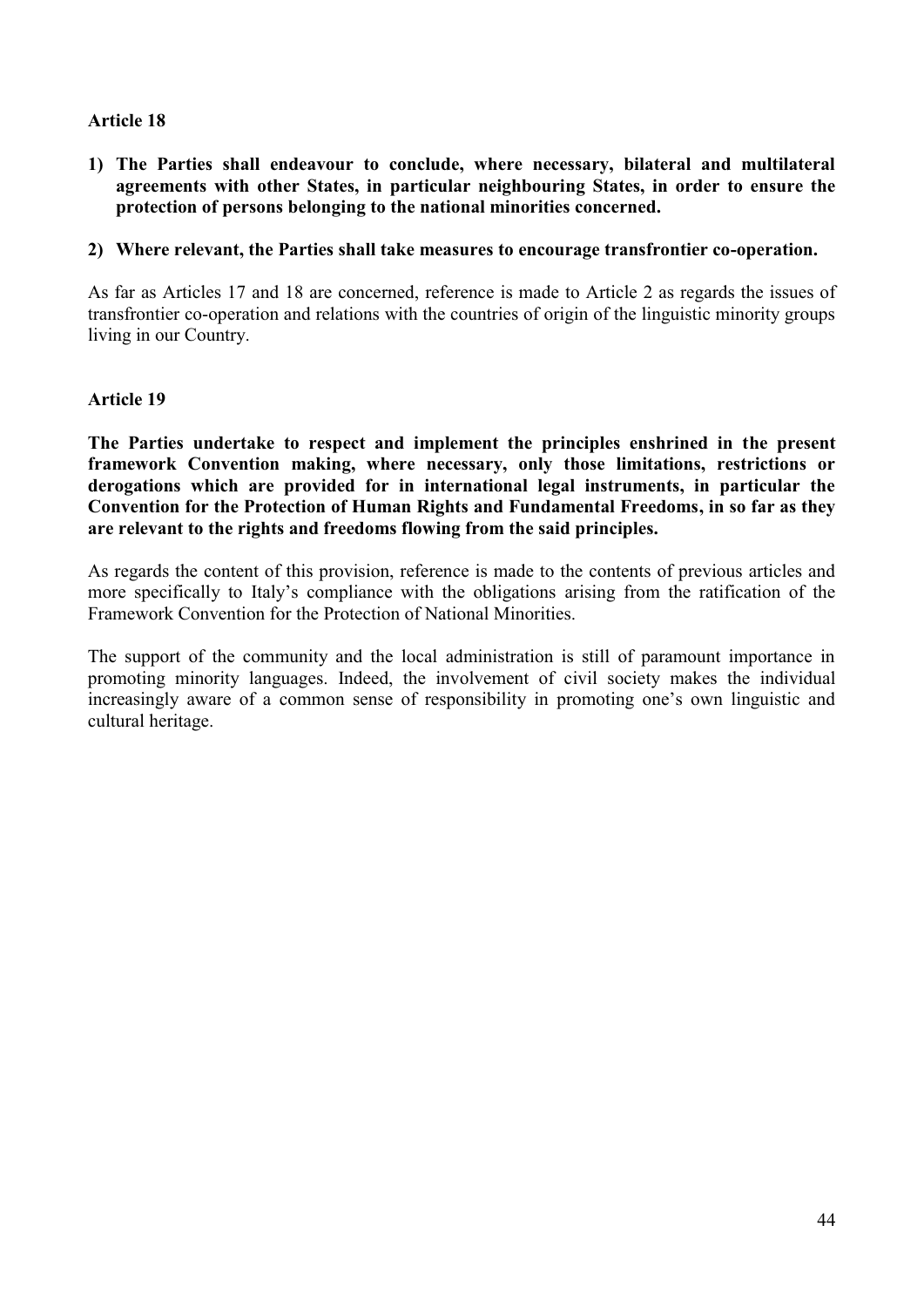**Article 18**

1) **The Parties shall endeavour to conclude, where necessary, bilateral and multilateral agreements with other States, in particular neighbouring States, in order to ensure the protection of persons belonging to the national minorities concerned.**

2) **Where relevant, the Parties shall take measures to encourage transfrontier co-operation.**

As far as Articles 17 and 18 are concerned, reference is made to Article 2 as regards the issues of transfrontier co-operation and relations with the countries of origin of the linguistic minority groups living in our Country.

**Article 19**

**The Parties undertake to respect and implement the principles enshrined in the present framework Convention making, where necessary, only those limitations, restrictions or derogations which are provided for in international legal instruments, in particular the Convention for the Protection of Human Rights and Fundamental Freedoms, in so far as they are relevant to the rights and freedoms flowing from the said principles.**

As regards the content of this provision, reference is made to the contents of previous articles and more specifically to Italy's compliance with the obligations arising from the ratification of the Framework Convention for the Protection of National Minorities.

The support of the community and the local administration is still of paramount importance in promoting minority languages. Indeed, the involvement of civil society makes the individual increasingly aware of a common sense of responsibility in promoting one's own linguistic and cultural heritage.